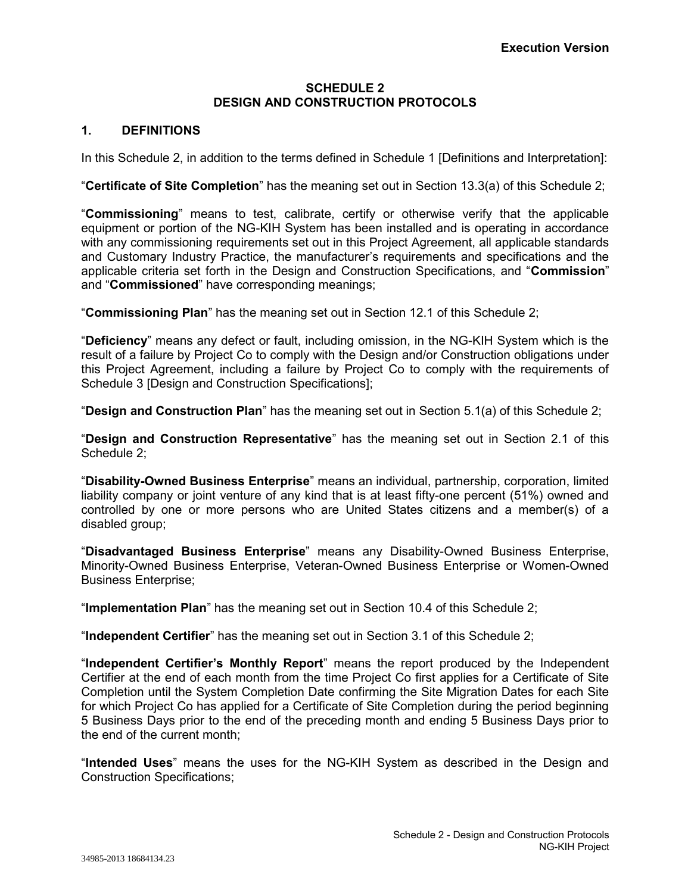# SCHEDULE 2
# DESIGN AND CONSTRUCTION PROTOCOLS

## 1. DEFINITIONS

In this Schedule 2, in addition to the terms defined in Schedule 1 [Definitions and Interpretation]:

"**Certificate of Site Completion**" has the meaning set out in Section 13.3(a) of this Schedule 2;

"**Commissioning**" means to test, calibrate, certify or otherwise verify that the applicable equipment or portion of the NG-KIH System has been installed and is operating in accordance with any commissioning requirements set out in this Project Agreement, all applicable standards and Customary Industry Practice, the manufacturer's requirements and specifications and the applicable criteria set forth in the Design and Construction Specifications, and "**Commission**" and "**Commissioned**" have corresponding meanings;

"**Commissioning Plan**" has the meaning set out in Section 12.1 of this Schedule 2;

"**Deficiency**" means any defect or fault, including omission, in the NG-KIH System which is the result of a failure by Project Co to comply with the Design and/or Construction obligations under this Project Agreement, including a failure by Project Co to comply with the requirements of Schedule 3 [Design and Construction Specifications];

"**Design and Construction Plan**" has the meaning set out in Section 5.1(a) of this Schedule 2;

"**Design and Construction Representative**" has the meaning set out in Section 2.1 of this Schedule 2;

"**Disability-Owned Business Enterprise**" means an individual, partnership, corporation, limited liability company or joint venture of any kind that is at least fifty-one percent (51%) owned and controlled by one or more persons who are United States citizens and a member(s) of a disabled group;

"**Disadvantaged Business Enterprise**" means any Disability-Owned Business Enterprise, Minority-Owned Business Enterprise, Veteran-Owned Business Enterprise or Women-Owned Business Enterprise;

"**Implementation Plan**" has the meaning set out in Section 10.4 of this Schedule 2;

"**Independent Certifier**" has the meaning set out in Section 3.1 of this Schedule 2;

"**Independent Certifier's Monthly Report**" means the report produced by the Independent Certifier at the end of each month from the time Project Co first applies for a Certificate of Site Completion until the System Completion Date confirming the Site Migration Dates for each Site for which Project Co has applied for a Certificate of Site Completion during the period beginning 5 Business Days prior to the end of the preceding month and ending 5 Business Days prior to the end of the current month;

"**Intended Uses**" means the uses for the NG-KIH System as described in the Design and Construction Specifications;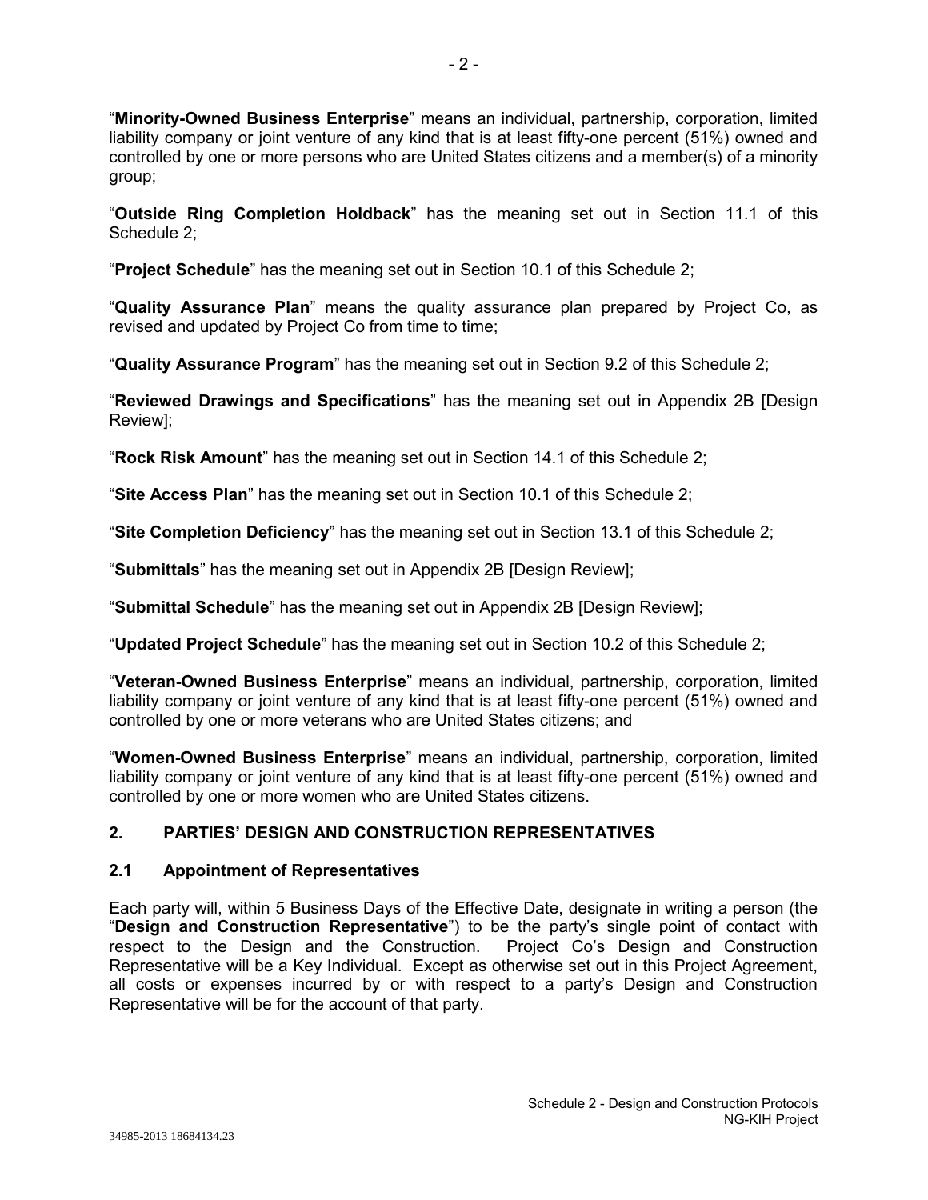"**Minority-Owned Business Enterprise**" means an individual, partnership, corporation, limited liability company or joint venture of any kind that is at least fifty-one percent (51%) owned and controlled by one or more persons who are United States citizens and a member(s) of a minority group;

"**Outside Ring Completion Holdback**" has the meaning set out in Section 11.1 of this Schedule 2;

"**Project Schedule**" has the meaning set out in Section 10.1 of this Schedule 2;

"**Quality Assurance Plan**" means the quality assurance plan prepared by Project Co, as revised and updated by Project Co from time to time;

"**Quality Assurance Program**" has the meaning set out in Section 9.2 of this Schedule 2;

"**Reviewed Drawings and Specifications**" has the meaning set out in Appendix 2B [Design Review];

"**Rock Risk Amount**" has the meaning set out in Section 14.1 of this Schedule 2;

"**Site Access Plan**" has the meaning set out in Section 10.1 of this Schedule 2;

"**Site Completion Deficiency**" has the meaning set out in Section 13.1 of this Schedule 2;

"**Submittals**" has the meaning set out in Appendix 2B [Design Review];

"**Submittal Schedule**" has the meaning set out in Appendix 2B [Design Review];

"**Updated Project Schedule**" has the meaning set out in Section 10.2 of this Schedule 2;

"**Veteran-Owned Business Enterprise**" means an individual, partnership, corporation, limited liability company or joint venture of any kind that is at least fifty-one percent (51%) owned and controlled by one or more veterans who are United States citizens; and

"**Women-Owned Business Enterprise**" means an individual, partnership, corporation, limited liability company or joint venture of any kind that is at least fifty-one percent (51%) owned and controlled by one or more women who are United States citizens.

## 2. PARTIES' DESIGN AND CONSTRUCTION REPRESENTATIVES

### 2.1 Appointment of Representatives

Each party will, within 5 Business Days of the Effective Date, designate in writing a person (the "**Design and Construction Representative**") to be the party's single point of contact with respect to the Design and the Construction. Project Co's Design and Construction Representative will be a Key Individual. Except as otherwise set out in this Project Agreement, all costs or expenses incurred by or with respect to a party's Design and Construction Representative will be for the account of that party.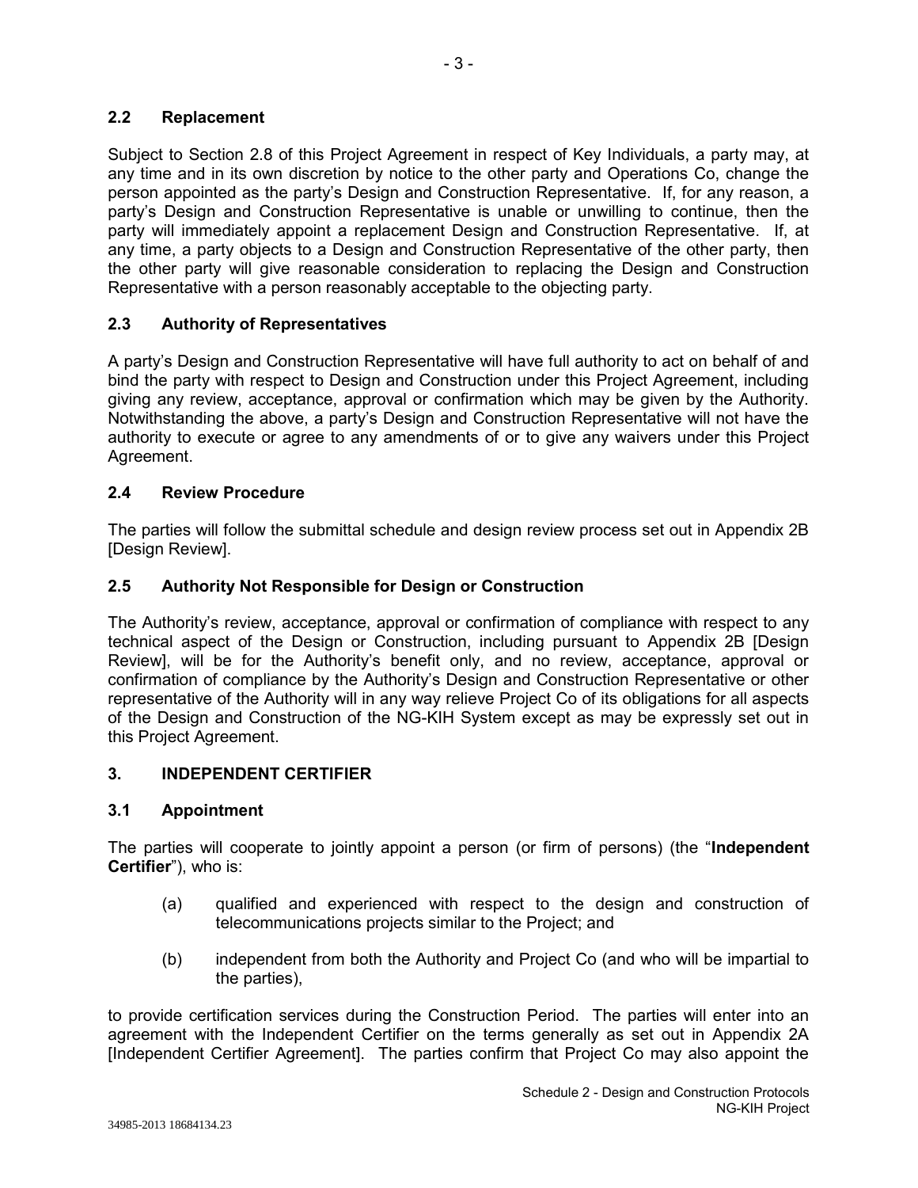### 2.2 Replacement

Subject to Section 2.8 of this Project Agreement in respect of Key Individuals, a party may, at any time and in its own discretion by notice to the other party and Operations Co, change the person appointed as the party's Design and Construction Representative. If, for any reason, a party's Design and Construction Representative is unable or unwilling to continue, then the party will immediately appoint a replacement Design and Construction Representative. If, at any time, a party objects to a Design and Construction Representative of the other party, then the other party will give reasonable consideration to replacing the Design and Construction Representative with a person reasonably acceptable to the objecting party.

### 2.3 Authority of Representatives

A party's Design and Construction Representative will have full authority to act on behalf of and bind the party with respect to Design and Construction under this Project Agreement, including giving any review, acceptance, approval or confirmation which may be given by the Authority. Notwithstanding the above, a party's Design and Construction Representative will not have the authority to execute or agree to any amendments of or to give any waivers under this Project Agreement.

### 2.4 Review Procedure

The parties will follow the submittal schedule and design review process set out in Appendix 2B [Design Review].

### 2.5 Authority Not Responsible for Design or Construction

The Authority's review, acceptance, approval or confirmation of compliance with respect to any technical aspect of the Design or Construction, including pursuant to Appendix 2B [Design Review], will be for the Authority's benefit only, and no review, acceptance, approval or confirmation of compliance by the Authority's Design and Construction Representative or other representative of the Authority will in any way relieve Project Co of its obligations for all aspects of the Design and Construction of the NG-KIH System except as may be expressly set out in this Project Agreement.

## 3. INDEPENDENT CERTIFIER

### 3.1 Appointment

The parties will cooperate to jointly appoint a person (or firm of persons) (the "**Independent Certifier**"), who is:

(a) qualified and experienced with respect to the design and construction of telecommunications projects similar to the Project; and

(b) independent from both the Authority and Project Co (and who will be impartial to the parties),

to provide certification services during the Construction Period. The parties will enter into an agreement with the Independent Certifier on the terms generally as set out in Appendix 2A [Independent Certifier Agreement]. The parties confirm that Project Co may also appoint the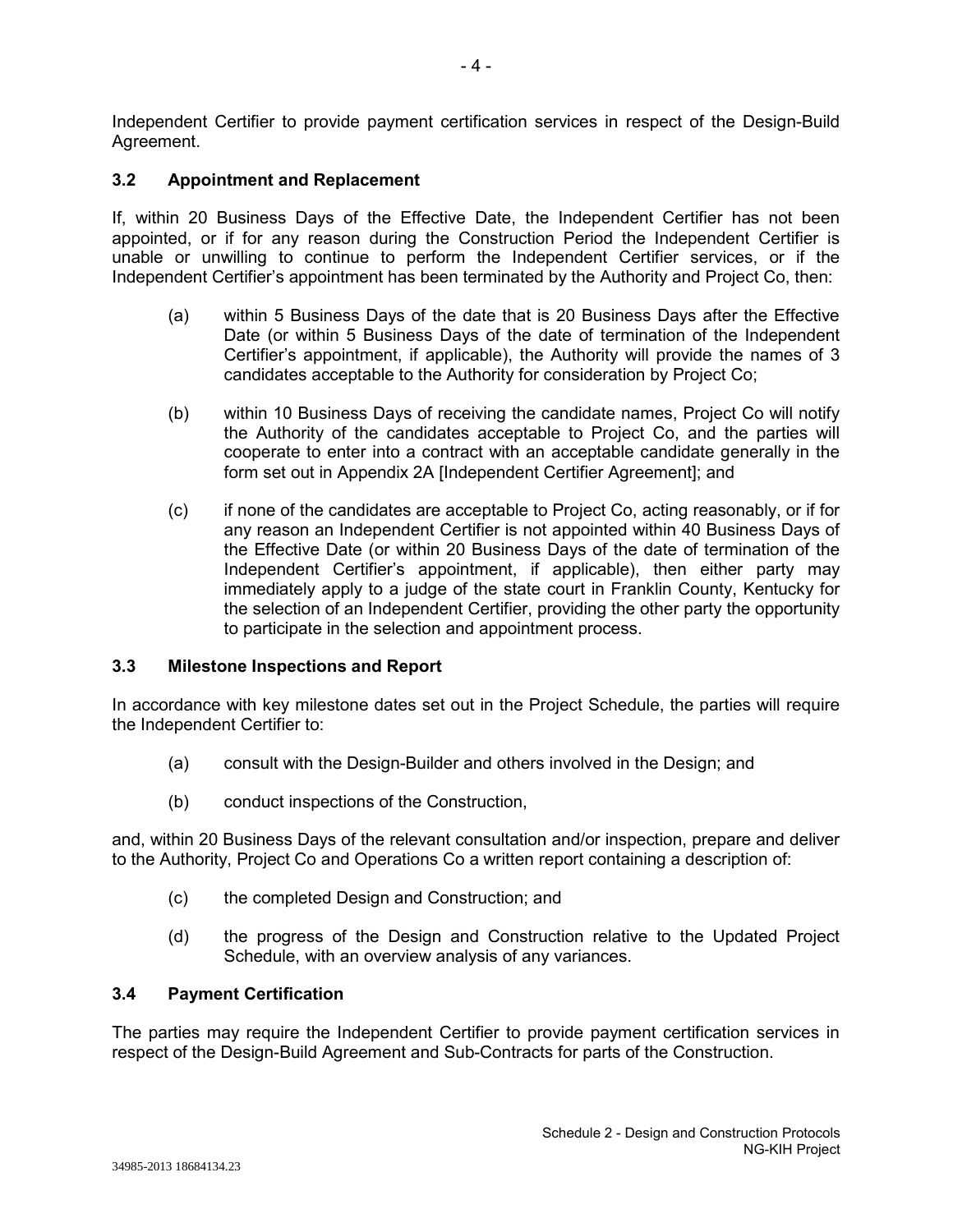Independent Certifier to provide payment certification services in respect of the Design-Build Agreement.

### 3.2 Appointment and Replacement

If, within 20 Business Days of the Effective Date, the Independent Certifier has not been appointed, or if for any reason during the Construction Period the Independent Certifier is unable or unwilling to continue to perform the Independent Certifier services, or if the Independent Certifier's appointment has been terminated by the Authority and Project Co, then:

(a) within 5 Business Days of the date that is 20 Business Days after the Effective Date (or within 5 Business Days of the date of termination of the Independent Certifier's appointment, if applicable), the Authority will provide the names of 3 candidates acceptable to the Authority for consideration by Project Co;

(b) within 10 Business Days of receiving the candidate names, Project Co will notify the Authority of the candidates acceptable to Project Co, and the parties will cooperate to enter into a contract with an acceptable candidate generally in the form set out in Appendix 2A [Independent Certifier Agreement]; and

(c) if none of the candidates are acceptable to Project Co, acting reasonably, or if for any reason an Independent Certifier is not appointed within 40 Business Days of the Effective Date (or within 20 Business Days of the date of termination of the Independent Certifier's appointment, if applicable), then either party may immediately apply to a judge of the state court in Franklin County, Kentucky for the selection of an Independent Certifier, providing the other party the opportunity to participate in the selection and appointment process.

### 3.3 Milestone Inspections and Report

In accordance with key milestone dates set out in the Project Schedule, the parties will require the Independent Certifier to:

(a) consult with the Design-Builder and others involved in the Design; and

(b) conduct inspections of the Construction,

and, within 20 Business Days of the relevant consultation and/or inspection, prepare and deliver to the Authority, Project Co and Operations Co a written report containing a description of:

(c) the completed Design and Construction; and

(d) the progress of the Design and Construction relative to the Updated Project Schedule, with an overview analysis of any variances.

### 3.4 Payment Certification

The parties may require the Independent Certifier to provide payment certification services in respect of the Design-Build Agreement and Sub-Contracts for parts of the Construction.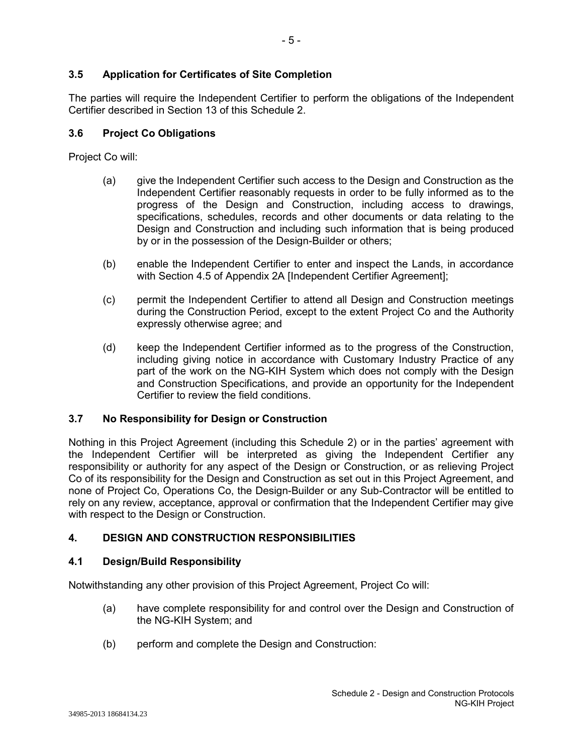### 3.5 Application for Certificates of Site Completion

The parties will require the Independent Certifier to perform the obligations of the Independent Certifier described in Section 13 of this Schedule 2.

### 3.6 Project Co Obligations

Project Co will:

(a) give the Independent Certifier such access to the Design and Construction as the Independent Certifier reasonably requests in order to be fully informed as to the progress of the Design and Construction, including access to drawings, specifications, schedules, records and other documents or data relating to the Design and Construction and including such information that is being produced by or in the possession of the Design-Builder or others;

(b) enable the Independent Certifier to enter and inspect the Lands, in accordance with Section 4.5 of Appendix 2A [Independent Certifier Agreement];

(c) permit the Independent Certifier to attend all Design and Construction meetings during the Construction Period, except to the extent Project Co and the Authority expressly otherwise agree; and

(d) keep the Independent Certifier informed as to the progress of the Construction, including giving notice in accordance with Customary Industry Practice of any part of the work on the NG-KIH System which does not comply with the Design and Construction Specifications, and provide an opportunity for the Independent Certifier to review the field conditions.

### 3.7 No Responsibility for Design or Construction

Nothing in this Project Agreement (including this Schedule 2) or in the parties' agreement with the Independent Certifier will be interpreted as giving the Independent Certifier any responsibility or authority for any aspect of the Design or Construction, or as relieving Project Co of its responsibility for the Design and Construction as set out in this Project Agreement, and none of Project Co, Operations Co, the Design-Builder or any Sub-Contractor will be entitled to rely on any review, acceptance, approval or confirmation that the Independent Certifier may give with respect to the Design or Construction.

## 4. DESIGN AND CONSTRUCTION RESPONSIBILITIES

### 4.1 Design/Build Responsibility

Notwithstanding any other provision of this Project Agreement, Project Co will:

(a) have complete responsibility for and control over the Design and Construction of the NG-KIH System; and

(b) perform and complete the Design and Construction: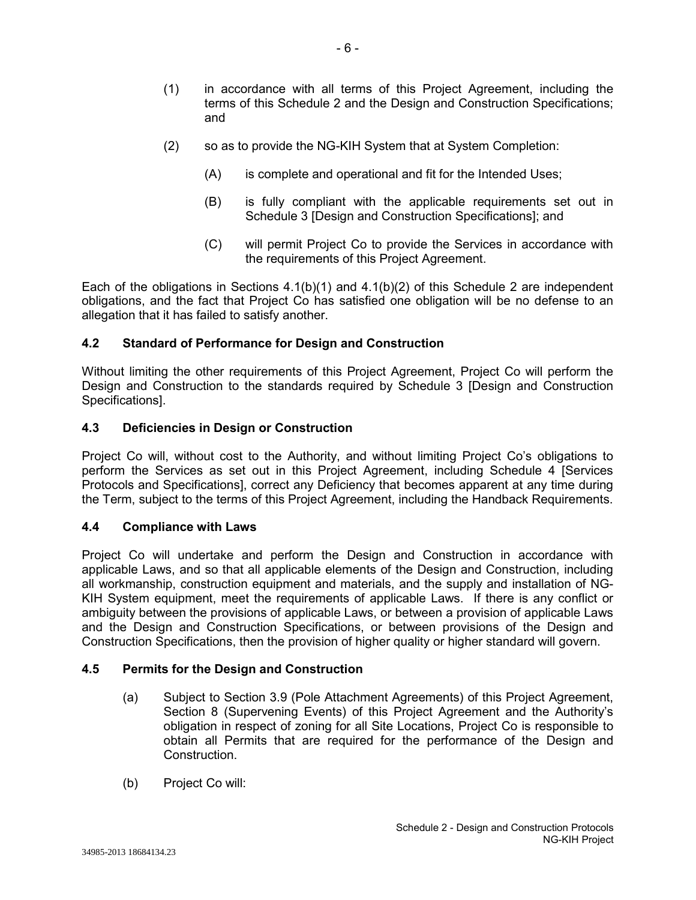(1) in accordance with all terms of this Project Agreement, including the terms of this Schedule 2 and the Design and Construction Specifications; and

(2) so as to provide the NG-KIH System that at System Completion:

(A) is complete and operational and fit for the Intended Uses;

(B) is fully compliant with the applicable requirements set out in Schedule 3 [Design and Construction Specifications]; and

(C) will permit Project Co to provide the Services in accordance with the requirements of this Project Agreement.

Each of the obligations in Sections 4.1(b)(1) and 4.1(b)(2) of this Schedule 2 are independent obligations, and the fact that Project Co has satisfied one obligation will be no defense to an allegation that it has failed to satisfy another.

### 4.2 Standard of Performance for Design and Construction

Without limiting the other requirements of this Project Agreement, Project Co will perform the Design and Construction to the standards required by Schedule 3 [Design and Construction Specifications].

### 4.3 Deficiencies in Design or Construction

Project Co will, without cost to the Authority, and without limiting Project Co's obligations to perform the Services as set out in this Project Agreement, including Schedule 4 [Services Protocols and Specifications], correct any Deficiency that becomes apparent at any time during the Term, subject to the terms of this Project Agreement, including the Handback Requirements.

### 4.4 Compliance with Laws

Project Co will undertake and perform the Design and Construction in accordance with applicable Laws, and so that all applicable elements of the Design and Construction, including all workmanship, construction equipment and materials, and the supply and installation of NG-KIH System equipment, meet the requirements of applicable Laws. If there is any conflict or ambiguity between the provisions of applicable Laws, or between a provision of applicable Laws and the Design and Construction Specifications, or between provisions of the Design and Construction Specifications, then the provision of higher quality or higher standard will govern.

### 4.5 Permits for the Design and Construction

(a) Subject to Section 3.9 (Pole Attachment Agreements) of this Project Agreement, Section 8 (Supervening Events) of this Project Agreement and the Authority's obligation in respect of zoning for all Site Locations, Project Co is responsible to obtain all Permits that are required for the performance of the Design and Construction.

(b) Project Co will: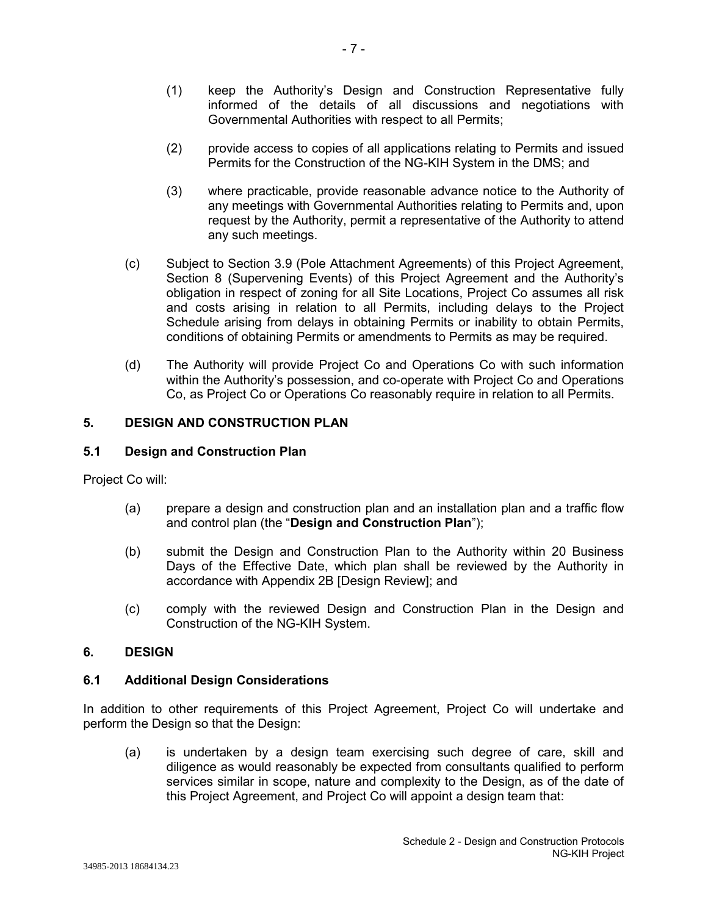(1) keep the Authority's Design and Construction Representative fully informed of the details of all discussions and negotiations with Governmental Authorities with respect to all Permits;

(2) provide access to copies of all applications relating to Permits and issued Permits for the Construction of the NG-KIH System in the DMS; and

(3) where practicable, provide reasonable advance notice to the Authority of any meetings with Governmental Authorities relating to Permits and, upon request by the Authority, permit a representative of the Authority to attend any such meetings.

(c) Subject to Section 3.9 (Pole Attachment Agreements) of this Project Agreement, Section 8 (Supervening Events) of this Project Agreement and the Authority's obligation in respect of zoning for all Site Locations, Project Co assumes all risk and costs arising in relation to all Permits, including delays to the Project Schedule arising from delays in obtaining Permits or inability to obtain Permits, conditions of obtaining Permits or amendments to Permits as may be required.

(d) The Authority will provide Project Co and Operations Co with such information within the Authority's possession, and co-operate with Project Co and Operations Co, as Project Co or Operations Co reasonably require in relation to all Permits.

## 5. DESIGN AND CONSTRUCTION PLAN

### 5.1 Design and Construction Plan

Project Co will:

(a) prepare a design and construction plan and an installation plan and a traffic flow and control plan (the "**Design and Construction Plan**");

(b) submit the Design and Construction Plan to the Authority within 20 Business Days of the Effective Date, which plan shall be reviewed by the Authority in accordance with Appendix 2B [Design Review]; and

(c) comply with the reviewed Design and Construction Plan in the Design and Construction of the NG-KIH System.

## 6. DESIGN

### 6.1 Additional Design Considerations

In addition to other requirements of this Project Agreement, Project Co will undertake and perform the Design so that the Design:

(a) is undertaken by a design team exercising such degree of care, skill and diligence as would reasonably be expected from consultants qualified to perform services similar in scope, nature and complexity to the Design, as of the date of this Project Agreement, and Project Co will appoint a design team that: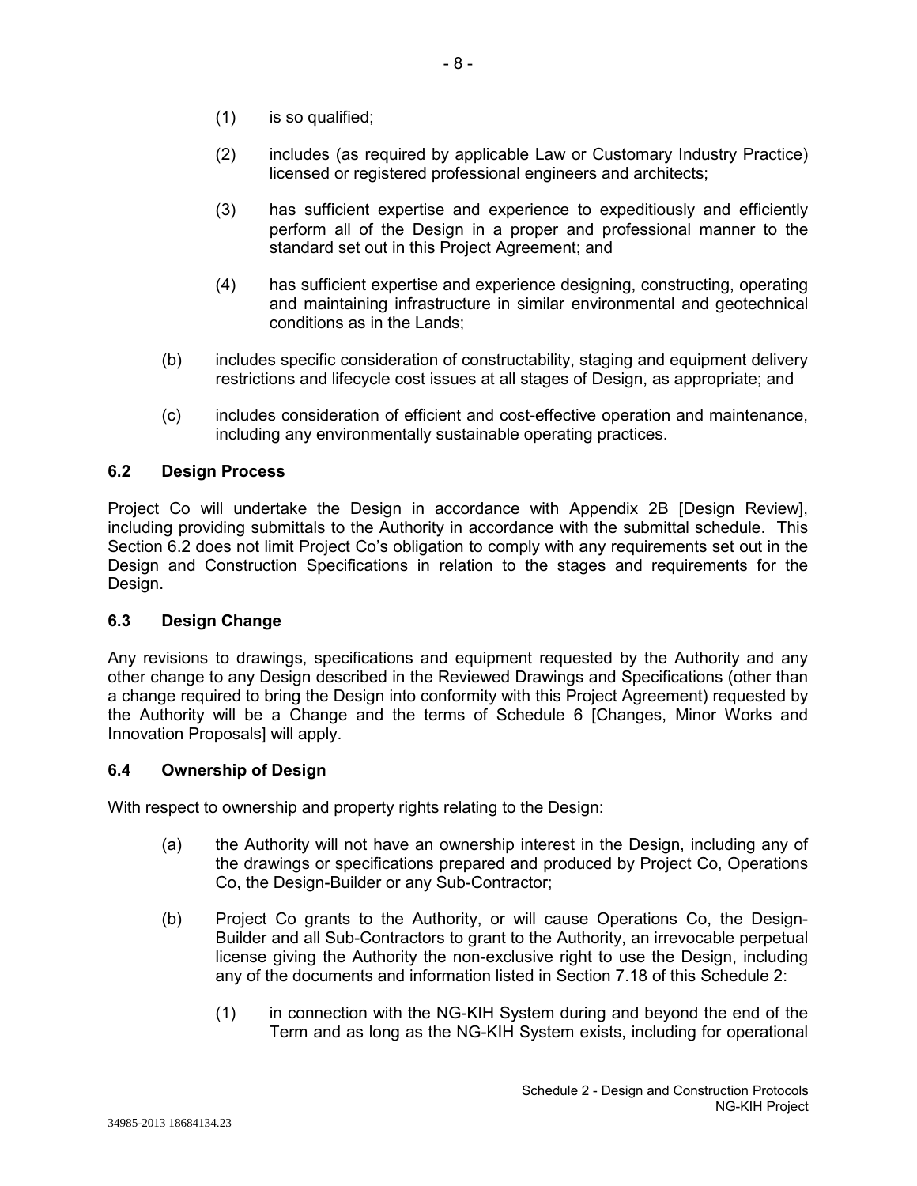(1) is so qualified;

(2) includes (as required by applicable Law or Customary Industry Practice) licensed or registered professional engineers and architects;

(3) has sufficient expertise and experience to expeditiously and efficiently perform all of the Design in a proper and professional manner to the standard set out in this Project Agreement; and

(4) has sufficient expertise and experience designing, constructing, operating and maintaining infrastructure in similar environmental and geotechnical conditions as in the Lands;

(b) includes specific consideration of constructability, staging and equipment delivery restrictions and lifecycle cost issues at all stages of Design, as appropriate; and

(c) includes consideration of efficient and cost-effective operation and maintenance, including any environmentally sustainable operating practices.

### 6.2 Design Process

Project Co will undertake the Design in accordance with Appendix 2B [Design Review], including providing submittals to the Authority in accordance with the submittal schedule. This Section 6.2 does not limit Project Co's obligation to comply with any requirements set out in the Design and Construction Specifications in relation to the stages and requirements for the Design.

### 6.3 Design Change

Any revisions to drawings, specifications and equipment requested by the Authority and any other change to any Design described in the Reviewed Drawings and Specifications (other than a change required to bring the Design into conformity with this Project Agreement) requested by the Authority will be a Change and the terms of Schedule 6 [Changes, Minor Works and Innovation Proposals] will apply.

### 6.4 Ownership of Design

With respect to ownership and property rights relating to the Design:

(a) the Authority will not have an ownership interest in the Design, including any of the drawings or specifications prepared and produced by Project Co, Operations Co, the Design-Builder or any Sub-Contractor;

(b) Project Co grants to the Authority, or will cause Operations Co, the Design-Builder and all Sub-Contractors to grant to the Authority, an irrevocable perpetual license giving the Authority the non-exclusive right to use the Design, including any of the documents and information listed in Section 7.18 of this Schedule 2:

(1) in connection with the NG-KIH System during and beyond the end of the Term and as long as the NG-KIH System exists, including for operational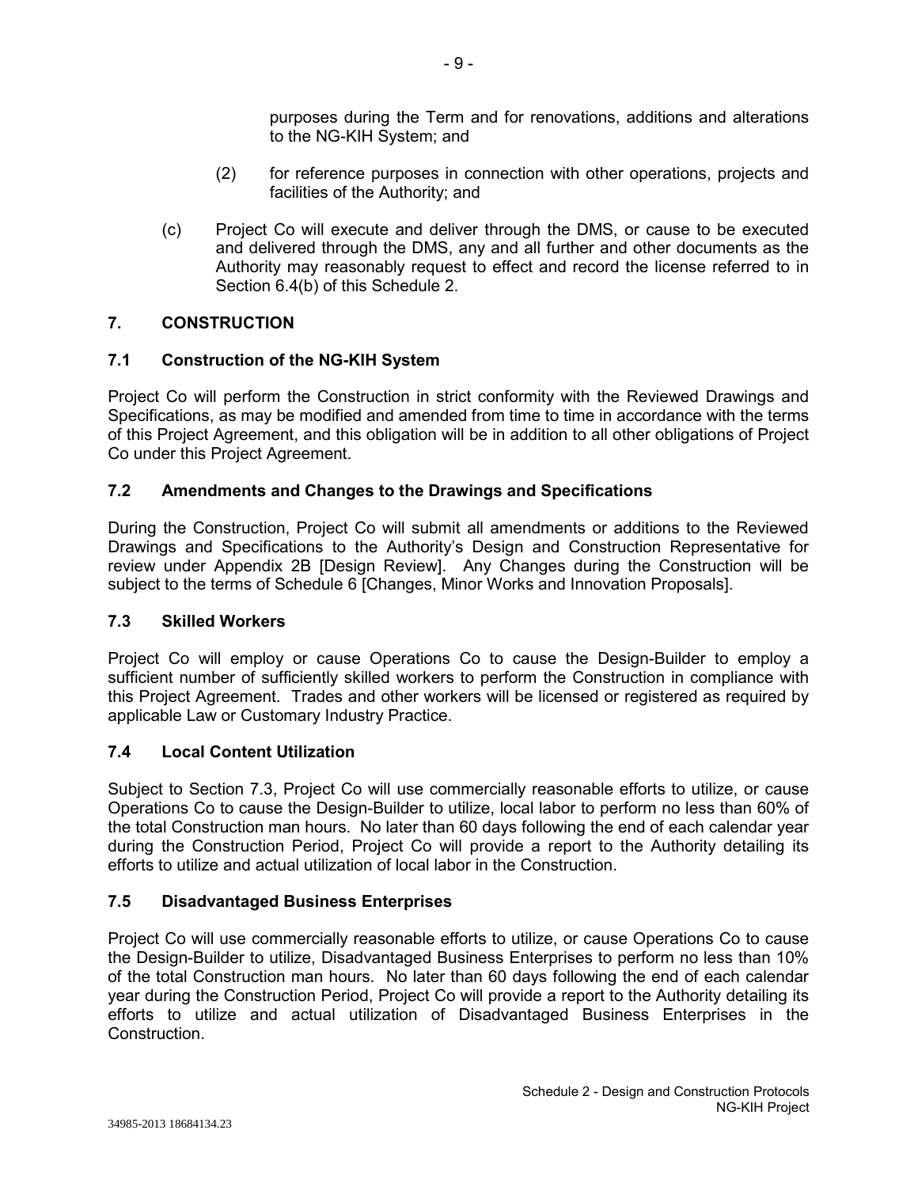purposes during the Term and for renovations, additions and alterations to the NG-KIH System; and

(2) for reference purposes in connection with other operations, projects and facilities of the Authority; and

(c) Project Co will execute and deliver through the DMS, or cause to be executed and delivered through the DMS, any and all further and other documents as the Authority may reasonably request to effect and record the license referred to in Section 6.4(b) of this Schedule 2.

## 7. CONSTRUCTION

### 7.1 Construction of the NG-KIH System

Project Co will perform the Construction in strict conformity with the Reviewed Drawings and Specifications, as may be modified and amended from time to time in accordance with the terms of this Project Agreement, and this obligation will be in addition to all other obligations of Project Co under this Project Agreement.

### 7.2 Amendments and Changes to the Drawings and Specifications

During the Construction, Project Co will submit all amendments or additions to the Reviewed Drawings and Specifications to the Authority's Design and Construction Representative for review under Appendix 2B [Design Review]. Any Changes during the Construction will be subject to the terms of Schedule 6 [Changes, Minor Works and Innovation Proposals].

### 7.3 Skilled Workers

Project Co will employ or cause Operations Co to cause the Design-Builder to employ a sufficient number of sufficiently skilled workers to perform the Construction in compliance with this Project Agreement. Trades and other workers will be licensed or registered as required by applicable Law or Customary Industry Practice.

### 7.4 Local Content Utilization

Subject to Section 7.3, Project Co will use commercially reasonable efforts to utilize, or cause Operations Co to cause the Design-Builder to utilize, local labor to perform no less than 60% of the total Construction man hours. No later than 60 days following the end of each calendar year during the Construction Period, Project Co will provide a report to the Authority detailing its efforts to utilize and actual utilization of local labor in the Construction.

### 7.5 Disadvantaged Business Enterprises

Project Co will use commercially reasonable efforts to utilize, or cause Operations Co to cause the Design-Builder to utilize, Disadvantaged Business Enterprises to perform no less than 10% of the total Construction man hours. No later than 60 days following the end of each calendar year during the Construction Period, Project Co will provide a report to the Authority detailing its efforts to utilize and actual utilization of Disadvantaged Business Enterprises in the Construction.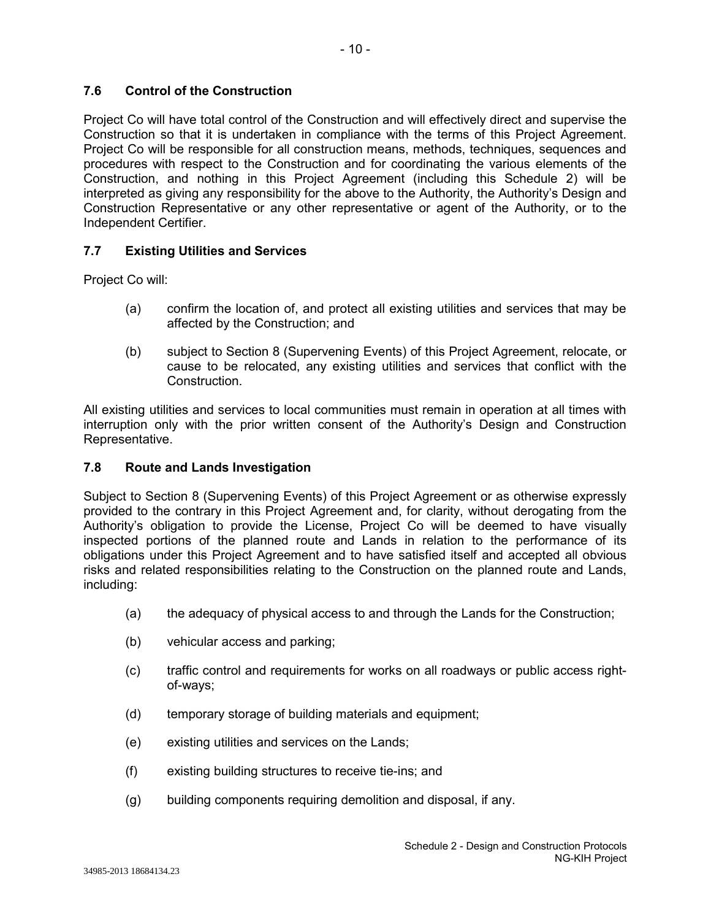### 7.6 Control of the Construction

Project Co will have total control of the Construction and will effectively direct and supervise the Construction so that it is undertaken in compliance with the terms of this Project Agreement. Project Co will be responsible for all construction means, methods, techniques, sequences and procedures with respect to the Construction and for coordinating the various elements of the Construction, and nothing in this Project Agreement (including this Schedule 2) will be interpreted as giving any responsibility for the above to the Authority, the Authority's Design and Construction Representative or any other representative or agent of the Authority, or to the Independent Certifier.

### 7.7 Existing Utilities and Services

Project Co will:

(a) confirm the location of, and protect all existing utilities and services that may be affected by the Construction; and

(b) subject to Section 8 (Supervening Events) of this Project Agreement, relocate, or cause to be relocated, any existing utilities and services that conflict with the Construction.

All existing utilities and services to local communities must remain in operation at all times with interruption only with the prior written consent of the Authority's Design and Construction Representative.

### 7.8 Route and Lands Investigation

Subject to Section 8 (Supervening Events) of this Project Agreement or as otherwise expressly provided to the contrary in this Project Agreement and, for clarity, without derogating from the Authority's obligation to provide the License, Project Co will be deemed to have visually inspected portions of the planned route and Lands in relation to the performance of its obligations under this Project Agreement and to have satisfied itself and accepted all obvious risks and related responsibilities relating to the Construction on the planned route and Lands, including:

(a) the adequacy of physical access to and through the Lands for the Construction;

(b) vehicular access and parking;

(c) traffic control and requirements for works on all roadways or public access right-of-ways;

(d) temporary storage of building materials and equipment;

(e) existing utilities and services on the Lands;

(f) existing building structures to receive tie-ins; and

(g) building components requiring demolition and disposal, if any.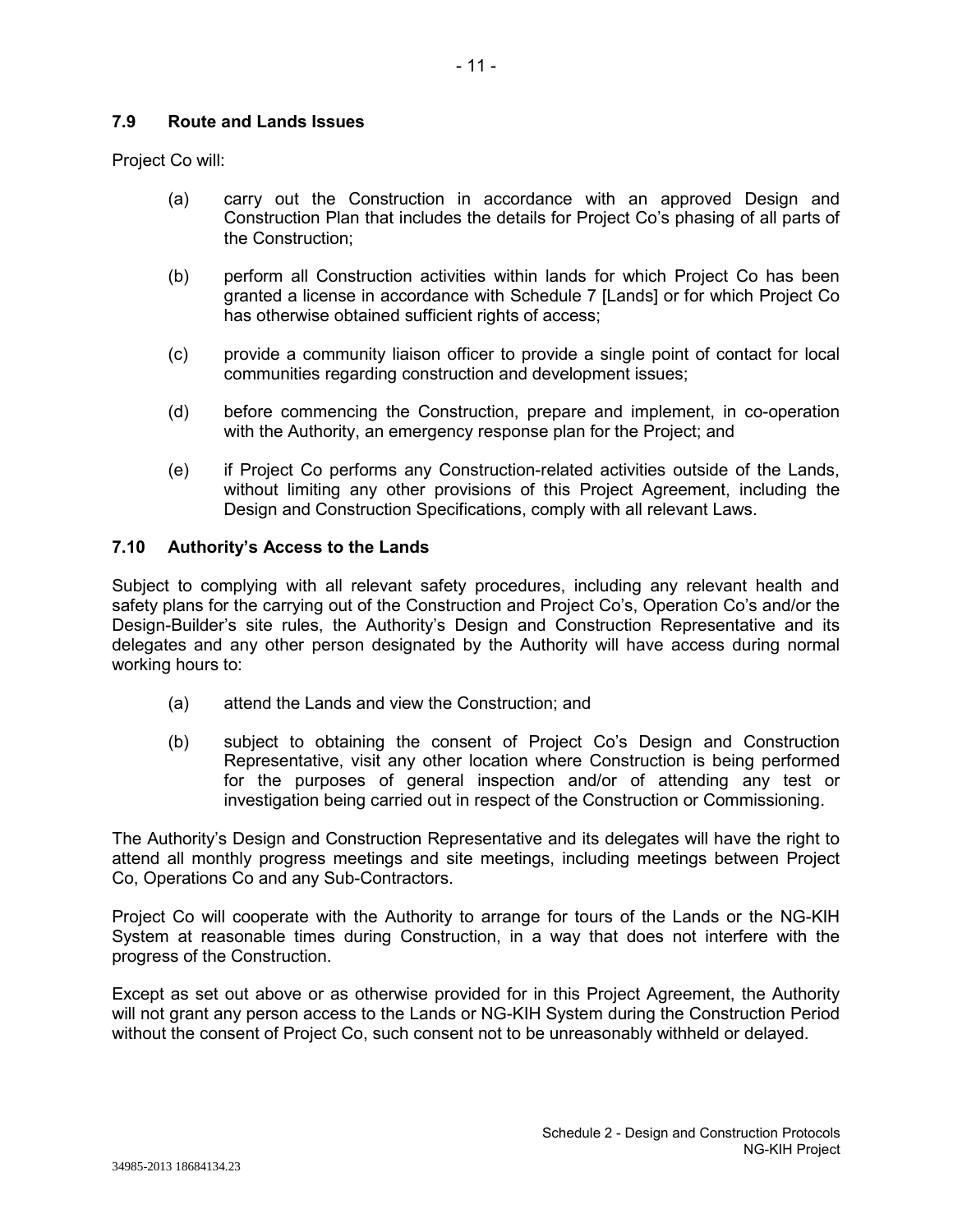### 7.9 Route and Lands Issues

Project Co will:

(a) carry out the Construction in accordance with an approved Design and Construction Plan that includes the details for Project Co's phasing of all parts of the Construction;

(b) perform all Construction activities within lands for which Project Co has been granted a license in accordance with Schedule 7 [Lands] or for which Project Co has otherwise obtained sufficient rights of access;

(c) provide a community liaison officer to provide a single point of contact for local communities regarding construction and development issues;

(d) before commencing the Construction, prepare and implement, in co-operation with the Authority, an emergency response plan for the Project; and

(e) if Project Co performs any Construction-related activities outside of the Lands, without limiting any other provisions of this Project Agreement, including the Design and Construction Specifications, comply with all relevant Laws.

### 7.10 Authority's Access to the Lands

Subject to complying with all relevant safety procedures, including any relevant health and safety plans for the carrying out of the Construction and Project Co's, Operation Co's and/or the Design-Builder's site rules, the Authority's Design and Construction Representative and its delegates and any other person designated by the Authority will have access during normal working hours to:

(a) attend the Lands and view the Construction; and

(b) subject to obtaining the consent of Project Co's Design and Construction Representative, visit any other location where Construction is being performed for the purposes of general inspection and/or of attending any test or investigation being carried out in respect of the Construction or Commissioning.

The Authority's Design and Construction Representative and its delegates will have the right to attend all monthly progress meetings and site meetings, including meetings between Project Co, Operations Co and any Sub-Contractors.

Project Co will cooperate with the Authority to arrange for tours of the Lands or the NG-KIH System at reasonable times during Construction, in a way that does not interfere with the progress of the Construction.

Except as set out above or as otherwise provided for in this Project Agreement, the Authority will not grant any person access to the Lands or NG-KIH System during the Construction Period without the consent of Project Co, such consent not to be unreasonably withheld or delayed.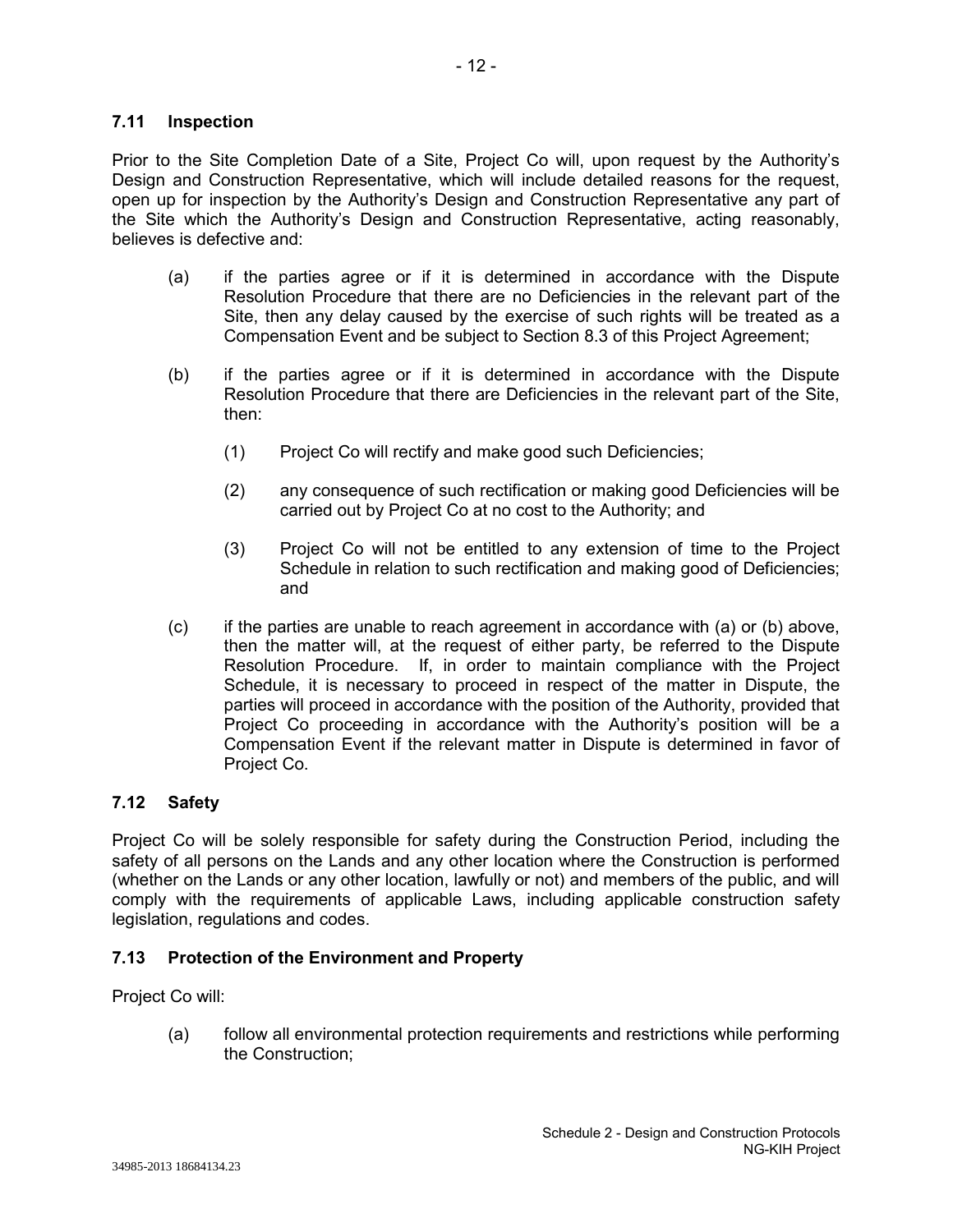### 7.11 Inspection

Prior to the Site Completion Date of a Site, Project Co will, upon request by the Authority's Design and Construction Representative, which will include detailed reasons for the request, open up for inspection by the Authority's Design and Construction Representative any part of the Site which the Authority's Design and Construction Representative, acting reasonably, believes is defective and:

(a) if the parties agree or if it is determined in accordance with the Dispute Resolution Procedure that there are no Deficiencies in the relevant part of the Site, then any delay caused by the exercise of such rights will be treated as a Compensation Event and be subject to Section 8.3 of this Project Agreement;

(b) if the parties agree or if it is determined in accordance with the Dispute Resolution Procedure that there are Deficiencies in the relevant part of the Site, then:

   (1) Project Co will rectify and make good such Deficiencies;

   (2) any consequence of such rectification or making good Deficiencies will be carried out by Project Co at no cost to the Authority; and

   (3) Project Co will not be entitled to any extension of time to the Project Schedule in relation to such rectification and making good of Deficiencies; and

(c) if the parties are unable to reach agreement in accordance with (a) or (b) above, then the matter will, at the request of either party, be referred to the Dispute Resolution Procedure. If, in order to maintain compliance with the Project Schedule, it is necessary to proceed in respect of the matter in Dispute, the parties will proceed in accordance with the position of the Authority, provided that Project Co proceeding in accordance with the Authority's position will be a Compensation Event if the relevant matter in Dispute is determined in favor of Project Co.

### 7.12 Safety

Project Co will be solely responsible for safety during the Construction Period, including the safety of all persons on the Lands and any other location where the Construction is performed (whether on the Lands or any other location, lawfully or not) and members of the public, and will comply with the requirements of applicable Laws, including applicable construction safety legislation, regulations and codes.

### 7.13 Protection of the Environment and Property

Project Co will:

(a) follow all environmental protection requirements and restrictions while performing the Construction;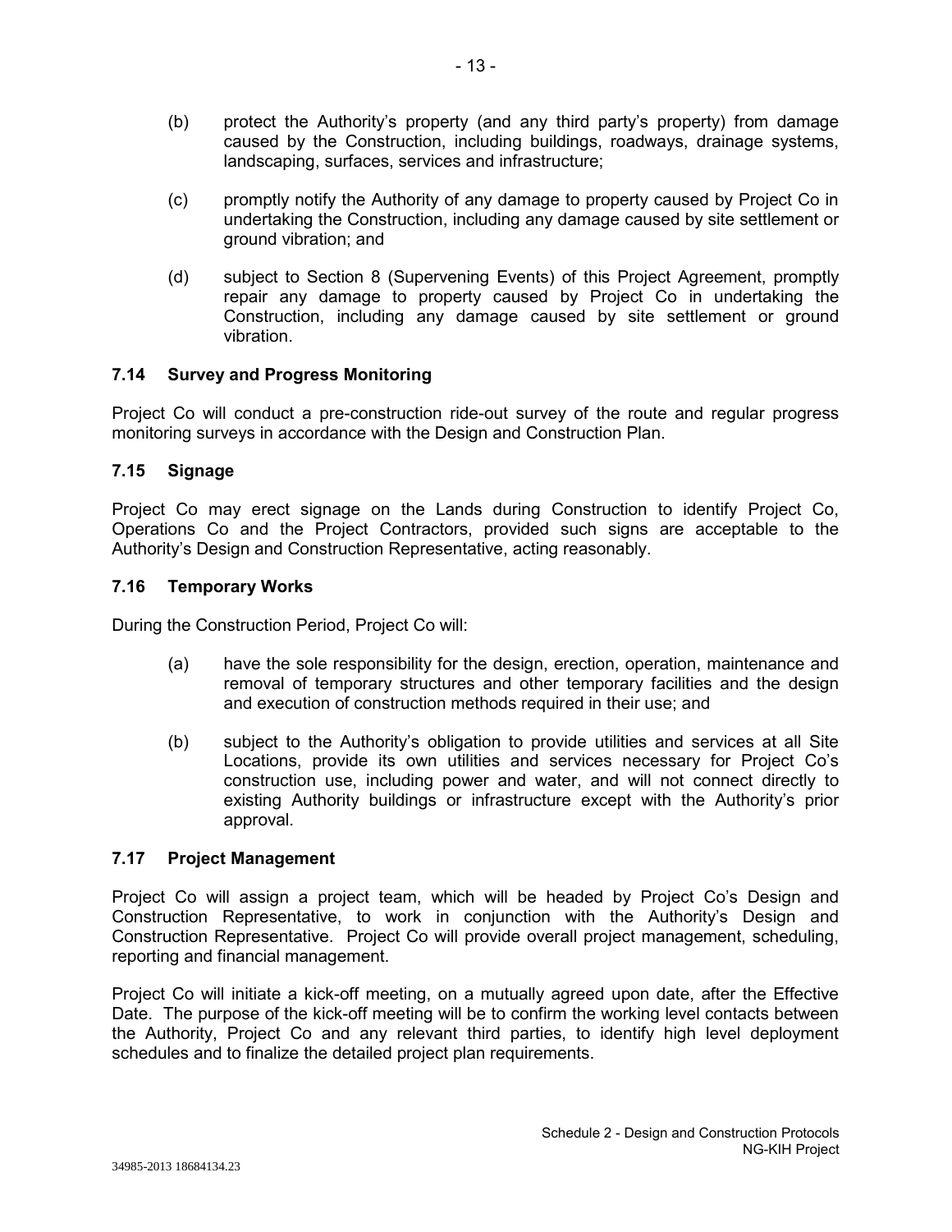(b) protect the Authority's property (and any third party's property) from damage caused by the Construction, including buildings, roadways, drainage systems, landscaping, surfaces, services and infrastructure;

(c) promptly notify the Authority of any damage to property caused by Project Co in undertaking the Construction, including any damage caused by site settlement or ground vibration; and

(d) subject to Section 8 (Supervening Events) of this Project Agreement, promptly repair any damage to property caused by Project Co in undertaking the Construction, including any damage caused by site settlement or ground vibration.

### 7.14 Survey and Progress Monitoring

Project Co will conduct a pre-construction ride-out survey of the route and regular progress monitoring surveys in accordance with the Design and Construction Plan.

### 7.15 Signage

Project Co may erect signage on the Lands during Construction to identify Project Co, Operations Co and the Project Contractors, provided such signs are acceptable to the Authority's Design and Construction Representative, acting reasonably.

### 7.16 Temporary Works

During the Construction Period, Project Co will:

(a) have the sole responsibility for the design, erection, operation, maintenance and removal of temporary structures and other temporary facilities and the design and execution of construction methods required in their use; and

(b) subject to the Authority's obligation to provide utilities and services at all Site Locations, provide its own utilities and services necessary for Project Co's construction use, including power and water, and will not connect directly to existing Authority buildings or infrastructure except with the Authority's prior approval.

### 7.17 Project Management

Project Co will assign a project team, which will be headed by Project Co's Design and Construction Representative, to work in conjunction with the Authority's Design and Construction Representative. Project Co will provide overall project management, scheduling, reporting and financial management.

Project Co will initiate a kick-off meeting, on a mutually agreed upon date, after the Effective Date. The purpose of the kick-off meeting will be to confirm the working level contacts between the Authority, Project Co and any relevant third parties, to identify high level deployment schedules and to finalize the detailed project plan requirements.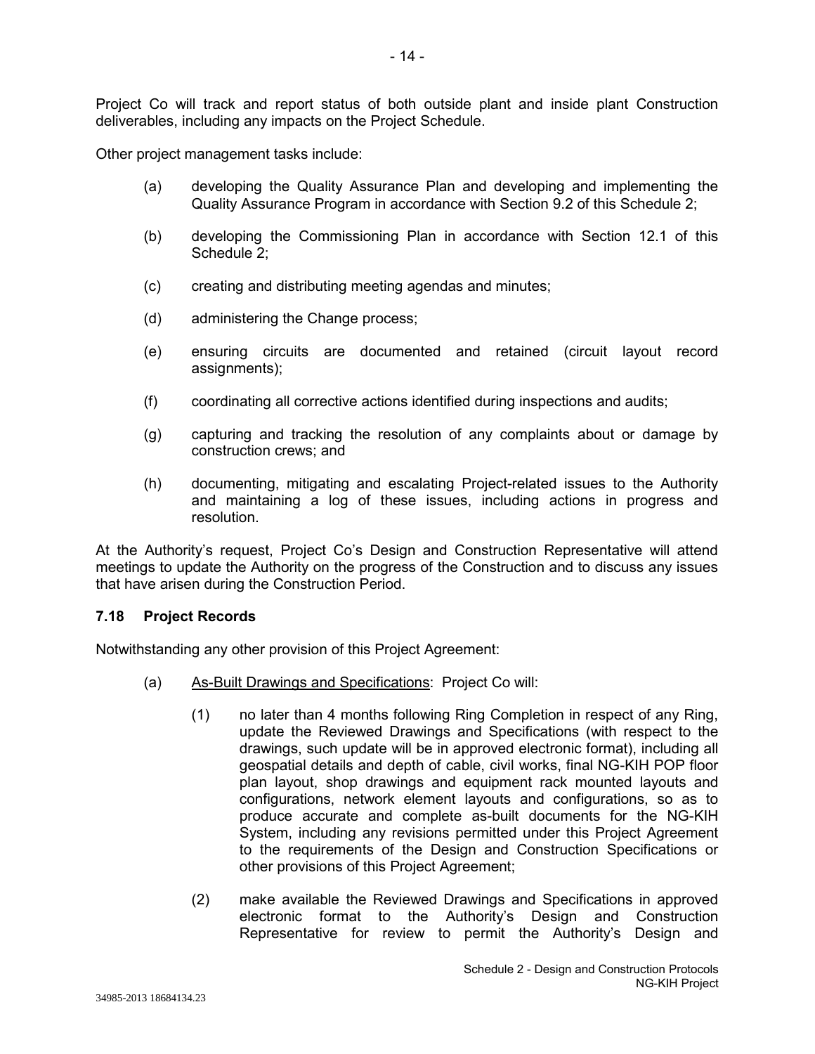Project Co will track and report status of both outside plant and inside plant Construction deliverables, including any impacts on the Project Schedule.

Other project management tasks include:

(a) developing the Quality Assurance Plan and developing and implementing the Quality Assurance Program in accordance with Section 9.2 of this Schedule 2;

(b) developing the Commissioning Plan in accordance with Section 12.1 of this Schedule 2;

(c) creating and distributing meeting agendas and minutes;

(d) administering the Change process;

(e) ensuring circuits are documented and retained (circuit layout record assignments);

(f) coordinating all corrective actions identified during inspections and audits;

(g) capturing and tracking the resolution of any complaints about or damage by construction crews; and

(h) documenting, mitigating and escalating Project-related issues to the Authority and maintaining a log of these issues, including actions in progress and resolution.

At the Authority's request, Project Co's Design and Construction Representative will attend meetings to update the Authority on the progress of the Construction and to discuss any issues that have arisen during the Construction Period.

### 7.18 Project Records

Notwithstanding any other provision of this Project Agreement:

(a) As-Built Drawings and Specifications: Project Co will:

(1) no later than 4 months following Ring Completion in respect of any Ring, update the Reviewed Drawings and Specifications (with respect to the drawings, such update will be in approved electronic format), including all geospatial details and depth of cable, civil works, final NG-KIH POP floor plan layout, shop drawings and equipment rack mounted layouts and configurations, network element layouts and configurations, so as to produce accurate and complete as-built documents for the NG-KIH System, including any revisions permitted under this Project Agreement to the requirements of the Design and Construction Specifications or other provisions of this Project Agreement;

(2) make available the Reviewed Drawings and Specifications in approved electronic format to the Authority's Design and Construction Representative for review to permit the Authority's Design and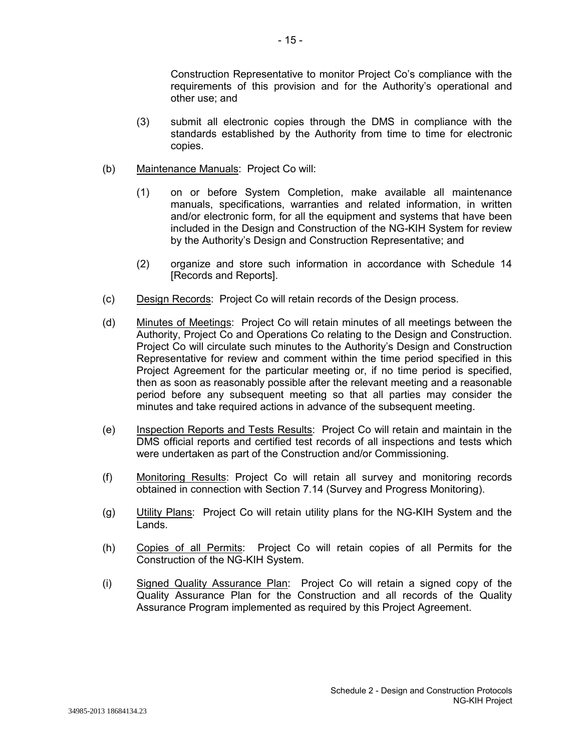Construction Representative to monitor Project Co's compliance with the requirements of this provision and for the Authority's operational and other use; and

(3) submit all electronic copies through the DMS in compliance with the standards established by the Authority from time to time for electronic copies.

(b) Maintenance Manuals: Project Co will:

(1) on or before System Completion, make available all maintenance manuals, specifications, warranties and related information, in written and/or electronic form, for all the equipment and systems that have been included in the Design and Construction of the NG-KIH System for review by the Authority's Design and Construction Representative; and

(2) organize and store such information in accordance with Schedule 14 [Records and Reports].

(c) Design Records: Project Co will retain records of the Design process.

(d) Minutes of Meetings: Project Co will retain minutes of all meetings between the Authority, Project Co and Operations Co relating to the Design and Construction. Project Co will circulate such minutes to the Authority's Design and Construction Representative for review and comment within the time period specified in this Project Agreement for the particular meeting or, if no time period is specified, then as soon as reasonably possible after the relevant meeting and a reasonable period before any subsequent meeting so that all parties may consider the minutes and take required actions in advance of the subsequent meeting.

(e) Inspection Reports and Tests Results: Project Co will retain and maintain in the DMS official reports and certified test records of all inspections and tests which were undertaken as part of the Construction and/or Commissioning.

(f) Monitoring Results: Project Co will retain all survey and monitoring records obtained in connection with Section 7.14 (Survey and Progress Monitoring).

(g) Utility Plans: Project Co will retain utility plans for the NG-KIH System and the Lands.

(h) Copies of all Permits: Project Co will retain copies of all Permits for the Construction of the NG-KIH System.

(i) Signed Quality Assurance Plan: Project Co will retain a signed copy of the Quality Assurance Plan for the Construction and all records of the Quality Assurance Program implemented as required by this Project Agreement.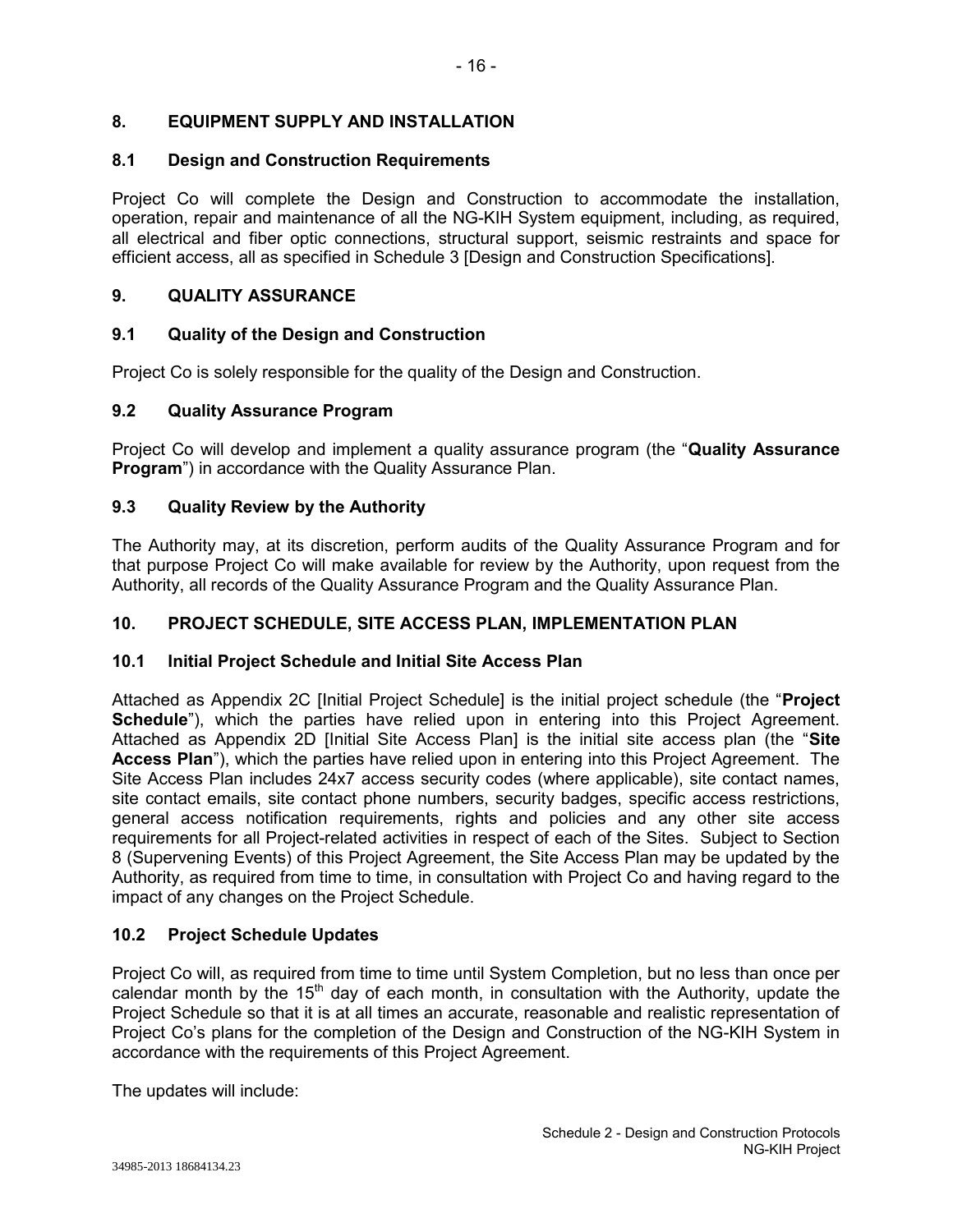## 8. EQUIPMENT SUPPLY AND INSTALLATION

### 8.1 Design and Construction Requirements

Project Co will complete the Design and Construction to accommodate the installation, operation, repair and maintenance of all the NG-KIH System equipment, including, as required, all electrical and fiber optic connections, structural support, seismic restraints and space for efficient access, all as specified in Schedule 3 [Design and Construction Specifications].

## 9. QUALITY ASSURANCE

### 9.1 Quality of the Design and Construction

Project Co is solely responsible for the quality of the Design and Construction.

### 9.2 Quality Assurance Program

Project Co will develop and implement a quality assurance program (the "**Quality Assurance Program**") in accordance with the Quality Assurance Plan.

### 9.3 Quality Review by the Authority

The Authority may, at its discretion, perform audits of the Quality Assurance Program and for that purpose Project Co will make available for review by the Authority, upon request from the Authority, all records of the Quality Assurance Program and the Quality Assurance Plan.

## 10. PROJECT SCHEDULE, SITE ACCESS PLAN, IMPLEMENTATION PLAN

### 10.1 Initial Project Schedule and Initial Site Access Plan

Attached as Appendix 2C [Initial Project Schedule] is the initial project schedule (the "**Project Schedule**"), which the parties have relied upon in entering into this Project Agreement. Attached as Appendix 2D [Initial Site Access Plan] is the initial site access plan (the "**Site Access Plan**"), which the parties have relied upon in entering into this Project Agreement. The Site Access Plan includes 24x7 access security codes (where applicable), site contact names, site contact emails, site contact phone numbers, security badges, specific access restrictions, general access notification requirements, rights and policies and any other site access requirements for all Project-related activities in respect of each of the Sites. Subject to Section 8 (Supervening Events) of this Project Agreement, the Site Access Plan may be updated by the Authority, as required from time to time, in consultation with Project Co and having regard to the impact of any changes on the Project Schedule.

### 10.2 Project Schedule Updates

Project Co will, as required from time to time until System Completion, but no less than once per calendar month by the 15th day of each month, in consultation with the Authority, update the Project Schedule so that it is at all times an accurate, reasonable and realistic representation of Project Co's plans for the completion of the Design and Construction of the NG-KIH System in accordance with the requirements of this Project Agreement.

The updates will include: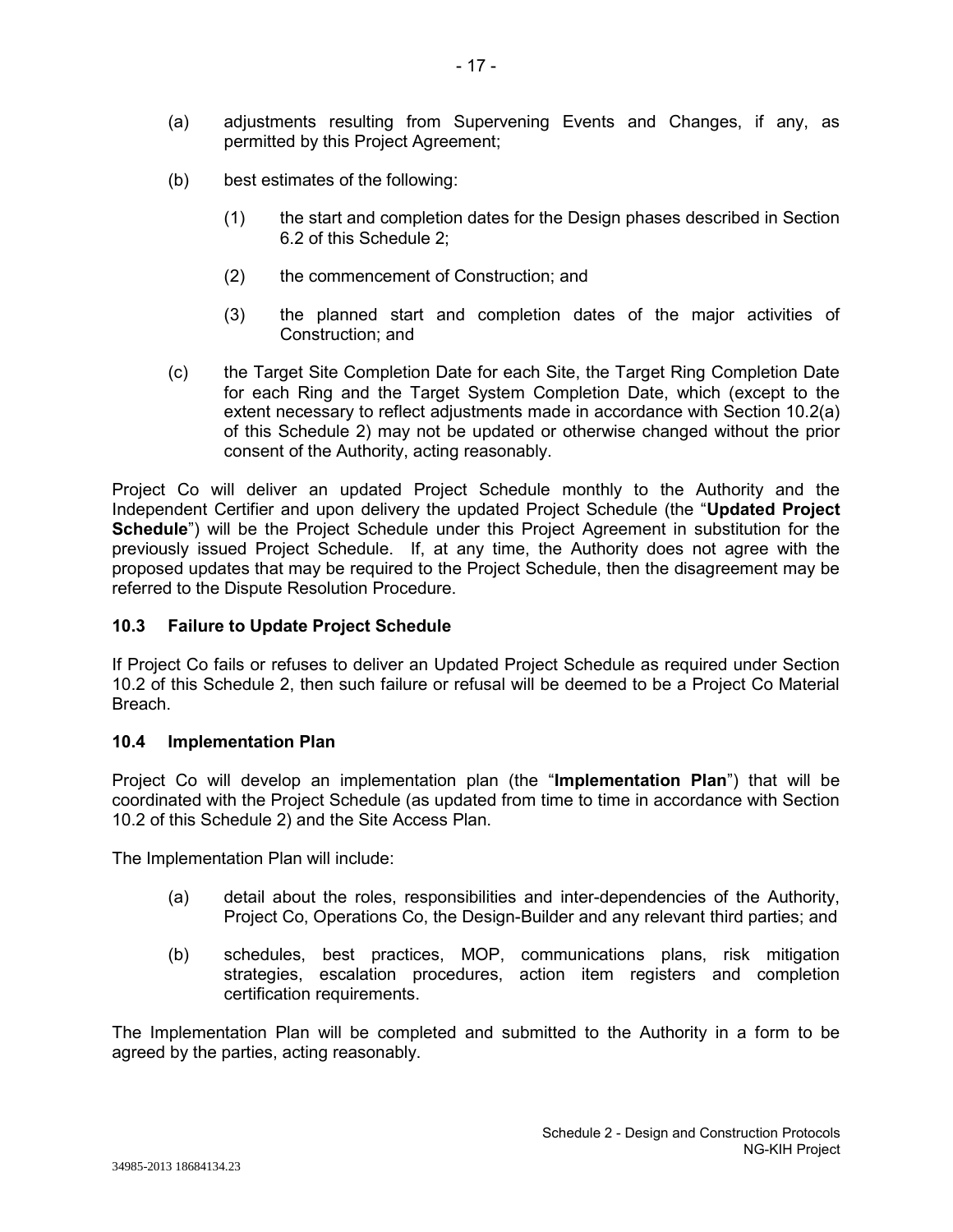(a) adjustments resulting from Supervening Events and Changes, if any, as permitted by this Project Agreement;

(b) best estimates of the following:

  (1) the start and completion dates for the Design phases described in Section 6.2 of this Schedule 2;

  (2) the commencement of Construction; and

  (3) the planned start and completion dates of the major activities of Construction; and

(c) the Target Site Completion Date for each Site, the Target Ring Completion Date for each Ring and the Target System Completion Date, which (except to the extent necessary to reflect adjustments made in accordance with Section 10.2(a) of this Schedule 2) may not be updated or otherwise changed without the prior consent of the Authority, acting reasonably.

Project Co will deliver an updated Project Schedule monthly to the Authority and the Independent Certifier and upon delivery the updated Project Schedule (the "**Updated Project Schedule**") will be the Project Schedule under this Project Agreement in substitution for the previously issued Project Schedule. If, at any time, the Authority does not agree with the proposed updates that may be required to the Project Schedule, then the disagreement may be referred to the Dispute Resolution Procedure.

### 10.3 Failure to Update Project Schedule

If Project Co fails or refuses to deliver an Updated Project Schedule as required under Section 10.2 of this Schedule 2, then such failure or refusal will be deemed to be a Project Co Material Breach.

### 10.4 Implementation Plan

Project Co will develop an implementation plan (the "**Implementation Plan**") that will be coordinated with the Project Schedule (as updated from time to time in accordance with Section 10.2 of this Schedule 2) and the Site Access Plan.

The Implementation Plan will include:

(a) detail about the roles, responsibilities and inter-dependencies of the Authority, Project Co, Operations Co, the Design-Builder and any relevant third parties; and

(b) schedules, best practices, MOP, communications plans, risk mitigation strategies, escalation procedures, action item registers and completion certification requirements.

The Implementation Plan will be completed and submitted to the Authority in a form to be agreed by the parties, acting reasonably.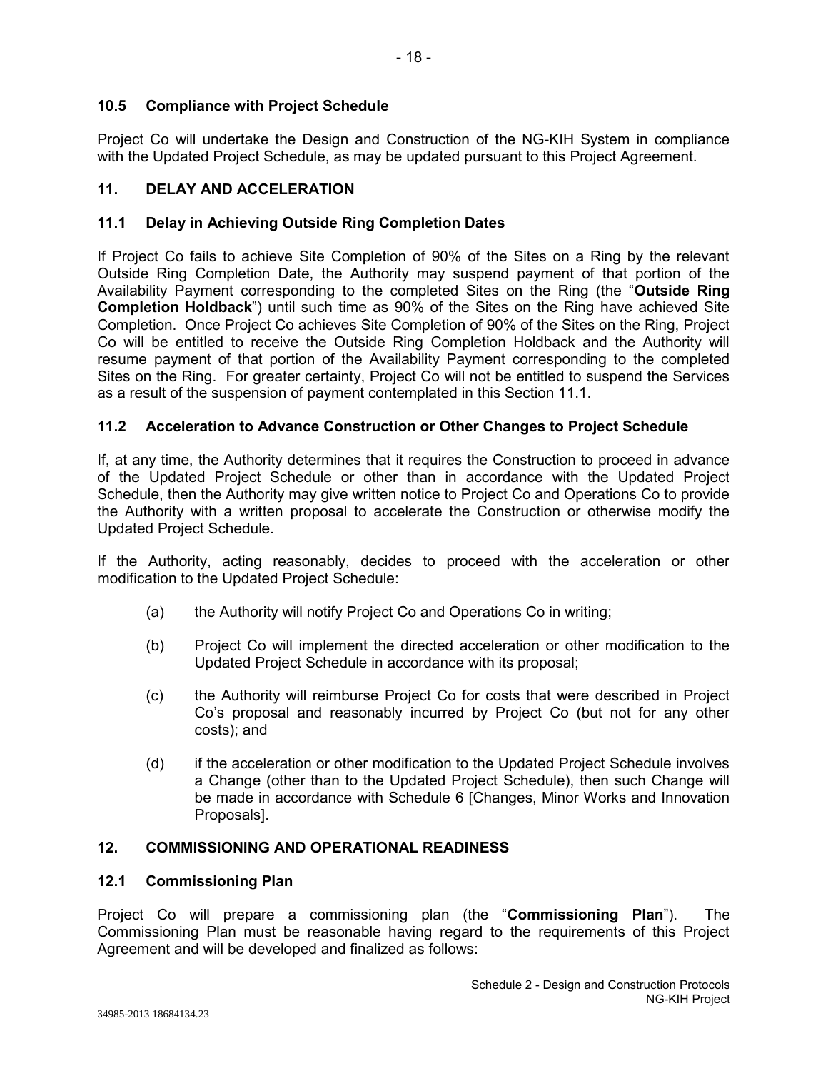### 10.5 Compliance with Project Schedule

Project Co will undertake the Design and Construction of the NG-KIH System in compliance with the Updated Project Schedule, as may be updated pursuant to this Project Agreement.

## 11. DELAY AND ACCELERATION

### 11.1 Delay in Achieving Outside Ring Completion Dates

If Project Co fails to achieve Site Completion of 90% of the Sites on a Ring by the relevant Outside Ring Completion Date, the Authority may suspend payment of that portion of the Availability Payment corresponding to the completed Sites on the Ring (the "**Outside Ring Completion Holdback**") until such time as 90% of the Sites on the Ring have achieved Site Completion. Once Project Co achieves Site Completion of 90% of the Sites on the Ring, Project Co will be entitled to receive the Outside Ring Completion Holdback and the Authority will resume payment of that portion of the Availability Payment corresponding to the completed Sites on the Ring. For greater certainty, Project Co will not be entitled to suspend the Services as a result of the suspension of payment contemplated in this Section 11.1.

### 11.2 Acceleration to Advance Construction or Other Changes to Project Schedule

If, at any time, the Authority determines that it requires the Construction to proceed in advance of the Updated Project Schedule or other than in accordance with the Updated Project Schedule, then the Authority may give written notice to Project Co and Operations Co to provide the Authority with a written proposal to accelerate the Construction or otherwise modify the Updated Project Schedule.

If the Authority, acting reasonably, decides to proceed with the acceleration or other modification to the Updated Project Schedule:

(a) the Authority will notify Project Co and Operations Co in writing;

(b) Project Co will implement the directed acceleration or other modification to the Updated Project Schedule in accordance with its proposal;

(c) the Authority will reimburse Project Co for costs that were described in Project Co's proposal and reasonably incurred by Project Co (but not for any other costs); and

(d) if the acceleration or other modification to the Updated Project Schedule involves a Change (other than to the Updated Project Schedule), then such Change will be made in accordance with Schedule 6 [Changes, Minor Works and Innovation Proposals].

## 12. COMMISSIONING AND OPERATIONAL READINESS

### 12.1 Commissioning Plan

Project Co will prepare a commissioning plan (the "**Commissioning Plan**"). The Commissioning Plan must be reasonable having regard to the requirements of this Project Agreement and will be developed and finalized as follows: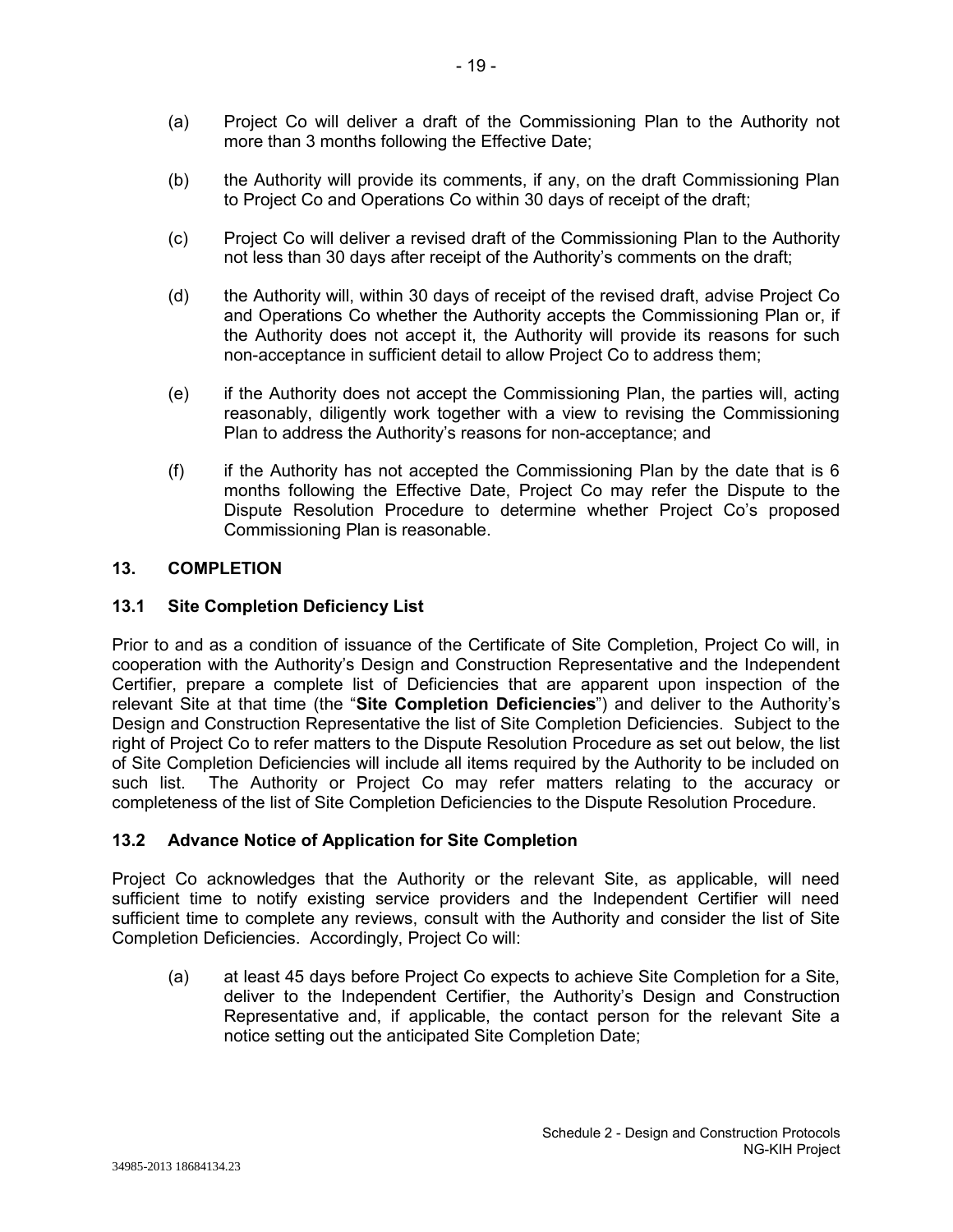(a) Project Co will deliver a draft of the Commissioning Plan to the Authority not more than 3 months following the Effective Date;

(b) the Authority will provide its comments, if any, on the draft Commissioning Plan to Project Co and Operations Co within 30 days of receipt of the draft;

(c) Project Co will deliver a revised draft of the Commissioning Plan to the Authority not less than 30 days after receipt of the Authority's comments on the draft;

(d) the Authority will, within 30 days of receipt of the revised draft, advise Project Co and Operations Co whether the Authority accepts the Commissioning Plan or, if the Authority does not accept it, the Authority will provide its reasons for such non-acceptance in sufficient detail to allow Project Co to address them;

(e) if the Authority does not accept the Commissioning Plan, the parties will, acting reasonably, diligently work together with a view to revising the Commissioning Plan to address the Authority's reasons for non-acceptance; and

(f) if the Authority has not accepted the Commissioning Plan by the date that is 6 months following the Effective Date, Project Co may refer the Dispute to the Dispute Resolution Procedure to determine whether Project Co's proposed Commissioning Plan is reasonable.

## 13. COMPLETION

### 13.1 Site Completion Deficiency List

Prior to and as a condition of issuance of the Certificate of Site Completion, Project Co will, in cooperation with the Authority's Design and Construction Representative and the Independent Certifier, prepare a complete list of Deficiencies that are apparent upon inspection of the relevant Site at that time (the "**Site Completion Deficiencies**") and deliver to the Authority's Design and Construction Representative the list of Site Completion Deficiencies. Subject to the right of Project Co to refer matters to the Dispute Resolution Procedure as set out below, the list of Site Completion Deficiencies will include all items required by the Authority to be included on such list. The Authority or Project Co may refer matters relating to the accuracy or completeness of the list of Site Completion Deficiencies to the Dispute Resolution Procedure.

### 13.2 Advance Notice of Application for Site Completion

Project Co acknowledges that the Authority or the relevant Site, as applicable, will need sufficient time to notify existing service providers and the Independent Certifier will need sufficient time to complete any reviews, consult with the Authority and consider the list of Site Completion Deficiencies. Accordingly, Project Co will:

(a) at least 45 days before Project Co expects to achieve Site Completion for a Site, deliver to the Independent Certifier, the Authority's Design and Construction Representative and, if applicable, the contact person for the relevant Site a notice setting out the anticipated Site Completion Date;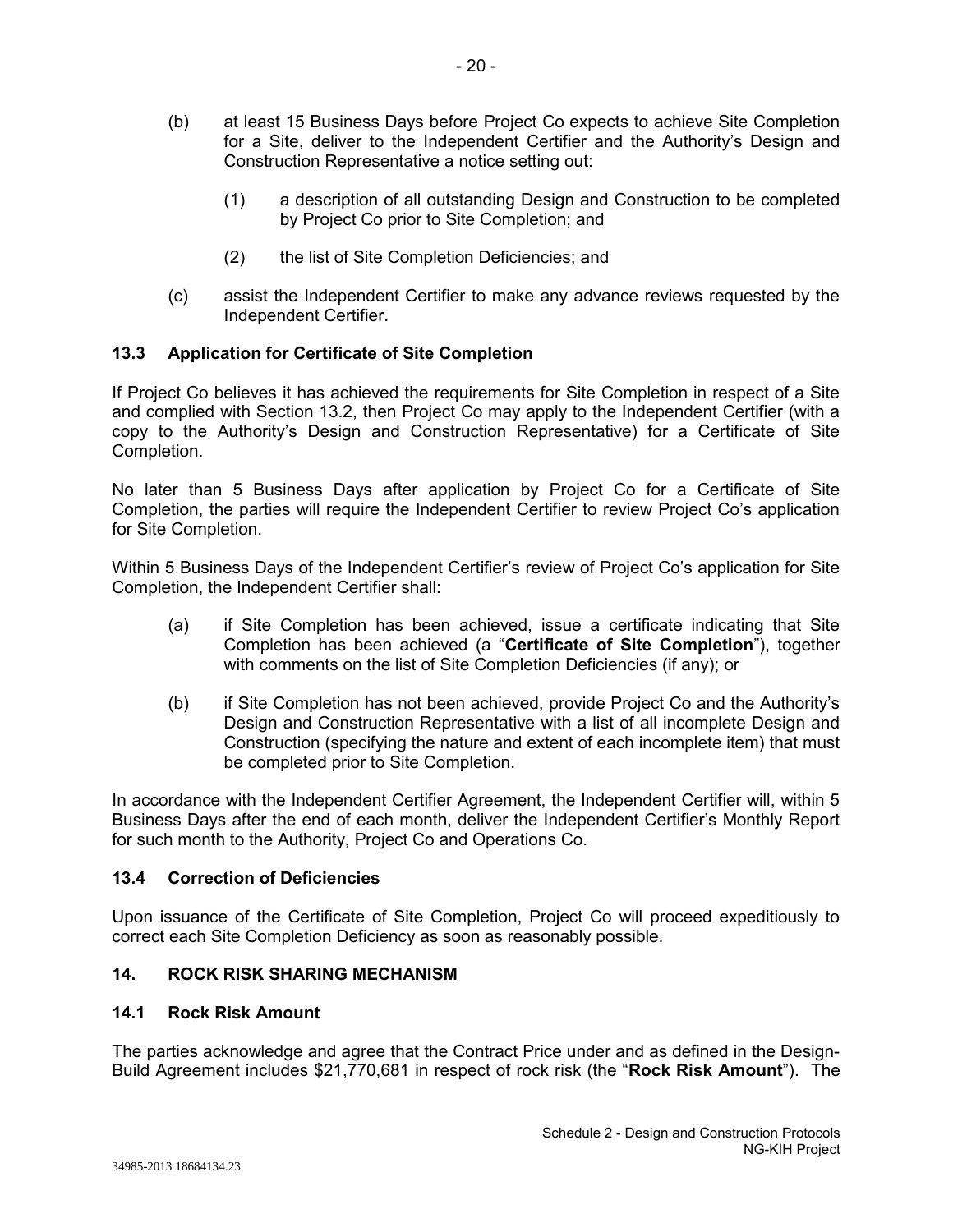(b) at least 15 Business Days before Project Co expects to achieve Site Completion for a Site, deliver to the Independent Certifier and the Authority's Design and Construction Representative a notice setting out:

  (1) a description of all outstanding Design and Construction to be completed by Project Co prior to Site Completion; and

  (2) the list of Site Completion Deficiencies; and

(c) assist the Independent Certifier to make any advance reviews requested by the Independent Certifier.

### 13.3 Application for Certificate of Site Completion

If Project Co believes it has achieved the requirements for Site Completion in respect of a Site and complied with Section 13.2, then Project Co may apply to the Independent Certifier (with a copy to the Authority's Design and Construction Representative) for a Certificate of Site Completion.

No later than 5 Business Days after application by Project Co for a Certificate of Site Completion, the parties will require the Independent Certifier to review Project Co's application for Site Completion.

Within 5 Business Days of the Independent Certifier's review of Project Co's application for Site Completion, the Independent Certifier shall:

(a) if Site Completion has been achieved, issue a certificate indicating that Site Completion has been achieved (a "**Certificate of Site Completion**"), together with comments on the list of Site Completion Deficiencies (if any); or

(b) if Site Completion has not been achieved, provide Project Co and the Authority's Design and Construction Representative with a list of all incomplete Design and Construction (specifying the nature and extent of each incomplete item) that must be completed prior to Site Completion.

In accordance with the Independent Certifier Agreement, the Independent Certifier will, within 5 Business Days after the end of each month, deliver the Independent Certifier's Monthly Report for such month to the Authority, Project Co and Operations Co.

### 13.4 Correction of Deficiencies

Upon issuance of the Certificate of Site Completion, Project Co will proceed expeditiously to correct each Site Completion Deficiency as soon as reasonably possible.

## 14. ROCK RISK SHARING MECHANISM

### 14.1 Rock Risk Amount

The parties acknowledge and agree that the Contract Price under and as defined in the Design-Build Agreement includes $21,770,681 in respect of rock risk (the "**Rock Risk Amount**"). The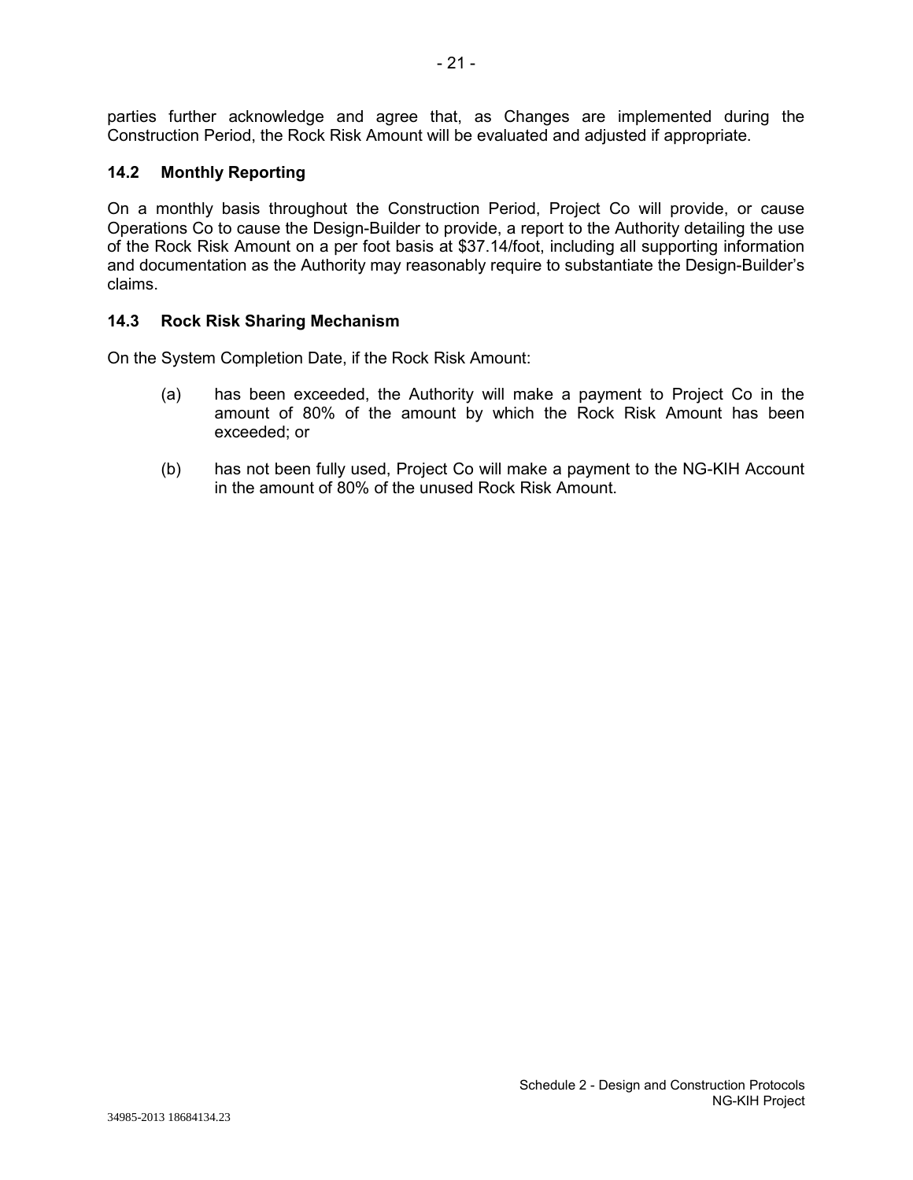parties further acknowledge and agree that, as Changes are implemented during the Construction Period, the Rock Risk Amount will be evaluated and adjusted if appropriate.

### 14.2 Monthly Reporting

On a monthly basis throughout the Construction Period, Project Co will provide, or cause Operations Co to cause the Design-Builder to provide, a report to the Authority detailing the use of the Rock Risk Amount on a per foot basis at $37.14/foot, including all supporting information and documentation as the Authority may reasonably require to substantiate the Design-Builder's claims.

### 14.3 Rock Risk Sharing Mechanism

On the System Completion Date, if the Rock Risk Amount:

(a) has been exceeded, the Authority will make a payment to Project Co in the amount of 80% of the amount by which the Rock Risk Amount has been exceeded; or

(b) has not been fully used, Project Co will make a payment to the NG-KIH Account in the amount of 80% of the unused Rock Risk Amount.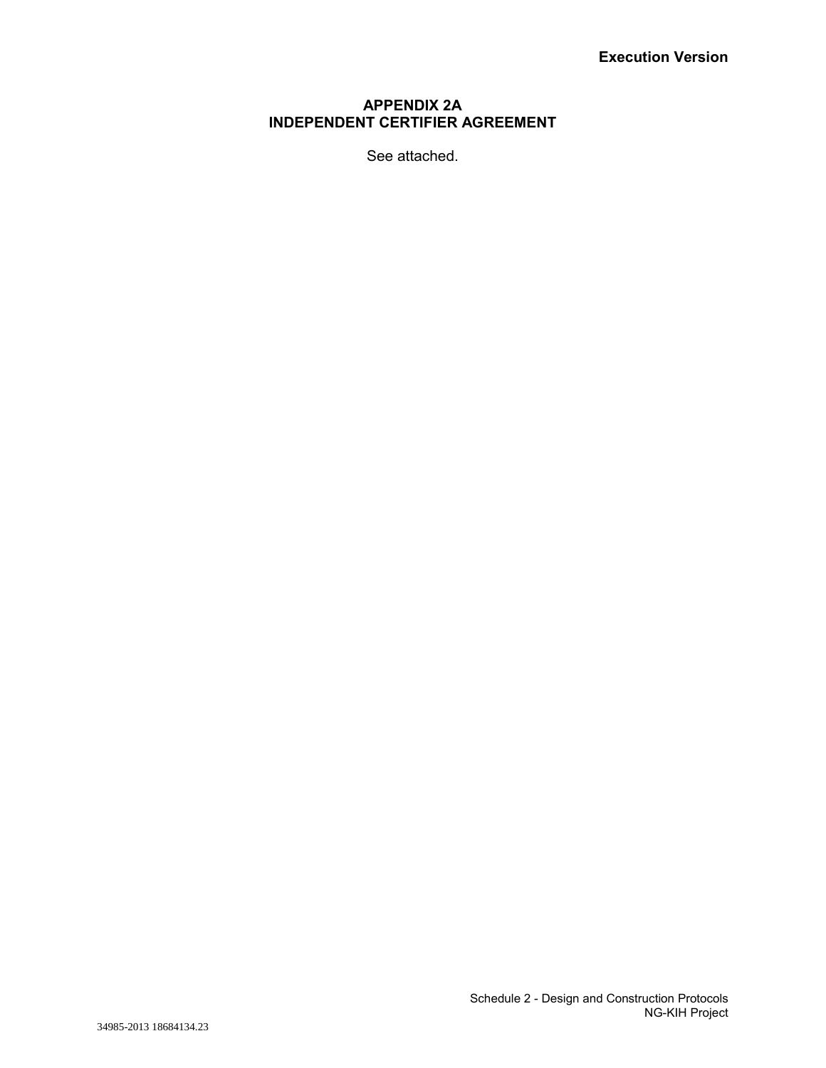# APPENDIX 2A
# INDEPENDENT CERTIFIER AGREEMENT

See attached.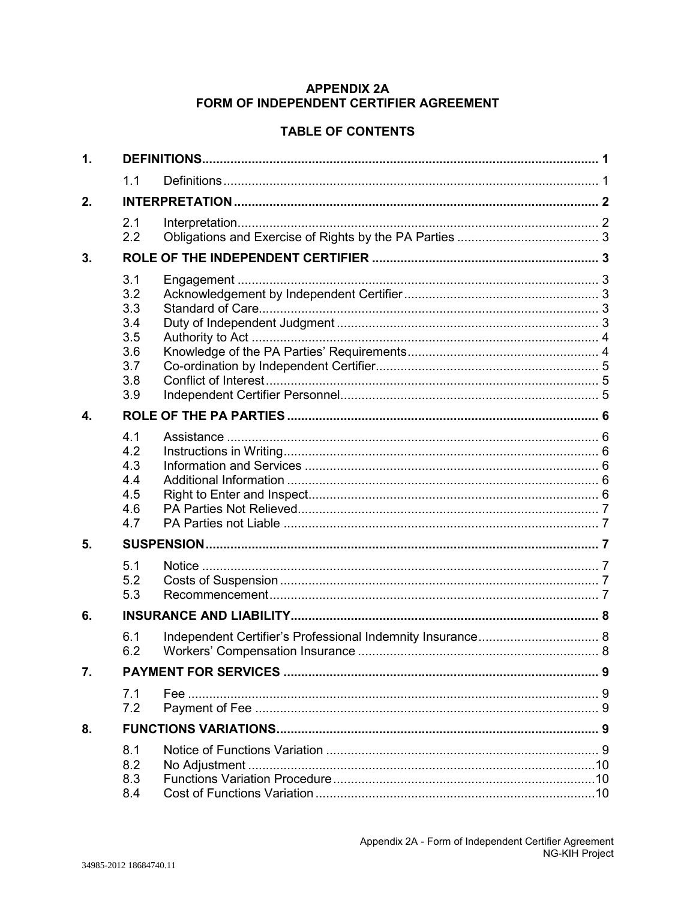# APPENDIX 2A
# FORM OF INDEPENDENT CERTIFIER AGREEMENT

## TABLE OF CONTENTS

| | | | |
|---|---|---|---|
| **1.** | **DEFINITIONS** | | **1** |
| | 1.1 | Definitions | 1 |
| **2.** | **INTERPRETATION** | | **2** |
| | 2.1 | Interpretation | 2 |
| | 2.2 | Obligations and Exercise of Rights by the PA Parties | 3 |
| **3.** | **ROLE OF THE INDEPENDENT CERTIFIER** | | **3** |
| | 3.1 | Engagement | 3 |
| | 3.2 | Acknowledgement by Independent Certifier | 3 |
| | 3.3 | Standard of Care | 3 |
| | 3.4 | Duty of Independent Judgment | 3 |
| | 3.5 | Authority to Act | 4 |
| | 3.6 | Knowledge of the PA Parties' Requirements | 4 |
| | 3.7 | Co-ordination by Independent Certifier | 5 |
| | 3.8 | Conflict of Interest | 5 |
| | 3.9 | Independent Certifier Personnel | 5 |
| **4.** | **ROLE OF THE PA PARTIES** | | **6** |
| | 4.1 | Assistance | 6 |
| | 4.2 | Instructions in Writing | 6 |
| | 4.3 | Information and Services | 6 |
| | 4.4 | Additional Information | 6 |
| | 4.5 | Right to Enter and Inspect | 6 |
| | 4.6 | PA Parties Not Relieved | 7 |
| | 4.7 | PA Parties not Liable | 7 |
| **5.** | **SUSPENSION** | | **7** |
| | 5.1 | Notice | 7 |
| | 5.2 | Costs of Suspension | 7 |
| | 5.3 | Recommencement | 7 |
| **6.** | **INSURANCE AND LIABILITY** | | **8** |
| | 6.1 | Independent Certifier's Professional Indemnity Insurance | 8 |
| | 6.2 | Workers' Compensation Insurance | 8 |
| **7.** | **PAYMENT FOR SERVICES** | | **9** |
| | 7.1 | Fee | 9 |
| | 7.2 | Payment of Fee | 9 |
| **8.** | **FUNCTIONS VARIATIONS** | | **9** |
| | 8.1 | Notice of Functions Variation | 9 |
| | 8.2 | No Adjustment | 10 |
| | 8.3 | Functions Variation Procedure | 10 |
| | 8.4 | Cost of Functions Variation | 10 |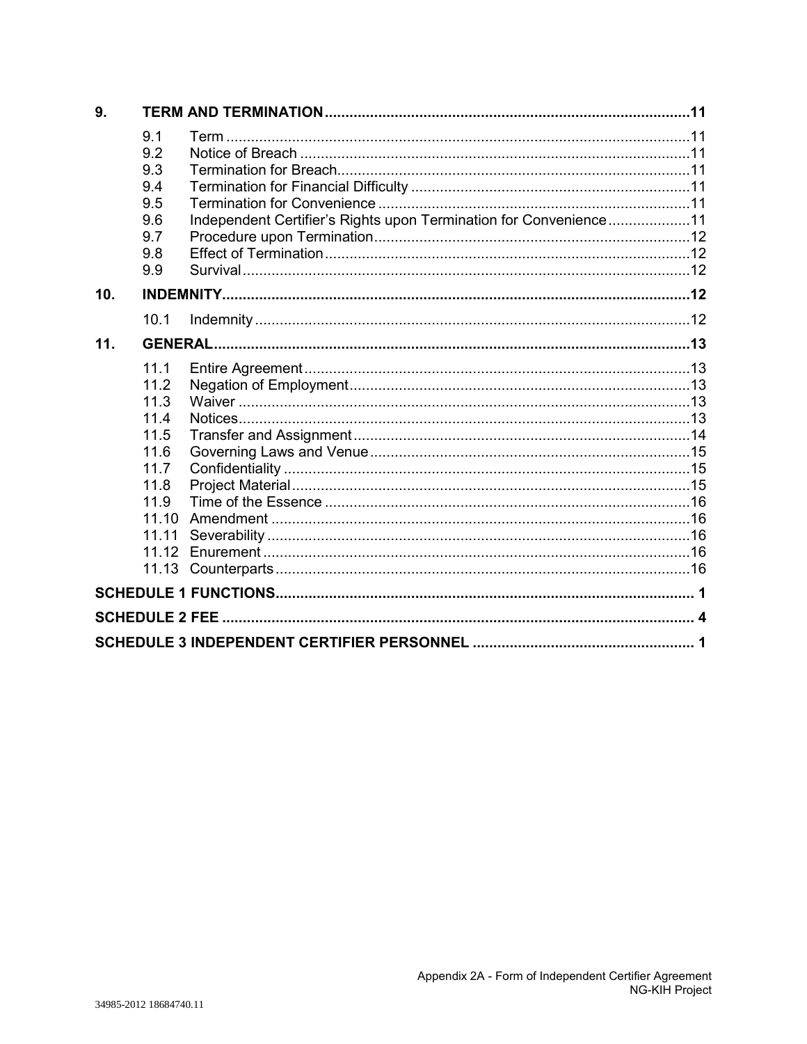| | | | |
|---|---|---|---|
| **9.** | **TERM AND TERMINATION** | | **11** |
| | 9.1 | Term | 11 |
| | 9.2 | Notice of Breach | 11 |
| | 9.3 | Termination for Breach | 11 |
| | 9.4 | Termination for Financial Difficulty | 11 |
| | 9.5 | Termination for Convenience | 11 |
| | 9.6 | Independent Certifier's Rights upon Termination for Convenience | 11 |
| | 9.7 | Procedure upon Termination | 12 |
| | 9.8 | Effect of Termination | 12 |
| | 9.9 | Survival | 12 |
| **10.** | **INDEMNITY** | | **12** |
| | 10.1 | Indemnity | 12 |
| **11.** | **GENERAL** | | **13** |
| | 11.1 | Entire Agreement | 13 |
| | 11.2 | Negation of Employment | 13 |
| | 11.3 | Waiver | 13 |
| | 11.4 | Notices | 13 |
| | 11.5 | Transfer and Assignment | 14 |
| | 11.6 | Governing Laws and Venue | 15 |
| | 11.7 | Confidentiality | 15 |
| | 11.8 | Project Material | 15 |
| | 11.9 | Time of the Essence | 16 |
| | 11.10 | Amendment | 16 |
| | 11.11 | Severability | 16 |
| | 11.12 | Enurement | 16 |
| | 11.13 | Counterparts | 16 |
| **SCHEDULE 1 FUNCTIONS** | | | **1** |
| **SCHEDULE 2 FEE** | | | **4** |
| **SCHEDULE 3 INDEPENDENT CERTIFIER PERSONNEL** | | | **1** |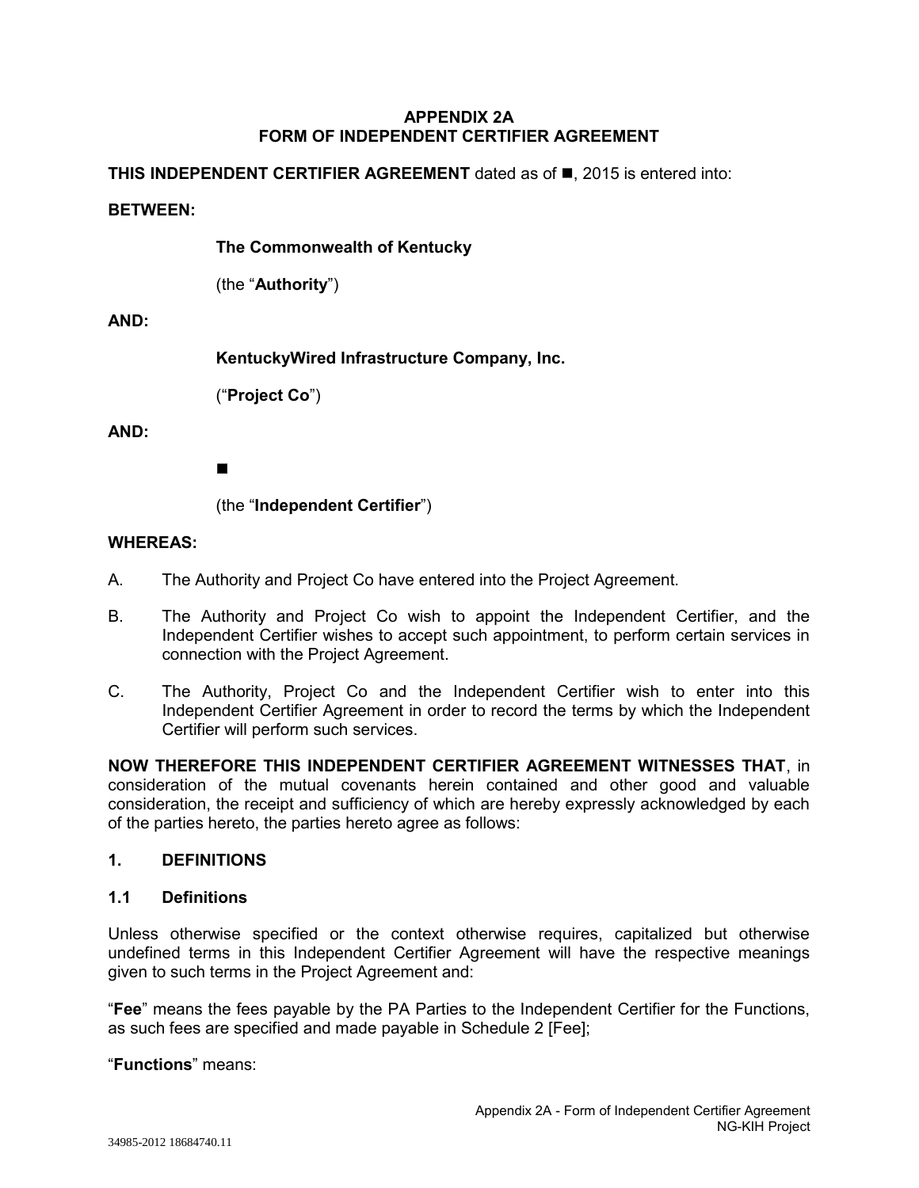**APPENDIX 2A**
**FORM OF INDEPENDENT CERTIFIER AGREEMENT**

**THIS INDEPENDENT CERTIFIER AGREEMENT** dated as of ■, 2015 is entered into:

**BETWEEN:**

**The Commonwealth of Kentucky**

(the "**Authority**")

**AND:**

**KentuckyWired Infrastructure Company, Inc.**

("**Project Co**")

**AND:**

■

(the "**Independent Certifier**")

**WHEREAS:**

A. The Authority and Project Co have entered into the Project Agreement.

B. The Authority and Project Co wish to appoint the Independent Certifier, and the Independent Certifier wishes to accept such appointment, to perform certain services in connection with the Project Agreement.

C. The Authority, Project Co and the Independent Certifier wish to enter into this Independent Certifier Agreement in order to record the terms by which the Independent Certifier will perform such services.

**NOW THEREFORE THIS INDEPENDENT CERTIFIER AGREEMENT WITNESSES THAT**, in consideration of the mutual covenants herein contained and other good and valuable consideration, the receipt and sufficiency of which are hereby expressly acknowledged by each of the parties hereto, the parties hereto agree as follows:

## 1. DEFINITIONS

### 1.1 Definitions

Unless otherwise specified or the context otherwise requires, capitalized but otherwise undefined terms in this Independent Certifier Agreement will have the respective meanings given to such terms in the Project Agreement and:

"**Fee**" means the fees payable by the PA Parties to the Independent Certifier for the Functions, as such fees are specified and made payable in Schedule 2 [Fee];

"**Functions**" means: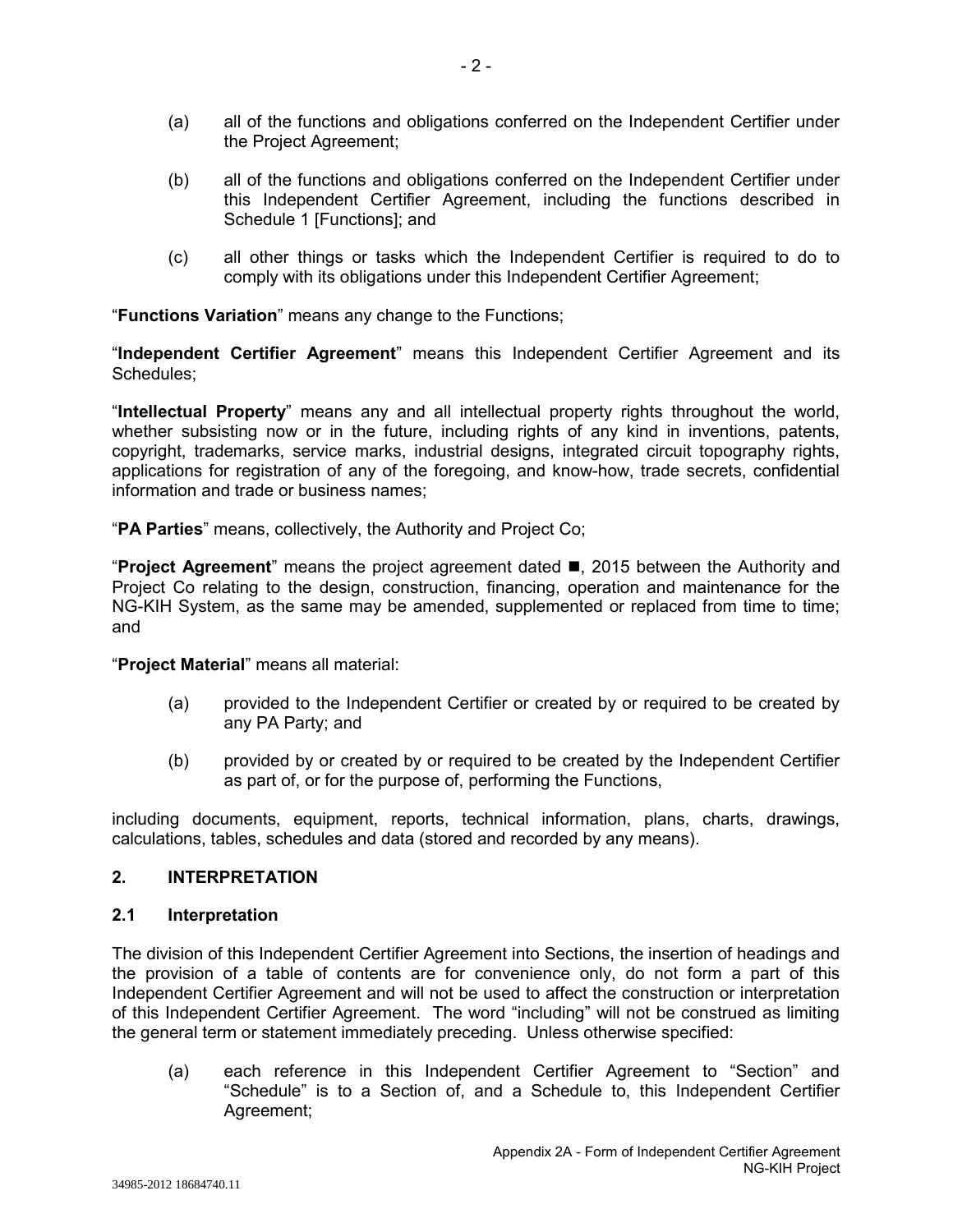(a) all of the functions and obligations conferred on the Independent Certifier under the Project Agreement;

(b) all of the functions and obligations conferred on the Independent Certifier under this Independent Certifier Agreement, including the functions described in Schedule 1 [Functions]; and

(c) all other things or tasks which the Independent Certifier is required to do to comply with its obligations under this Independent Certifier Agreement;

"**Functions Variation**" means any change to the Functions;

"**Independent Certifier Agreement**" means this Independent Certifier Agreement and its Schedules;

"**Intellectual Property**" means any and all intellectual property rights throughout the world, whether subsisting now or in the future, including rights of any kind in inventions, patents, copyright, trademarks, service marks, industrial designs, integrated circuit topography rights, applications for registration of any of the foregoing, and know-how, trade secrets, confidential information and trade or business names;

"**PA Parties**" means, collectively, the Authority and Project Co;

"**Project Agreement**" means the project agreement dated ■, 2015 between the Authority and Project Co relating to the design, construction, financing, operation and maintenance for the NG-KIH System, as the same may be amended, supplemented or replaced from time to time; and

"**Project Material**" means all material:

(a) provided to the Independent Certifier or created by or required to be created by any PA Party; and

(b) provided by or created by or required to be created by the Independent Certifier as part of, or for the purpose of, performing the Functions,

including documents, equipment, reports, technical information, plans, charts, drawings, calculations, tables, schedules and data (stored and recorded by any means).

## 2. INTERPRETATION

### 2.1 Interpretation

The division of this Independent Certifier Agreement into Sections, the insertion of headings and the provision of a table of contents are for convenience only, do not form a part of this Independent Certifier Agreement and will not be used to affect the construction or interpretation of this Independent Certifier Agreement. The word "including" will not be construed as limiting the general term or statement immediately preceding. Unless otherwise specified:

(a) each reference in this Independent Certifier Agreement to "Section" and "Schedule" is to a Section of, and a Schedule to, this Independent Certifier Agreement;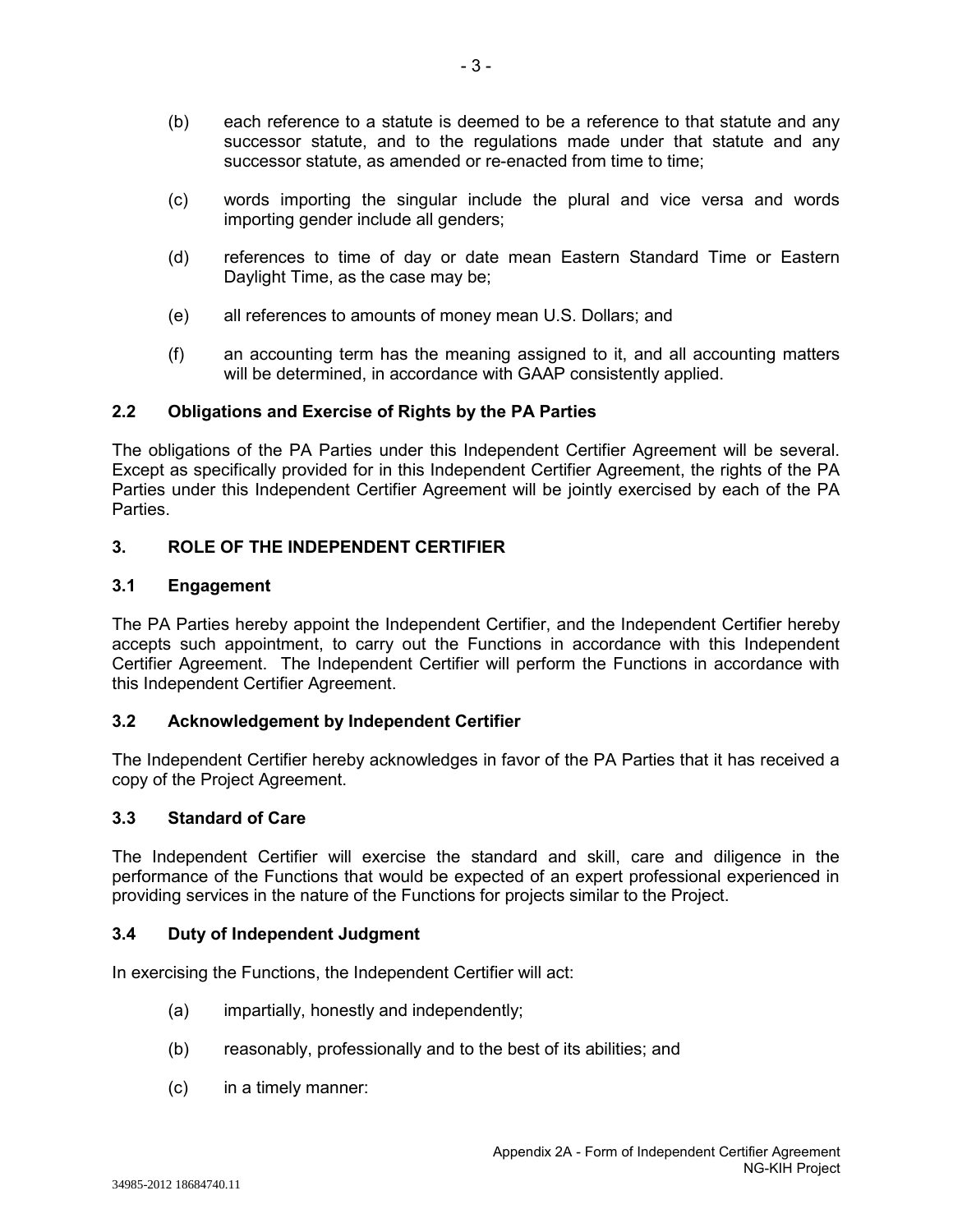(b) each reference to a statute is deemed to be a reference to that statute and any successor statute, and to the regulations made under that statute and any successor statute, as amended or re-enacted from time to time;

(c) words importing the singular include the plural and vice versa and words importing gender include all genders;

(d) references to time of day or date mean Eastern Standard Time or Eastern Daylight Time, as the case may be;

(e) all references to amounts of money mean U.S. Dollars; and

(f) an accounting term has the meaning assigned to it, and all accounting matters will be determined, in accordance with GAAP consistently applied.

### 2.2 Obligations and Exercise of Rights by the PA Parties

The obligations of the PA Parties under this Independent Certifier Agreement will be several. Except as specifically provided for in this Independent Certifier Agreement, the rights of the PA Parties under this Independent Certifier Agreement will be jointly exercised by each of the PA Parties.

## 3. ROLE OF THE INDEPENDENT CERTIFIER

### 3.1 Engagement

The PA Parties hereby appoint the Independent Certifier, and the Independent Certifier hereby accepts such appointment, to carry out the Functions in accordance with this Independent Certifier Agreement. The Independent Certifier will perform the Functions in accordance with this Independent Certifier Agreement.

### 3.2 Acknowledgement by Independent Certifier

The Independent Certifier hereby acknowledges in favor of the PA Parties that it has received a copy of the Project Agreement.

### 3.3 Standard of Care

The Independent Certifier will exercise the standard and skill, care and diligence in the performance of the Functions that would be expected of an expert professional experienced in providing services in the nature of the Functions for projects similar to the Project.

### 3.4 Duty of Independent Judgment

In exercising the Functions, the Independent Certifier will act:

(a) impartially, honestly and independently;

(b) reasonably, professionally and to the best of its abilities; and

(c) in a timely manner: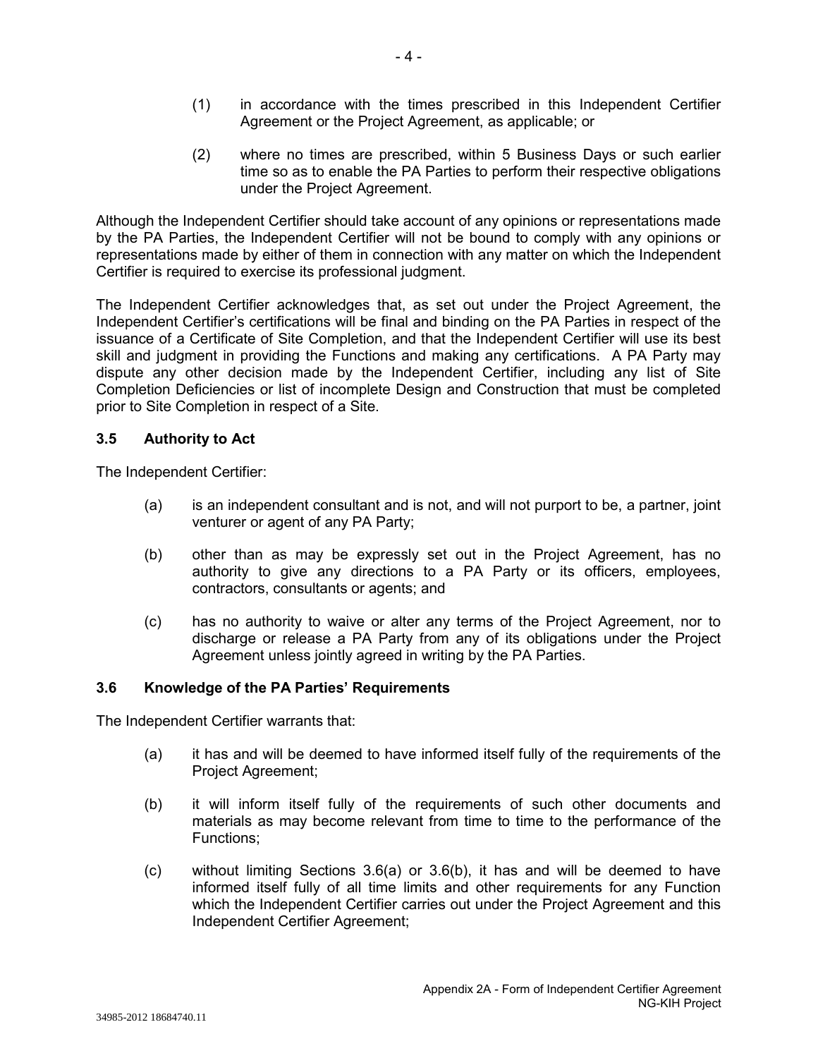(1) in accordance with the times prescribed in this Independent Certifier Agreement or the Project Agreement, as applicable; or

(2) where no times are prescribed, within 5 Business Days or such earlier time so as to enable the PA Parties to perform their respective obligations under the Project Agreement.

Although the Independent Certifier should take account of any opinions or representations made by the PA Parties, the Independent Certifier will not be bound to comply with any opinions or representations made by either of them in connection with any matter on which the Independent Certifier is required to exercise its professional judgment.

The Independent Certifier acknowledges that, as set out under the Project Agreement, the Independent Certifier's certifications will be final and binding on the PA Parties in respect of the issuance of a Certificate of Site Completion, and that the Independent Certifier will use its best skill and judgment in providing the Functions and making any certifications. A PA Party may dispute any other decision made by the Independent Certifier, including any list of Site Completion Deficiencies or list of incomplete Design and Construction that must be completed prior to Site Completion in respect of a Site.

### 3.5 Authority to Act

The Independent Certifier:

(a) is an independent consultant and is not, and will not purport to be, a partner, joint venturer or agent of any PA Party;

(b) other than as may be expressly set out in the Project Agreement, has no authority to give any directions to a PA Party or its officers, employees, contractors, consultants or agents; and

(c) has no authority to waive or alter any terms of the Project Agreement, nor to discharge or release a PA Party from any of its obligations under the Project Agreement unless jointly agreed in writing by the PA Parties.

### 3.6 Knowledge of the PA Parties' Requirements

The Independent Certifier warrants that:

(a) it has and will be deemed to have informed itself fully of the requirements of the Project Agreement;

(b) it will inform itself fully of the requirements of such other documents and materials as may become relevant from time to time to the performance of the Functions;

(c) without limiting Sections 3.6(a) or 3.6(b), it has and will be deemed to have informed itself fully of all time limits and other requirements for any Function which the Independent Certifier carries out under the Project Agreement and this Independent Certifier Agreement;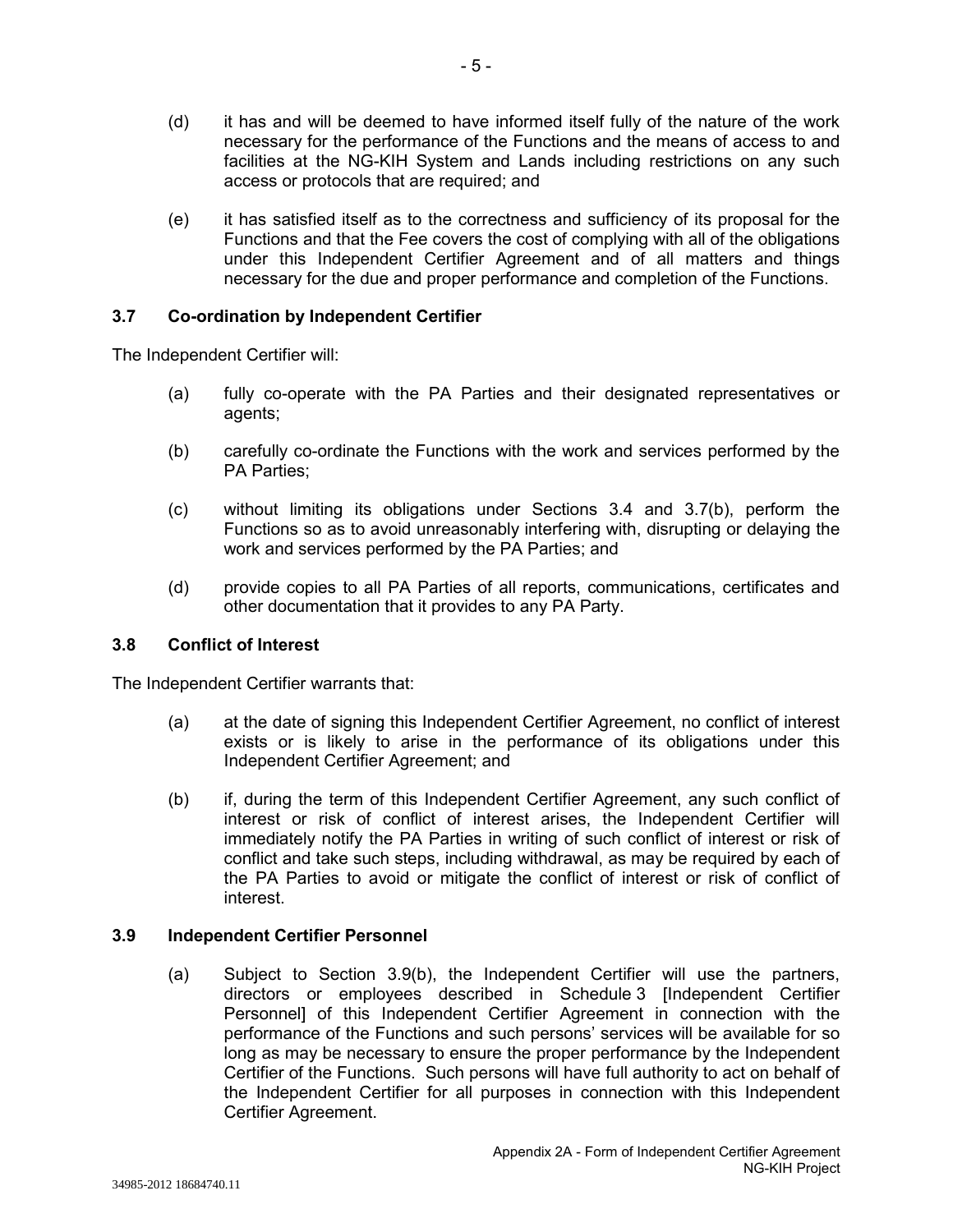(d) it has and will be deemed to have informed itself fully of the nature of the work necessary for the performance of the Functions and the means of access to and facilities at the NG-KIH System and Lands including restrictions on any such access or protocols that are required; and

(e) it has satisfied itself as to the correctness and sufficiency of its proposal for the Functions and that the Fee covers the cost of complying with all of the obligations under this Independent Certifier Agreement and of all matters and things necessary for the due and proper performance and completion of the Functions.

### 3.7 Co-ordination by Independent Certifier

The Independent Certifier will:

(a) fully co-operate with the PA Parties and their designated representatives or agents;

(b) carefully co-ordinate the Functions with the work and services performed by the PA Parties;

(c) without limiting its obligations under Sections 3.4 and 3.7(b), perform the Functions so as to avoid unreasonably interfering with, disrupting or delaying the work and services performed by the PA Parties; and

(d) provide copies to all PA Parties of all reports, communications, certificates and other documentation that it provides to any PA Party.

### 3.8 Conflict of Interest

The Independent Certifier warrants that:

(a) at the date of signing this Independent Certifier Agreement, no conflict of interest exists or is likely to arise in the performance of its obligations under this Independent Certifier Agreement; and

(b) if, during the term of this Independent Certifier Agreement, any such conflict of interest or risk of conflict of interest arises, the Independent Certifier will immediately notify the PA Parties in writing of such conflict of interest or risk of conflict and take such steps, including withdrawal, as may be required by each of the PA Parties to avoid or mitigate the conflict of interest or risk of conflict of interest.

### 3.9 Independent Certifier Personnel

(a) Subject to Section 3.9(b), the Independent Certifier will use the partners, directors or employees described in Schedule 3 [Independent Certifier Personnel] of this Independent Certifier Agreement in connection with the performance of the Functions and such persons' services will be available for so long as may be necessary to ensure the proper performance by the Independent Certifier of the Functions. Such persons will have full authority to act on behalf of the Independent Certifier for all purposes in connection with this Independent Certifier Agreement.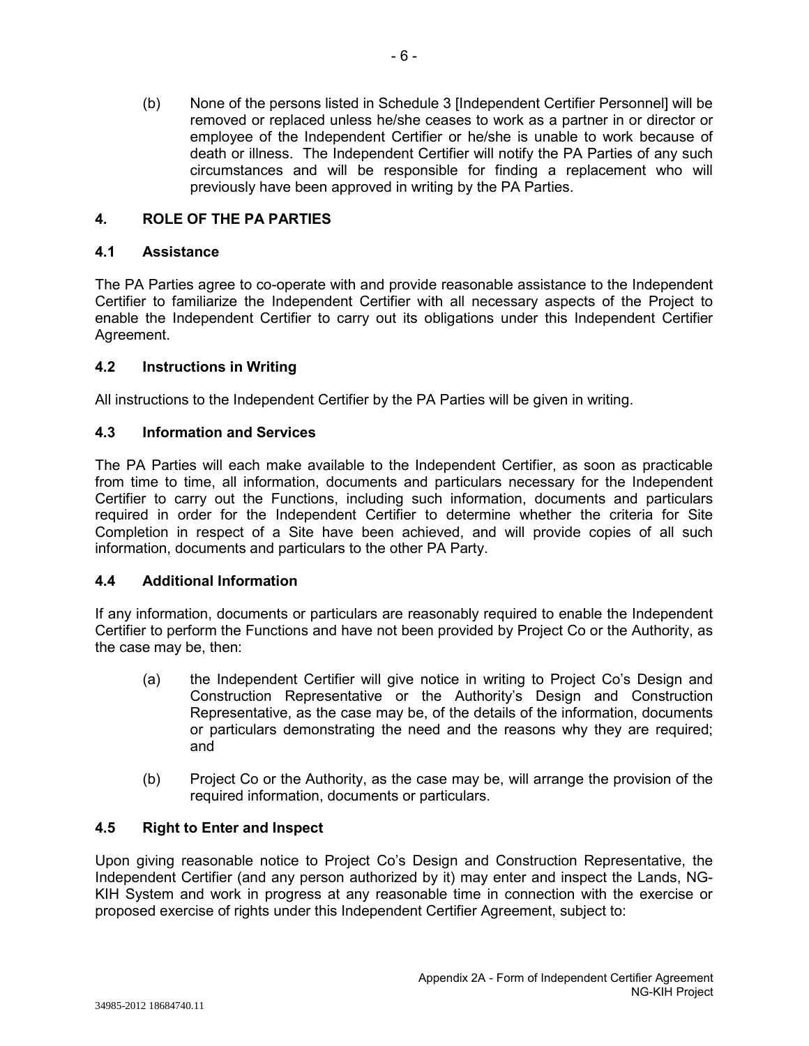(b) None of the persons listed in Schedule 3 [Independent Certifier Personnel] will be removed or replaced unless he/she ceases to work as a partner in or director or employee of the Independent Certifier or he/she is unable to work because of death or illness. The Independent Certifier will notify the PA Parties of any such circumstances and will be responsible for finding a replacement who will previously have been approved in writing by the PA Parties.

## 4. ROLE OF THE PA PARTIES

### 4.1 Assistance

The PA Parties agree to co-operate with and provide reasonable assistance to the Independent Certifier to familiarize the Independent Certifier with all necessary aspects of the Project to enable the Independent Certifier to carry out its obligations under this Independent Certifier Agreement.

### 4.2 Instructions in Writing

All instructions to the Independent Certifier by the PA Parties will be given in writing.

### 4.3 Information and Services

The PA Parties will each make available to the Independent Certifier, as soon as practicable from time to time, all information, documents and particulars necessary for the Independent Certifier to carry out the Functions, including such information, documents and particulars required in order for the Independent Certifier to determine whether the criteria for Site Completion in respect of a Site have been achieved, and will provide copies of all such information, documents and particulars to the other PA Party.

### 4.4 Additional Information

If any information, documents or particulars are reasonably required to enable the Independent Certifier to perform the Functions and have not been provided by Project Co or the Authority, as the case may be, then:

(a) the Independent Certifier will give notice in writing to Project Co's Design and Construction Representative or the Authority's Design and Construction Representative, as the case may be, of the details of the information, documents or particulars demonstrating the need and the reasons why they are required; and

(b) Project Co or the Authority, as the case may be, will arrange the provision of the required information, documents or particulars.

### 4.5 Right to Enter and Inspect

Upon giving reasonable notice to Project Co's Design and Construction Representative, the Independent Certifier (and any person authorized by it) may enter and inspect the Lands, NG-KIH System and work in progress at any reasonable time in connection with the exercise or proposed exercise of rights under this Independent Certifier Agreement, subject to: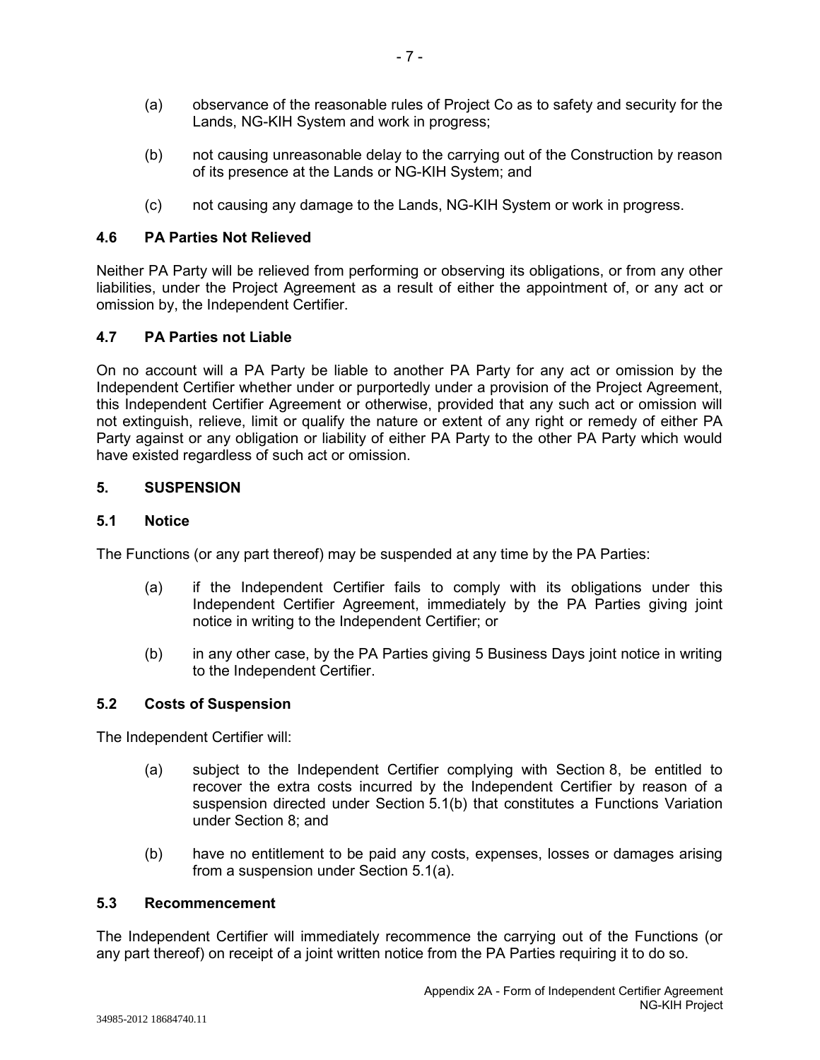(a) observance of the reasonable rules of Project Co as to safety and security for the Lands, NG-KIH System and work in progress;

(b) not causing unreasonable delay to the carrying out of the Construction by reason of its presence at the Lands or NG-KIH System; and

(c) not causing any damage to the Lands, NG-KIH System or work in progress.

### 4.6 PA Parties Not Relieved

Neither PA Party will be relieved from performing or observing its obligations, or from any other liabilities, under the Project Agreement as a result of either the appointment of, or any act or omission by, the Independent Certifier.

### 4.7 PA Parties not Liable

On no account will a PA Party be liable to another PA Party for any act or omission by the Independent Certifier whether under or purportedly under a provision of the Project Agreement, this Independent Certifier Agreement or otherwise, provided that any such act or omission will not extinguish, relieve, limit or qualify the nature or extent of any right or remedy of either PA Party against or any obligation or liability of either PA Party to the other PA Party which would have existed regardless of such act or omission.

## 5. SUSPENSION

### 5.1 Notice

The Functions (or any part thereof) may be suspended at any time by the PA Parties:

(a) if the Independent Certifier fails to comply with its obligations under this Independent Certifier Agreement, immediately by the PA Parties giving joint notice in writing to the Independent Certifier; or

(b) in any other case, by the PA Parties giving 5 Business Days joint notice in writing to the Independent Certifier.

### 5.2 Costs of Suspension

The Independent Certifier will:

(a) subject to the Independent Certifier complying with Section 8, be entitled to recover the extra costs incurred by the Independent Certifier by reason of a suspension directed under Section 5.1(b) that constitutes a Functions Variation under Section 8; and

(b) have no entitlement to be paid any costs, expenses, losses or damages arising from a suspension under Section 5.1(a).

### 5.3 Recommencement

The Independent Certifier will immediately recommence the carrying out of the Functions (or any part thereof) on receipt of a joint written notice from the PA Parties requiring it to do so.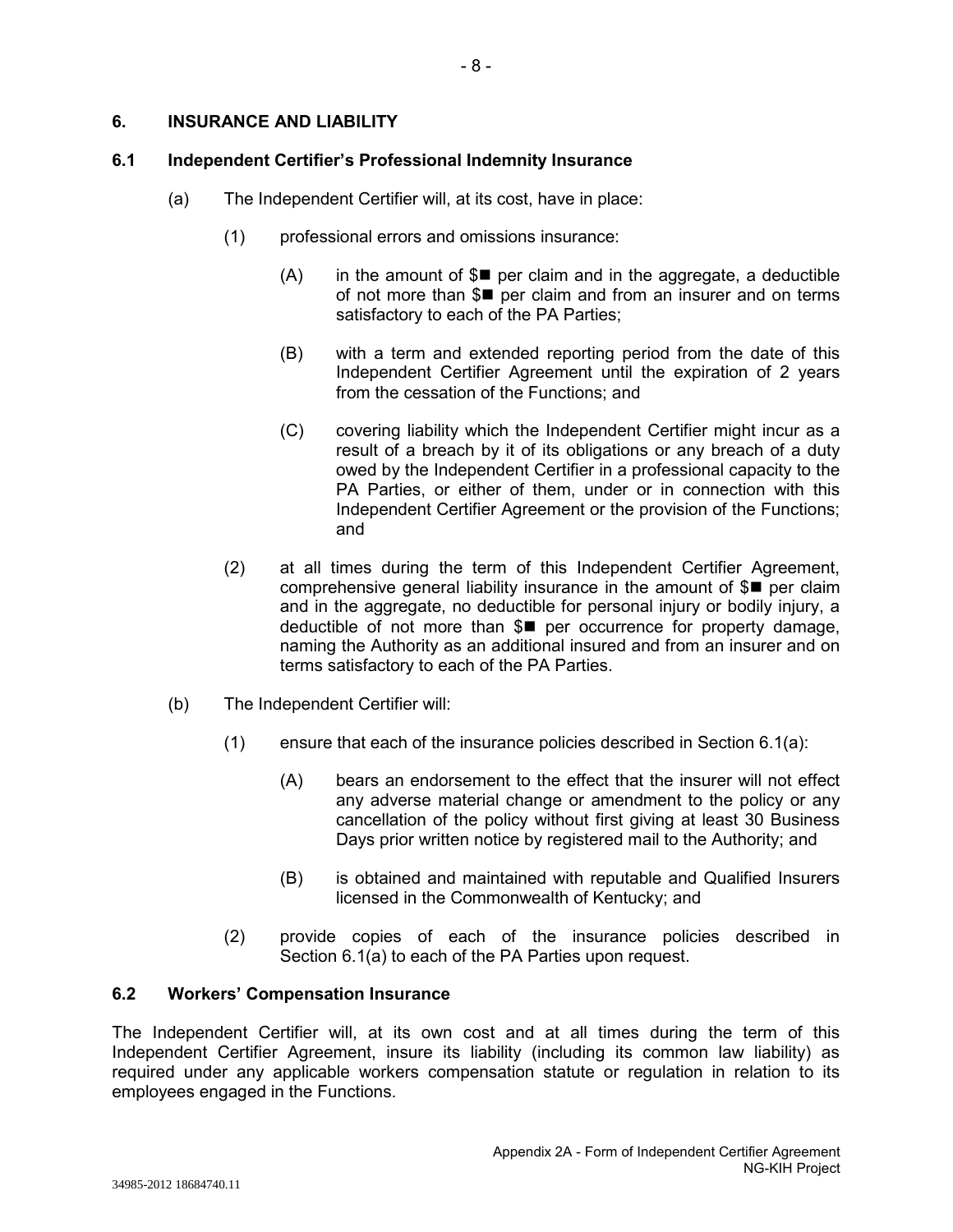## 6. INSURANCE AND LIABILITY

### 6.1 Independent Certifier's Professional Indemnity Insurance

(a) The Independent Certifier will, at its cost, have in place:

(1) professional errors and omissions insurance:

(A) in the amount of $■ per claim and in the aggregate, a deductible of not more than $■ per claim and from an insurer and on terms satisfactory to each of the PA Parties;

(B) with a term and extended reporting period from the date of this Independent Certifier Agreement until the expiration of 2 years from the cessation of the Functions; and

(C) covering liability which the Independent Certifier might incur as a result of a breach by it of its obligations or any breach of a duty owed by the Independent Certifier in a professional capacity to the PA Parties, or either of them, under or in connection with this Independent Certifier Agreement or the provision of the Functions; and

(2) at all times during the term of this Independent Certifier Agreement, comprehensive general liability insurance in the amount of $■ per claim and in the aggregate, no deductible for personal injury or bodily injury, a deductible of not more than $■ per occurrence for property damage, naming the Authority as an additional insured and from an insurer and on terms satisfactory to each of the PA Parties.

(b) The Independent Certifier will:

(1) ensure that each of the insurance policies described in Section 6.1(a):

(A) bears an endorsement to the effect that the insurer will not effect any adverse material change or amendment to the policy or any cancellation of the policy without first giving at least 30 Business Days prior written notice by registered mail to the Authority; and

(B) is obtained and maintained with reputable and Qualified Insurers licensed in the Commonwealth of Kentucky; and

(2) provide copies of each of the insurance policies described in Section 6.1(a) to each of the PA Parties upon request.

### 6.2 Workers' Compensation Insurance

The Independent Certifier will, at its own cost and at all times during the term of this Independent Certifier Agreement, insure its liability (including its common law liability) as required under any applicable workers compensation statute or regulation in relation to its employees engaged in the Functions.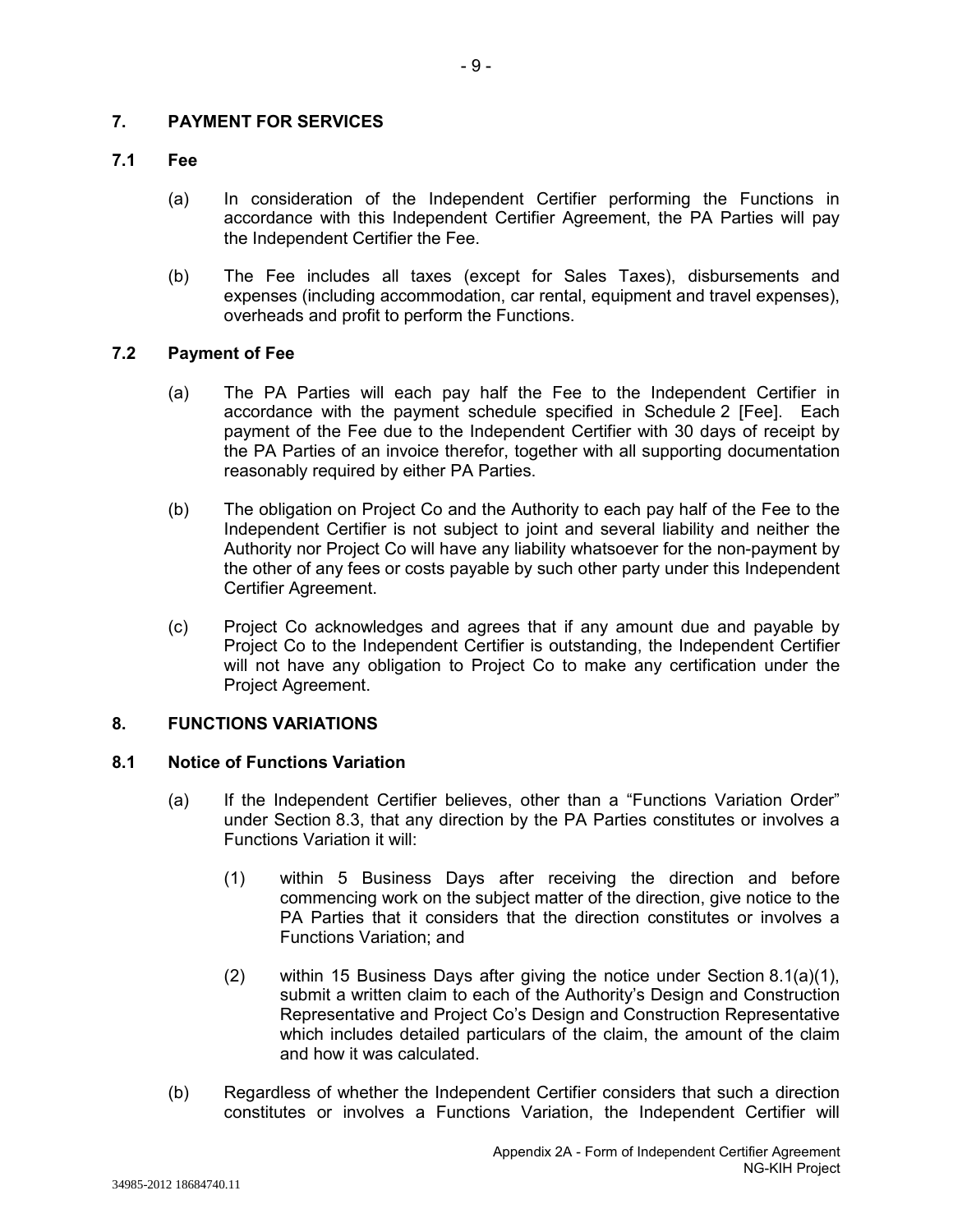## 7. PAYMENT FOR SERVICES

### 7.1 Fee

(a) In consideration of the Independent Certifier performing the Functions in accordance with this Independent Certifier Agreement, the PA Parties will pay the Independent Certifier the Fee.

(b) The Fee includes all taxes (except for Sales Taxes), disbursements and expenses (including accommodation, car rental, equipment and travel expenses), overheads and profit to perform the Functions.

### 7.2 Payment of Fee

(a) The PA Parties will each pay half the Fee to the Independent Certifier in accordance with the payment schedule specified in Schedule 2 [Fee]. Each payment of the Fee due to the Independent Certifier with 30 days of receipt by the PA Parties of an invoice therefor, together with all supporting documentation reasonably required by either PA Parties.

(b) The obligation on Project Co and the Authority to each pay half of the Fee to the Independent Certifier is not subject to joint and several liability and neither the Authority nor Project Co will have any liability whatsoever for the non-payment by the other of any fees or costs payable by such other party under this Independent Certifier Agreement.

(c) Project Co acknowledges and agrees that if any amount due and payable by Project Co to the Independent Certifier is outstanding, the Independent Certifier will not have any obligation to Project Co to make any certification under the Project Agreement.

## 8. FUNCTIONS VARIATIONS

### 8.1 Notice of Functions Variation

(a) If the Independent Certifier believes, other than a "Functions Variation Order" under Section 8.3, that any direction by the PA Parties constitutes or involves a Functions Variation it will:

   (1) within 5 Business Days after receiving the direction and before commencing work on the subject matter of the direction, give notice to the PA Parties that it considers that the direction constitutes or involves a Functions Variation; and

   (2) within 15 Business Days after giving the notice under Section 8.1(a)(1), submit a written claim to each of the Authority's Design and Construction Representative and Project Co's Design and Construction Representative which includes detailed particulars of the claim, the amount of the claim and how it was calculated.

(b) Regardless of whether the Independent Certifier considers that such a direction constitutes or involves a Functions Variation, the Independent Certifier will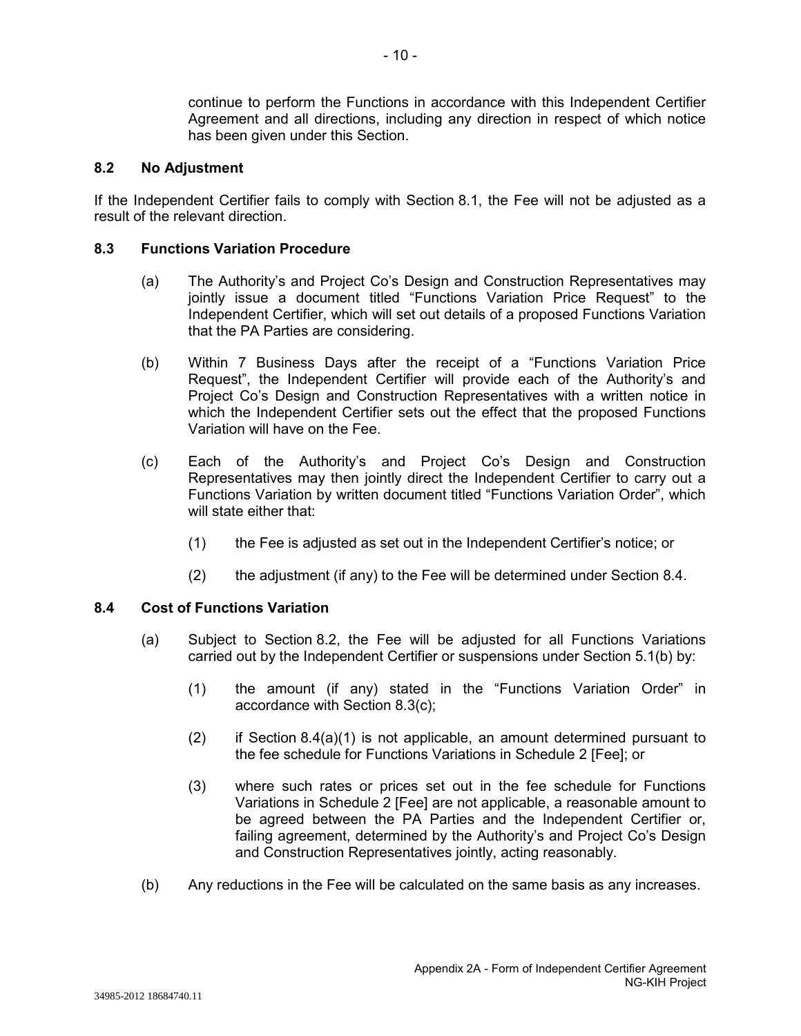continue to perform the Functions in accordance with this Independent Certifier Agreement and all directions, including any direction in respect of which notice has been given under this Section.

### 8.2 No Adjustment

If the Independent Certifier fails to comply with Section 8.1, the Fee will not be adjusted as a result of the relevant direction.

### 8.3 Functions Variation Procedure

(a) The Authority's and Project Co's Design and Construction Representatives may jointly issue a document titled "Functions Variation Price Request" to the Independent Certifier, which will set out details of a proposed Functions Variation that the PA Parties are considering.

(b) Within 7 Business Days after the receipt of a "Functions Variation Price Request", the Independent Certifier will provide each of the Authority's and Project Co's Design and Construction Representatives with a written notice in which the Independent Certifier sets out the effect that the proposed Functions Variation will have on the Fee.

(c) Each of the Authority's and Project Co's Design and Construction Representatives may then jointly direct the Independent Certifier to carry out a Functions Variation by written document titled "Functions Variation Order", which will state either that:

(1) the Fee is adjusted as set out in the Independent Certifier's notice; or

(2) the adjustment (if any) to the Fee will be determined under Section 8.4.

### 8.4 Cost of Functions Variation

(a) Subject to Section 8.2, the Fee will be adjusted for all Functions Variations carried out by the Independent Certifier or suspensions under Section 5.1(b) by:

(1) the amount (if any) stated in the "Functions Variation Order" in accordance with Section 8.3(c);

(2) if Section 8.4(a)(1) is not applicable, an amount determined pursuant to the fee schedule for Functions Variations in Schedule 2 [Fee]; or

(3) where such rates or prices set out in the fee schedule for Functions Variations in Schedule 2 [Fee] are not applicable, a reasonable amount to be agreed between the PA Parties and the Independent Certifier or, failing agreement, determined by the Authority's and Project Co's Design and Construction Representatives jointly, acting reasonably.

(b) Any reductions in the Fee will be calculated on the same basis as any increases.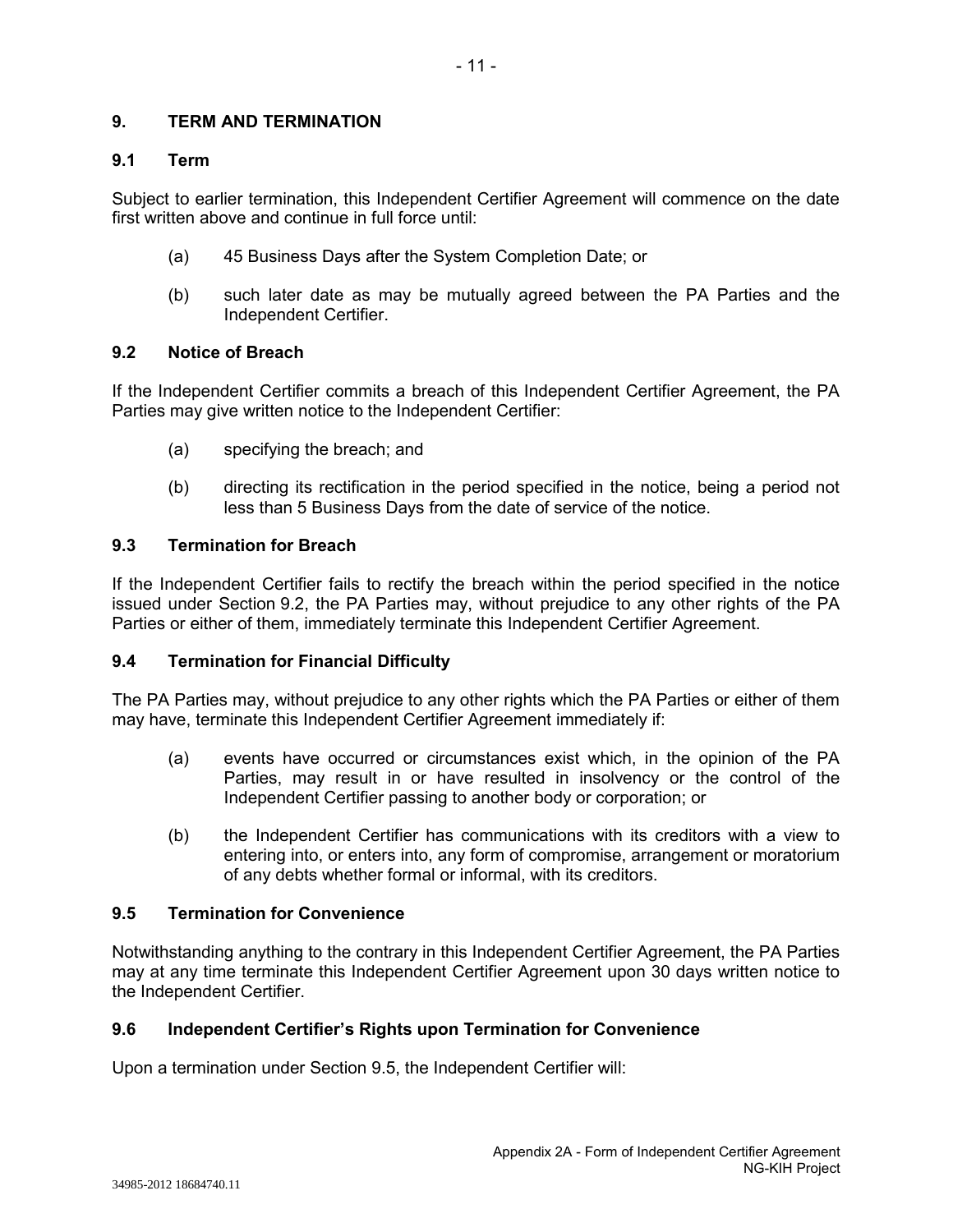## 9. TERM AND TERMINATION

### 9.1 Term

Subject to earlier termination, this Independent Certifier Agreement will commence on the date first written above and continue in full force until:

(a) 45 Business Days after the System Completion Date; or

(b) such later date as may be mutually agreed between the PA Parties and the Independent Certifier.

### 9.2 Notice of Breach

If the Independent Certifier commits a breach of this Independent Certifier Agreement, the PA Parties may give written notice to the Independent Certifier:

(a) specifying the breach; and

(b) directing its rectification in the period specified in the notice, being a period not less than 5 Business Days from the date of service of the notice.

### 9.3 Termination for Breach

If the Independent Certifier fails to rectify the breach within the period specified in the notice issued under Section 9.2, the PA Parties may, without prejudice to any other rights of the PA Parties or either of them, immediately terminate this Independent Certifier Agreement.

### 9.4 Termination for Financial Difficulty

The PA Parties may, without prejudice to any other rights which the PA Parties or either of them may have, terminate this Independent Certifier Agreement immediately if:

(a) events have occurred or circumstances exist which, in the opinion of the PA Parties, may result in or have resulted in insolvency or the control of the Independent Certifier passing to another body or corporation; or

(b) the Independent Certifier has communications with its creditors with a view to entering into, or enters into, any form of compromise, arrangement or moratorium of any debts whether formal or informal, with its creditors.

### 9.5 Termination for Convenience

Notwithstanding anything to the contrary in this Independent Certifier Agreement, the PA Parties may at any time terminate this Independent Certifier Agreement upon 30 days written notice to the Independent Certifier.

### 9.6 Independent Certifier's Rights upon Termination for Convenience

Upon a termination under Section 9.5, the Independent Certifier will: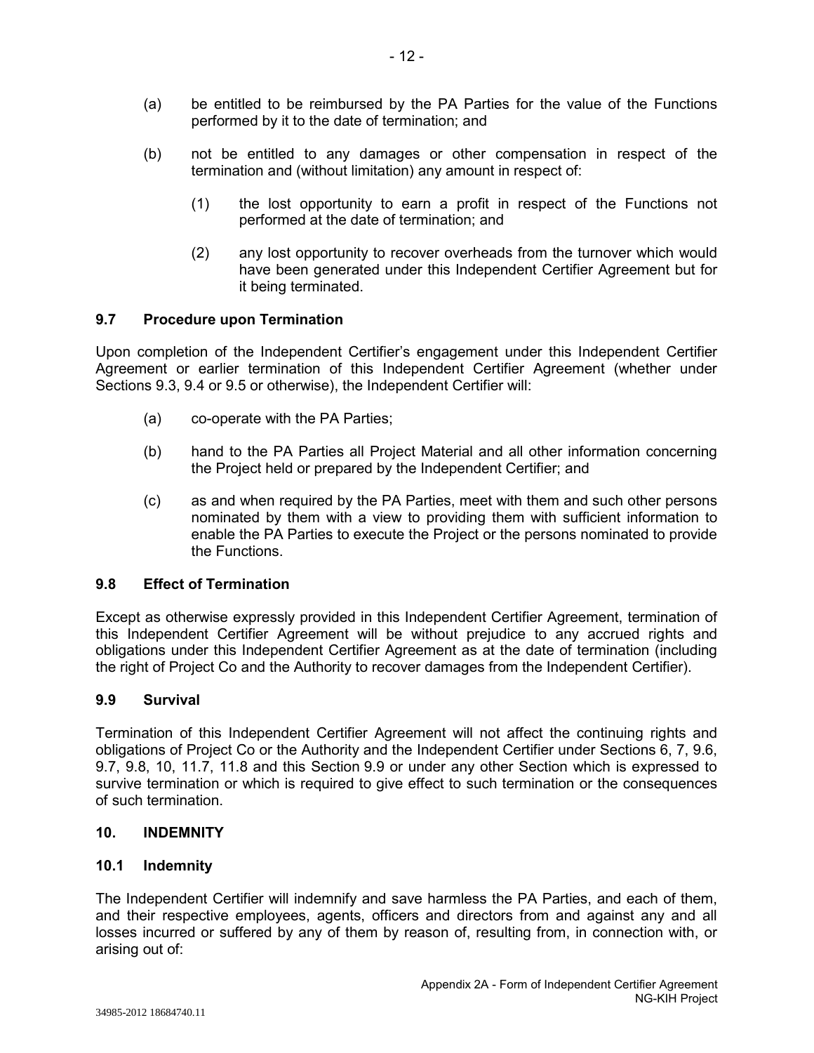(a) be entitled to be reimbursed by the PA Parties for the value of the Functions performed by it to the date of termination; and

(b) not be entitled to any damages or other compensation in respect of the termination and (without limitation) any amount in respect of:

   (1) the lost opportunity to earn a profit in respect of the Functions not performed at the date of termination; and

   (2) any lost opportunity to recover overheads from the turnover which would have been generated under this Independent Certifier Agreement but for it being terminated.

### 9.7 Procedure upon Termination

Upon completion of the Independent Certifier's engagement under this Independent Certifier Agreement or earlier termination of this Independent Certifier Agreement (whether under Sections 9.3, 9.4 or 9.5 or otherwise), the Independent Certifier will:

(a) co-operate with the PA Parties;

(b) hand to the PA Parties all Project Material and all other information concerning the Project held or prepared by the Independent Certifier; and

(c) as and when required by the PA Parties, meet with them and such other persons nominated by them with a view to providing them with sufficient information to enable the PA Parties to execute the Project or the persons nominated to provide the Functions.

### 9.8 Effect of Termination

Except as otherwise expressly provided in this Independent Certifier Agreement, termination of this Independent Certifier Agreement will be without prejudice to any accrued rights and obligations under this Independent Certifier Agreement as at the date of termination (including the right of Project Co and the Authority to recover damages from the Independent Certifier).

### 9.9 Survival

Termination of this Independent Certifier Agreement will not affect the continuing rights and obligations of Project Co or the Authority and the Independent Certifier under Sections 6, 7, 9.6, 9.7, 9.8, 10, 11.7, 11.8 and this Section 9.9 or under any other Section which is expressed to survive termination or which is required to give effect to such termination or the consequences of such termination.

## 10. INDEMNITY

### 10.1 Indemnity

The Independent Certifier will indemnify and save harmless the PA Parties, and each of them, and their respective employees, agents, officers and directors from and against any and all losses incurred or suffered by any of them by reason of, resulting from, in connection with, or arising out of: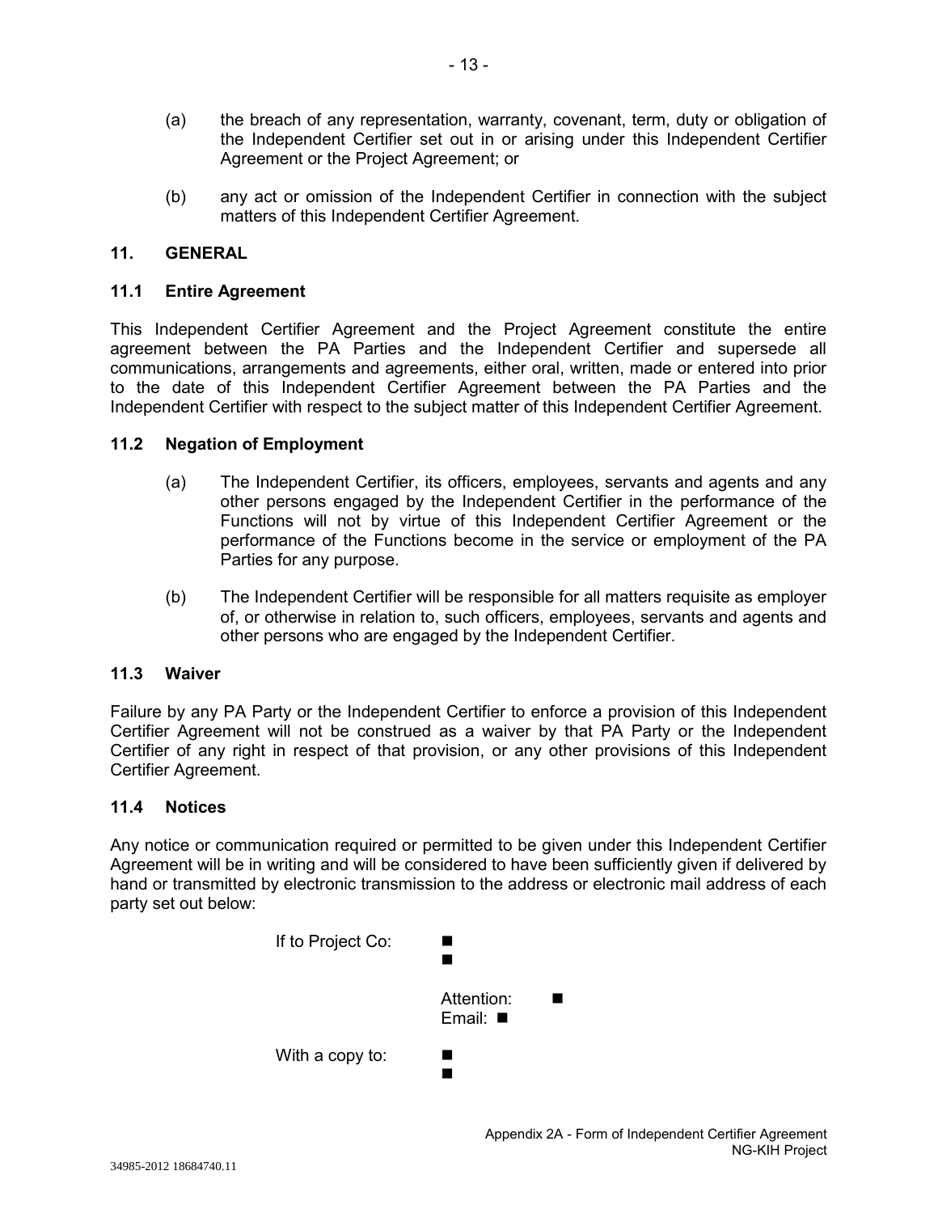(a) the breach of any representation, warranty, covenant, term, duty or obligation of the Independent Certifier set out in or arising under this Independent Certifier Agreement or the Project Agreement; or

(b) any act or omission of the Independent Certifier in connection with the subject matters of this Independent Certifier Agreement.

## 11. GENERAL

### 11.1 Entire Agreement

This Independent Certifier Agreement and the Project Agreement constitute the entire agreement between the PA Parties and the Independent Certifier and supersede all communications, arrangements and agreements, either oral, written, made or entered into prior to the date of this Independent Certifier Agreement between the PA Parties and the Independent Certifier with respect to the subject matter of this Independent Certifier Agreement.

### 11.2 Negation of Employment

(a) The Independent Certifier, its officers, employees, servants and agents and any other persons engaged by the Independent Certifier in the performance of the Functions will not by virtue of this Independent Certifier Agreement or the performance of the Functions become in the service or employment of the PA Parties for any purpose.

(b) The Independent Certifier will be responsible for all matters requisite as employer of, or otherwise in relation to, such officers, employees, servants and agents and other persons who are engaged by the Independent Certifier.

### 11.3 Waiver

Failure by any PA Party or the Independent Certifier to enforce a provision of this Independent Certifier Agreement will not be construed as a waiver by that PA Party or the Independent Certifier of any right in respect of that provision, or any other provisions of this Independent Certifier Agreement.

### 11.4 Notices

Any notice or communication required or permitted to be given under this Independent Certifier Agreement will be in writing and will be considered to have been sufficiently given if delivered by hand or transmitted by electronic transmission to the address or electronic mail address of each party set out below:

If to Project Co: ■
■

Attention: ■
Email: ■

With a copy to: ■
■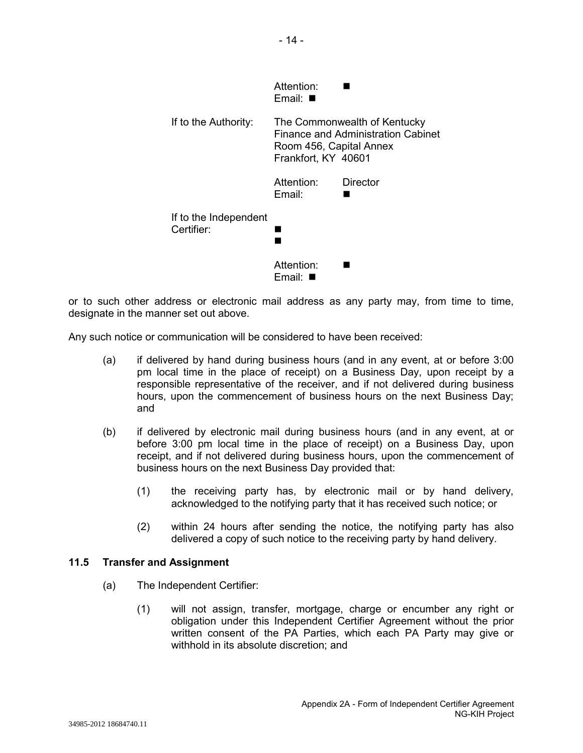Attention: ■
Email: ■

If to the Authority: The Commonwealth of Kentucky
Finance and Administration Cabinet
Room 456, Capital Annex
Frankfort, KY 40601

Attention: Director
Email: ■

If to the Independent Certifier: ■
■

Attention: ■
Email: ■

or to such other address or electronic mail address as any party may, from time to time, designate in the manner set out above.

Any such notice or communication will be considered to have been received:

(a) if delivered by hand during business hours (and in any event, at or before 3:00 pm local time in the place of receipt) on a Business Day, upon receipt by a responsible representative of the receiver, and if not delivered during business hours, upon the commencement of business hours on the next Business Day; and

(b) if delivered by electronic mail during business hours (and in any event, at or before 3:00 pm local time in the place of receipt) on a Business Day, upon receipt, and if not delivered during business hours, upon the commencement of business hours on the next Business Day provided that:

(1) the receiving party has, by electronic mail or by hand delivery, acknowledged to the notifying party that it has received such notice; or

(2) within 24 hours after sending the notice, the notifying party has also delivered a copy of such notice to the receiving party by hand delivery.

### 11.5 Transfer and Assignment

(a) The Independent Certifier:

(1) will not assign, transfer, mortgage, charge or encumber any right or obligation under this Independent Certifier Agreement without the prior written consent of the PA Parties, which each PA Party may give or withhold in its absolute discretion; and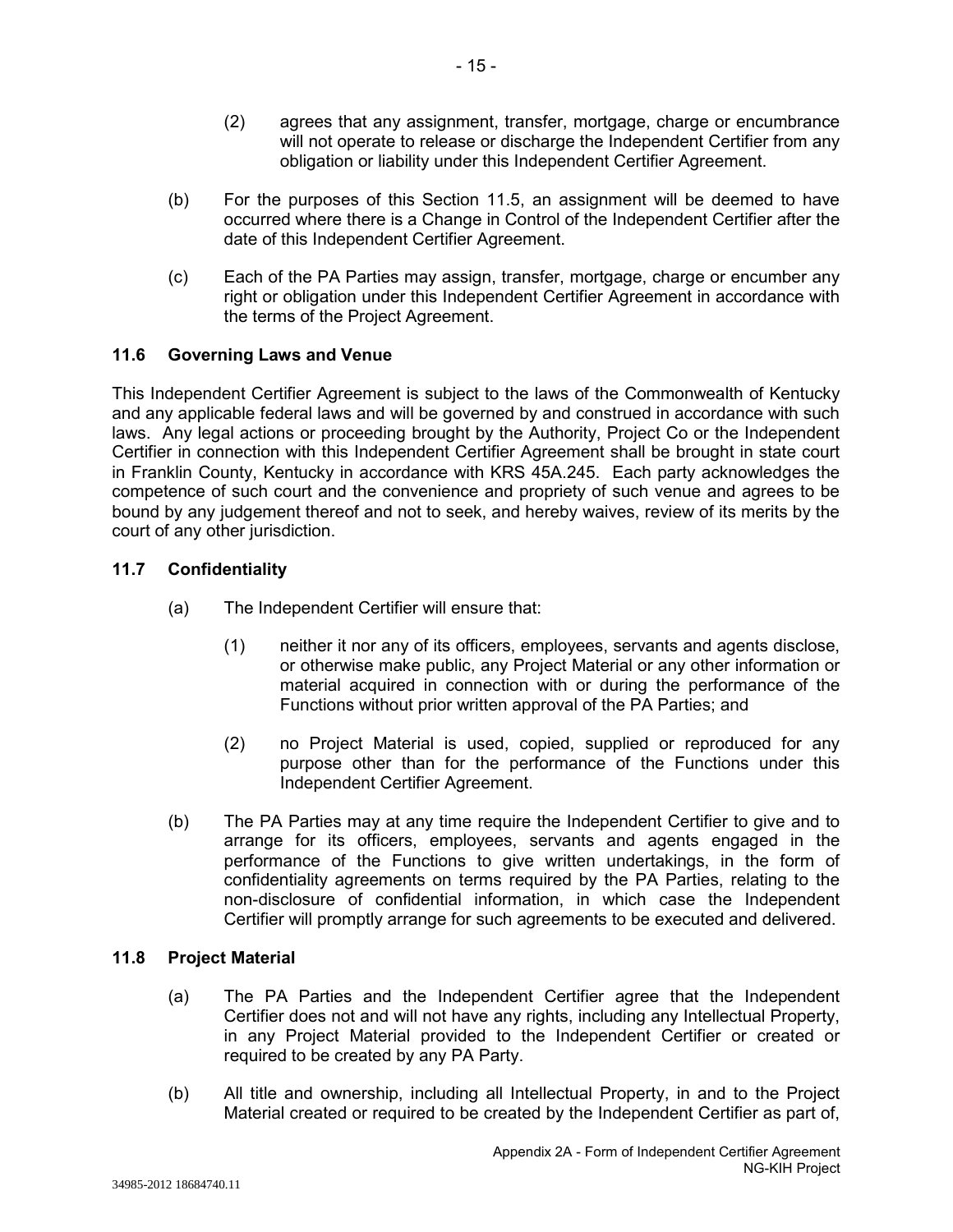(2) agrees that any assignment, transfer, mortgage, charge or encumbrance will not operate to release or discharge the Independent Certifier from any obligation or liability under this Independent Certifier Agreement.

(b) For the purposes of this Section 11.5, an assignment will be deemed to have occurred where there is a Change in Control of the Independent Certifier after the date of this Independent Certifier Agreement.

(c) Each of the PA Parties may assign, transfer, mortgage, charge or encumber any right or obligation under this Independent Certifier Agreement in accordance with the terms of the Project Agreement.

### 11.6 Governing Laws and Venue

This Independent Certifier Agreement is subject to the laws of the Commonwealth of Kentucky and any applicable federal laws and will be governed by and construed in accordance with such laws. Any legal actions or proceeding brought by the Authority, Project Co or the Independent Certifier in connection with this Independent Certifier Agreement shall be brought in state court in Franklin County, Kentucky in accordance with KRS 45A.245. Each party acknowledges the competence of such court and the convenience and propriety of such venue and agrees to be bound by any judgement thereof and not to seek, and hereby waives, review of its merits by the court of any other jurisdiction.

### 11.7 Confidentiality

(a) The Independent Certifier will ensure that:

(1) neither it nor any of its officers, employees, servants and agents disclose, or otherwise make public, any Project Material or any other information or material acquired in connection with or during the performance of the Functions without prior written approval of the PA Parties; and

(2) no Project Material is used, copied, supplied or reproduced for any purpose other than for the performance of the Functions under this Independent Certifier Agreement.

(b) The PA Parties may at any time require the Independent Certifier to give and to arrange for its officers, employees, servants and agents engaged in the performance of the Functions to give written undertakings, in the form of confidentiality agreements on terms required by the PA Parties, relating to the non-disclosure of confidential information, in which case the Independent Certifier will promptly arrange for such agreements to be executed and delivered.

### 11.8 Project Material

(a) The PA Parties and the Independent Certifier agree that the Independent Certifier does not and will not have any rights, including any Intellectual Property, in any Project Material provided to the Independent Certifier or created or required to be created by any PA Party.

(b) All title and ownership, including all Intellectual Property, in and to the Project Material created or required to be created by the Independent Certifier as part of,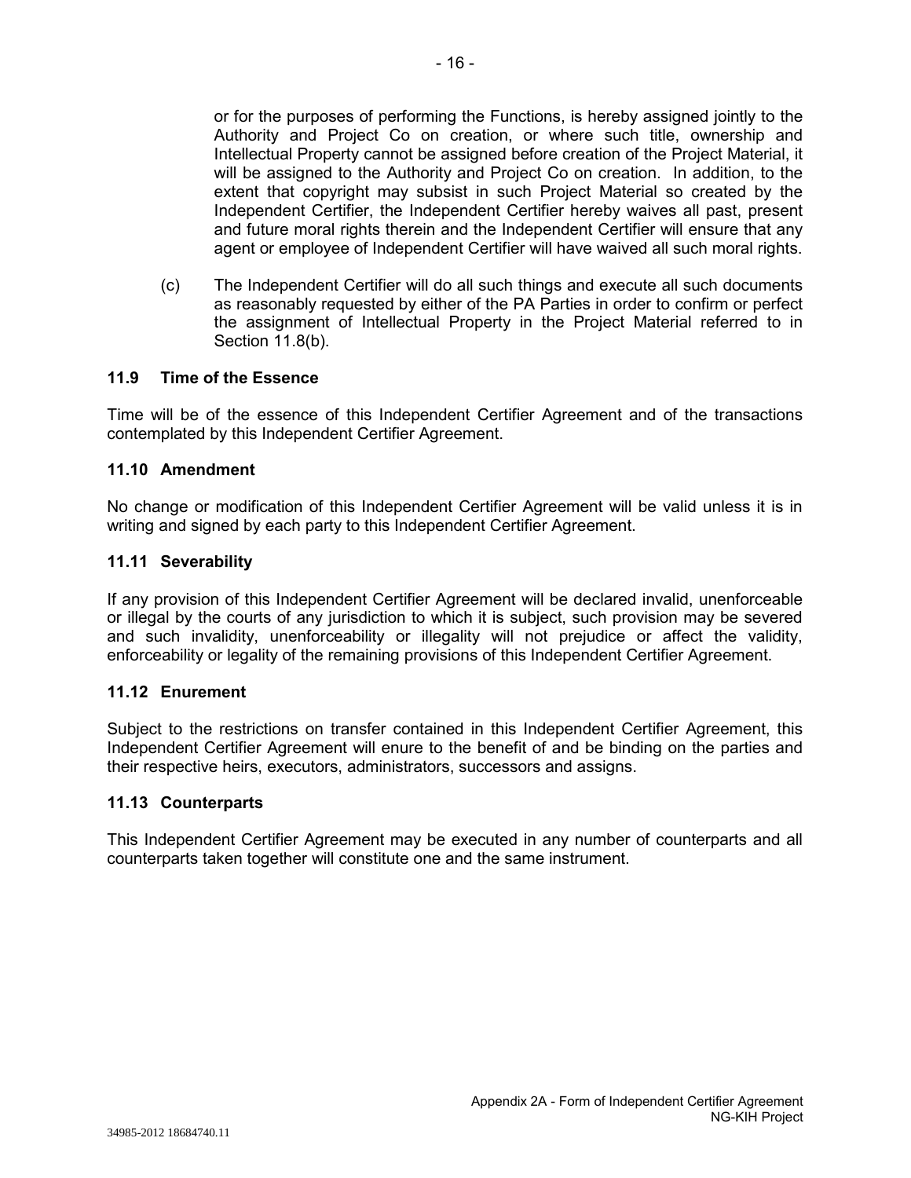or for the purposes of performing the Functions, is hereby assigned jointly to the Authority and Project Co on creation, or where such title, ownership and Intellectual Property cannot be assigned before creation of the Project Material, it will be assigned to the Authority and Project Co on creation. In addition, to the extent that copyright may subsist in such Project Material so created by the Independent Certifier, the Independent Certifier hereby waives all past, present and future moral rights therein and the Independent Certifier will ensure that any agent or employee of Independent Certifier will have waived all such moral rights.

(c) The Independent Certifier will do all such things and execute all such documents as reasonably requested by either of the PA Parties in order to confirm or perfect the assignment of Intellectual Property in the Project Material referred to in Section 11.8(b).

### 11.9 Time of the Essence

Time will be of the essence of this Independent Certifier Agreement and of the transactions contemplated by this Independent Certifier Agreement.

### 11.10 Amendment

No change or modification of this Independent Certifier Agreement will be valid unless it is in writing and signed by each party to this Independent Certifier Agreement.

### 11.11 Severability

If any provision of this Independent Certifier Agreement will be declared invalid, unenforceable or illegal by the courts of any jurisdiction to which it is subject, such provision may be severed and such invalidity, unenforceability or illegality will not prejudice or affect the validity, enforceability or legality of the remaining provisions of this Independent Certifier Agreement.

### 11.12 Enurement

Subject to the restrictions on transfer contained in this Independent Certifier Agreement, this Independent Certifier Agreement will enure to the benefit of and be binding on the parties and their respective heirs, executors, administrators, successors and assigns.

### 11.13 Counterparts

This Independent Certifier Agreement may be executed in any number of counterparts and all counterparts taken together will constitute one and the same instrument.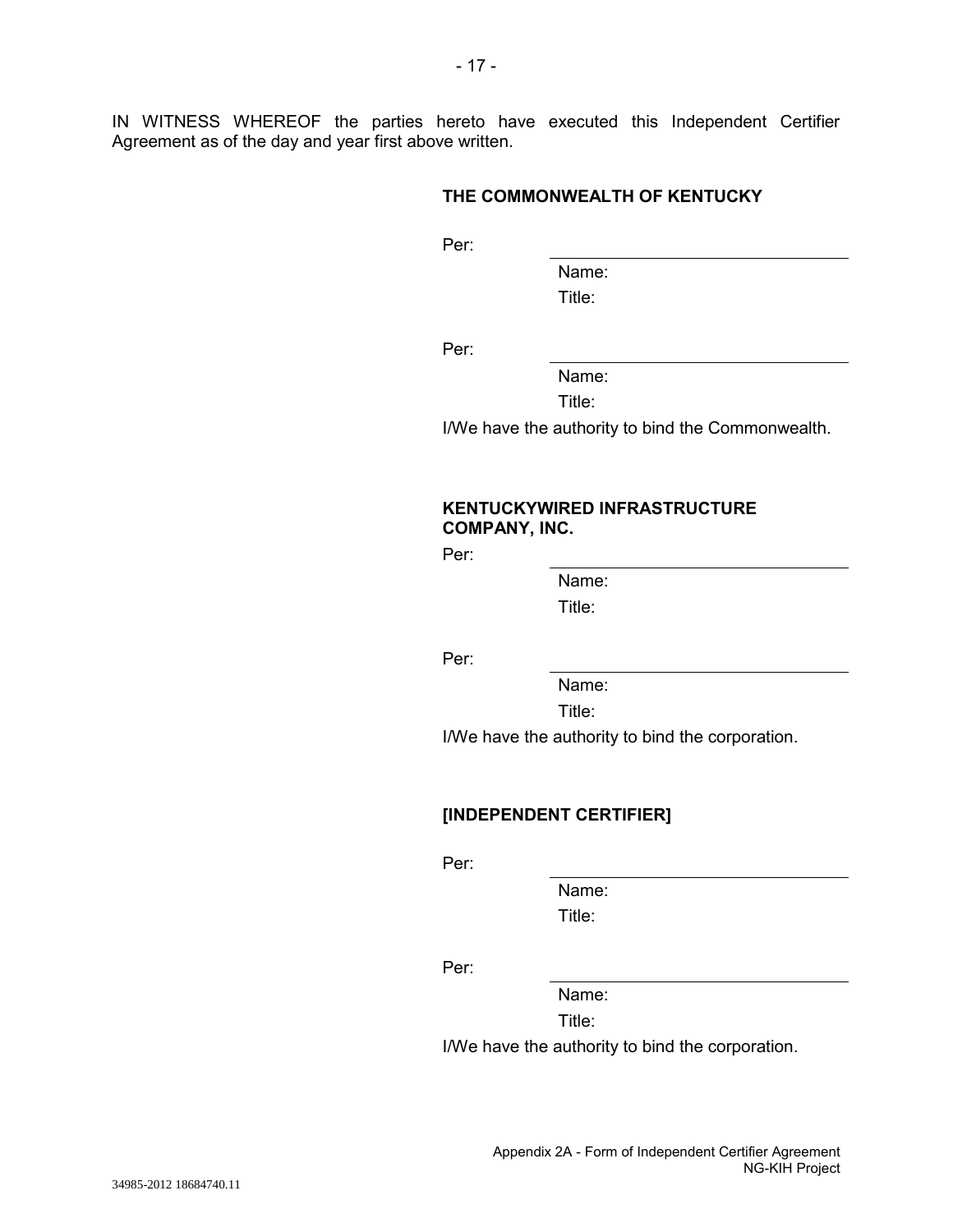IN WITNESS WHEREOF the parties hereto have executed this Independent Certifier Agreement as of the day and year first above written.

**THE COMMONWEALTH OF KENTUCKY**

Per: \_\_\_\_\_\_\_\_\_\_\_\_\_\_\_\_\_\_\_\_\_\_\_\_\_\_\_\_

Name:

Title:

Per: \_\_\_\_\_\_\_\_\_\_\_\_\_\_\_\_\_\_\_\_\_\_\_\_\_\_\_\_

Name:

Title:

I/We have the authority to bind the Commonwealth.

**KENTUCKYWIRED INFRASTRUCTURE COMPANY, INC.**

Per: \_\_\_\_\_\_\_\_\_\_\_\_\_\_\_\_\_\_\_\_\_\_\_\_\_\_\_\_

Name:

Title:

Per: \_\_\_\_\_\_\_\_\_\_\_\_\_\_\_\_\_\_\_\_\_\_\_\_\_\_\_\_

Name:

Title:

I/We have the authority to bind the corporation.

**[INDEPENDENT CERTIFIER]**

Per: \_\_\_\_\_\_\_\_\_\_\_\_\_\_\_\_\_\_\_\_\_\_\_\_\_\_\_\_

Name:

Title:

Per: \_\_\_\_\_\_\_\_\_\_\_\_\_\_\_\_\_\_\_\_\_\_\_\_\_\_\_\_

Name:

Title:

I/We have the authority to bind the corporation.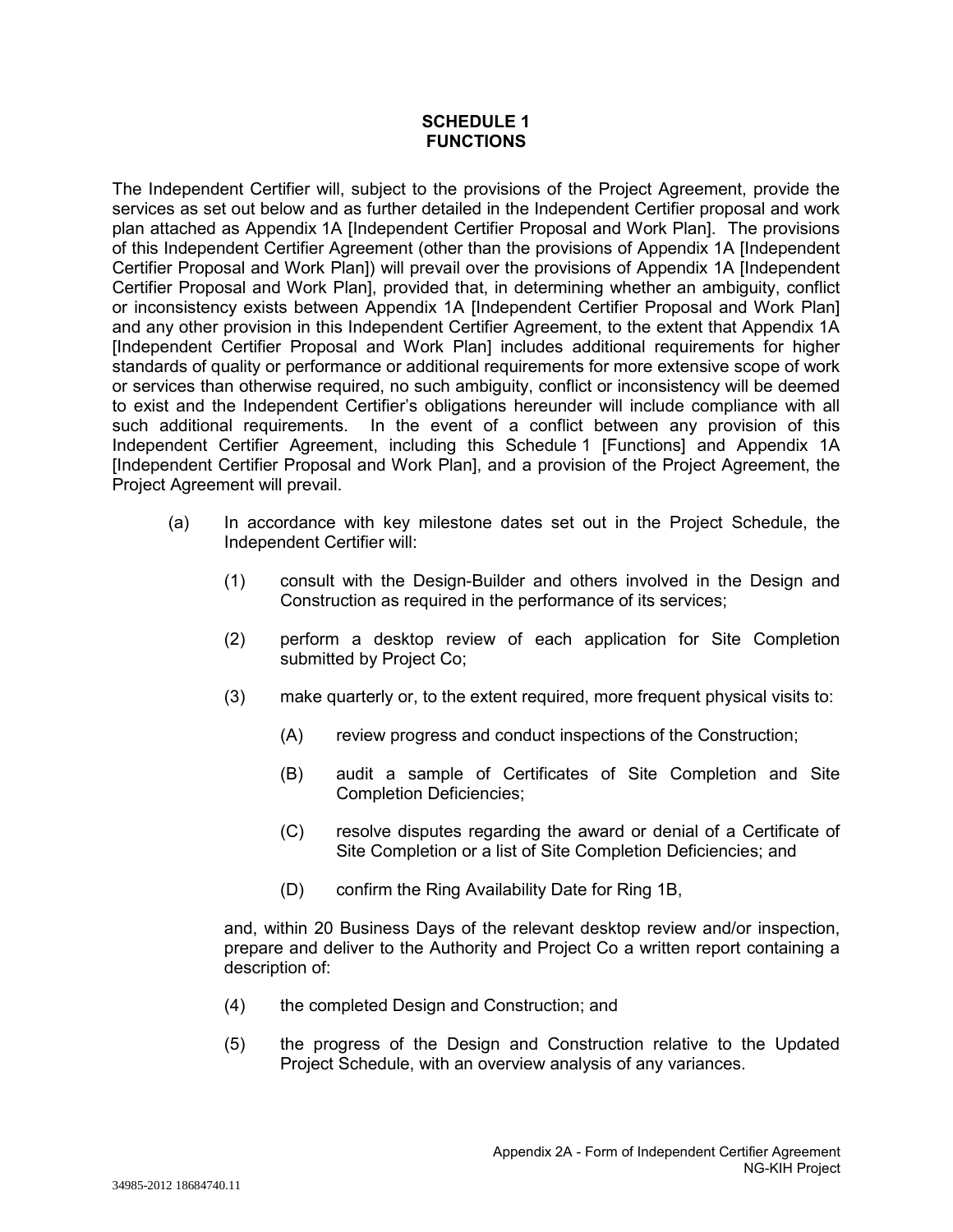# SCHEDULE 1
# FUNCTIONS

The Independent Certifier will, subject to the provisions of the Project Agreement, provide the services as set out below and as further detailed in the Independent Certifier proposal and work plan attached as Appendix 1A [Independent Certifier Proposal and Work Plan]. The provisions of this Independent Certifier Agreement (other than the provisions of Appendix 1A [Independent Certifier Proposal and Work Plan]) will prevail over the provisions of Appendix 1A [Independent Certifier Proposal and Work Plan], provided that, in determining whether an ambiguity, conflict or inconsistency exists between Appendix 1A [Independent Certifier Proposal and Work Plan] and any other provision in this Independent Certifier Agreement, to the extent that Appendix 1A [Independent Certifier Proposal and Work Plan] includes additional requirements for higher standards of quality or performance or additional requirements for more extensive scope of work or services than otherwise required, no such ambiguity, conflict or inconsistency will be deemed to exist and the Independent Certifier's obligations hereunder will include compliance with all such additional requirements. In the event of a conflict between any provision of this Independent Certifier Agreement, including this Schedule 1 [Functions] and Appendix 1A [Independent Certifier Proposal and Work Plan], and a provision of the Project Agreement, the Project Agreement will prevail.

(a) In accordance with key milestone dates set out in the Project Schedule, the Independent Certifier will:

(1) consult with the Design-Builder and others involved in the Design and Construction as required in the performance of its services;

(2) perform a desktop review of each application for Site Completion submitted by Project Co;

(3) make quarterly or, to the extent required, more frequent physical visits to:

(A) review progress and conduct inspections of the Construction;

(B) audit a sample of Certificates of Site Completion and Site Completion Deficiencies;

(C) resolve disputes regarding the award or denial of a Certificate of Site Completion or a list of Site Completion Deficiencies; and

(D) confirm the Ring Availability Date for Ring 1B,

and, within 20 Business Days of the relevant desktop review and/or inspection, prepare and deliver to the Authority and Project Co a written report containing a description of:

(4) the completed Design and Construction; and

(5) the progress of the Design and Construction relative to the Updated Project Schedule, with an overview analysis of any variances.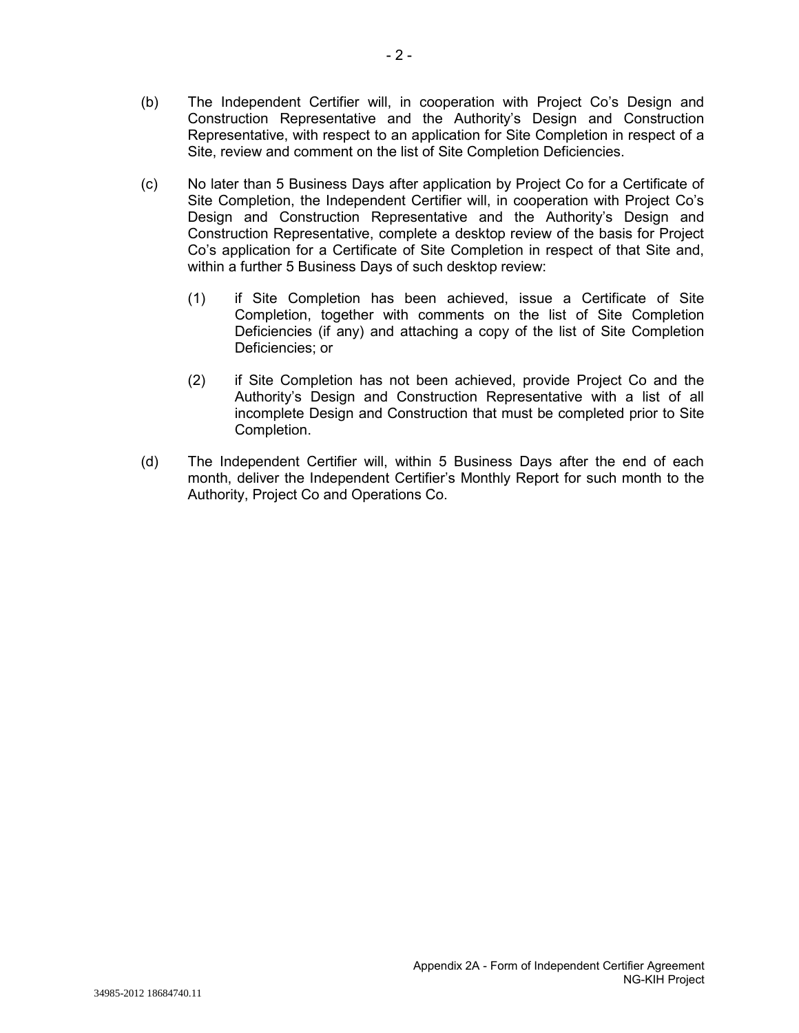(b) The Independent Certifier will, in cooperation with Project Co's Design and Construction Representative and the Authority's Design and Construction Representative, with respect to an application for Site Completion in respect of a Site, review and comment on the list of Site Completion Deficiencies.

(c) No later than 5 Business Days after application by Project Co for a Certificate of Site Completion, the Independent Certifier will, in cooperation with Project Co's Design and Construction Representative and the Authority's Design and Construction Representative, complete a desktop review of the basis for Project Co's application for a Certificate of Site Completion in respect of that Site and, within a further 5 Business Days of such desktop review:

  (1) if Site Completion has been achieved, issue a Certificate of Site Completion, together with comments on the list of Site Completion Deficiencies (if any) and attaching a copy of the list of Site Completion Deficiencies; or

  (2) if Site Completion has not been achieved, provide Project Co and the Authority's Design and Construction Representative with a list of all incomplete Design and Construction that must be completed prior to Site Completion.

(d) The Independent Certifier will, within 5 Business Days after the end of each month, deliver the Independent Certifier's Monthly Report for such month to the Authority, Project Co and Operations Co.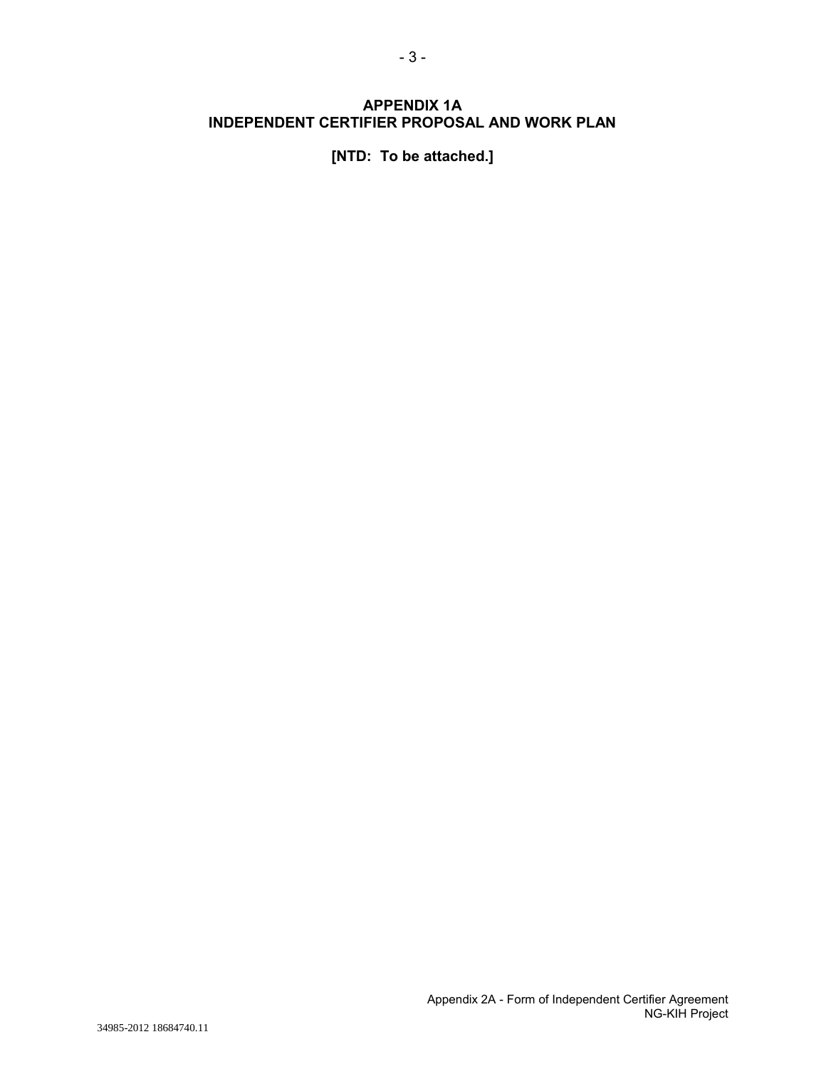# APPENDIX 1A
# INDEPENDENT CERTIFIER PROPOSAL AND WORK PLAN

**[NTD: To be attached.]**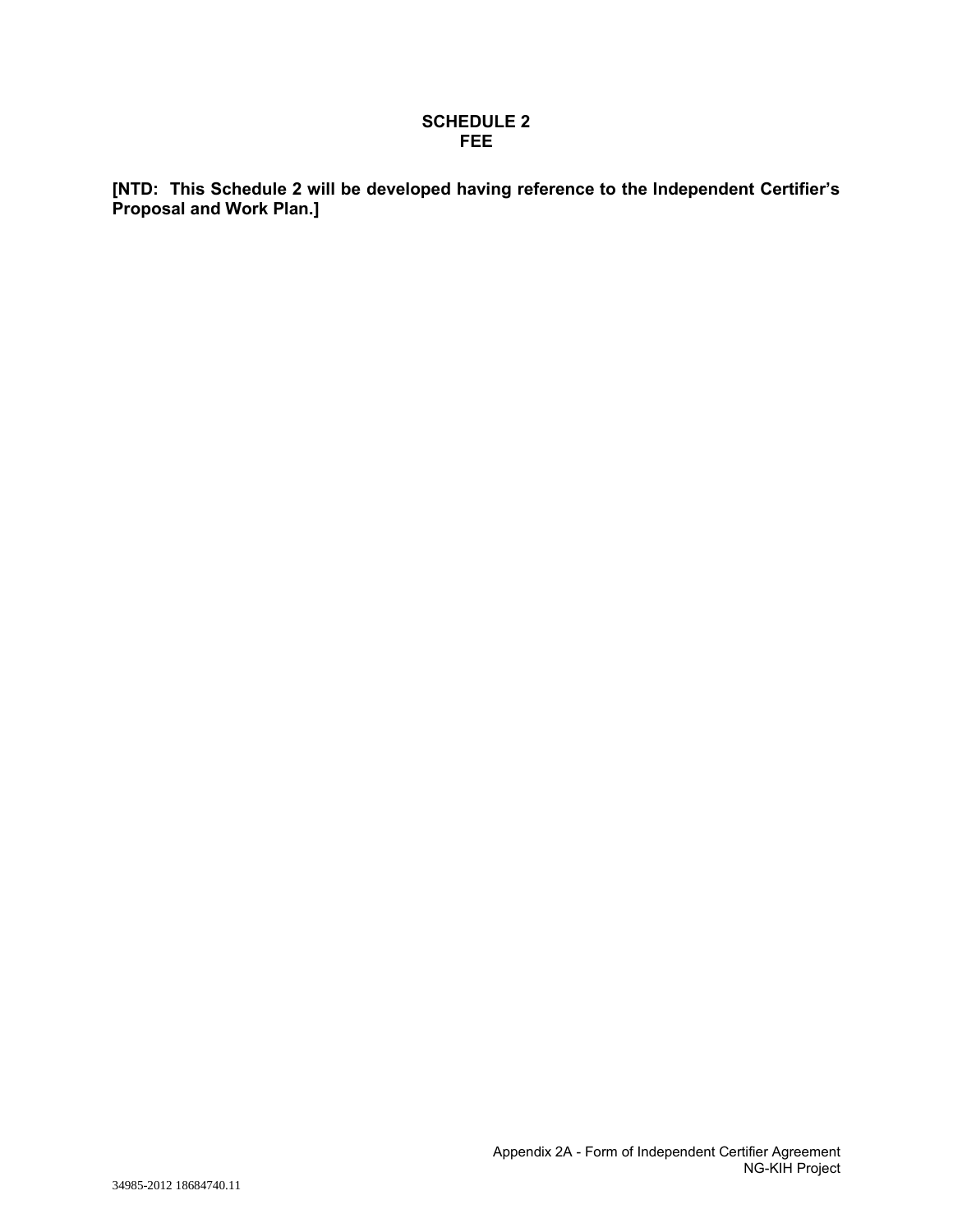# SCHEDULE 2
# FEE

**[NTD: This Schedule 2 will be developed having reference to the Independent Certifier's Proposal and Work Plan.]**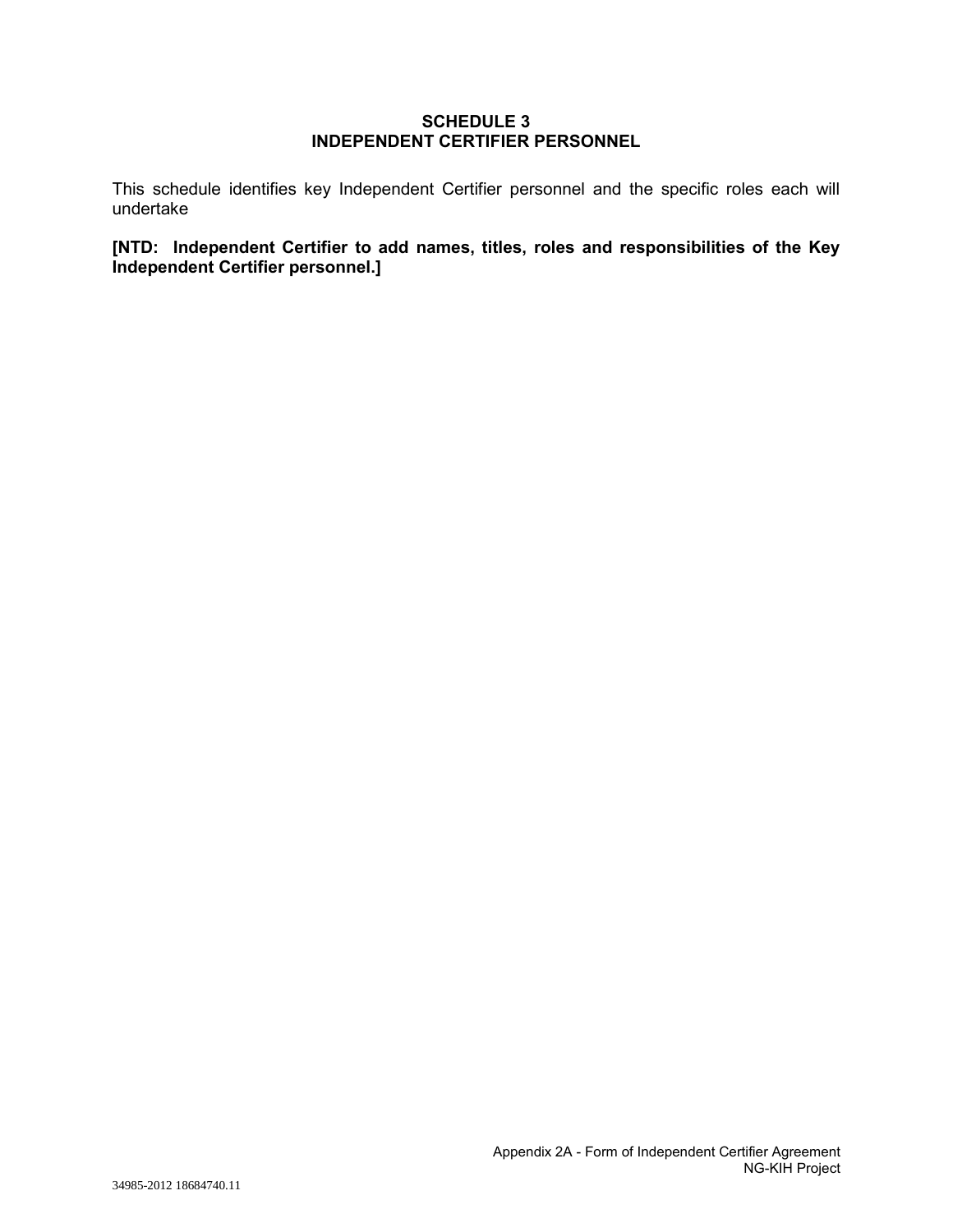# SCHEDULE 3
# INDEPENDENT CERTIFIER PERSONNEL

This schedule identifies key Independent Certifier personnel and the specific roles each will undertake

**[NTD: Independent Certifier to add names, titles, roles and responsibilities of the Key Independent Certifier personnel.]**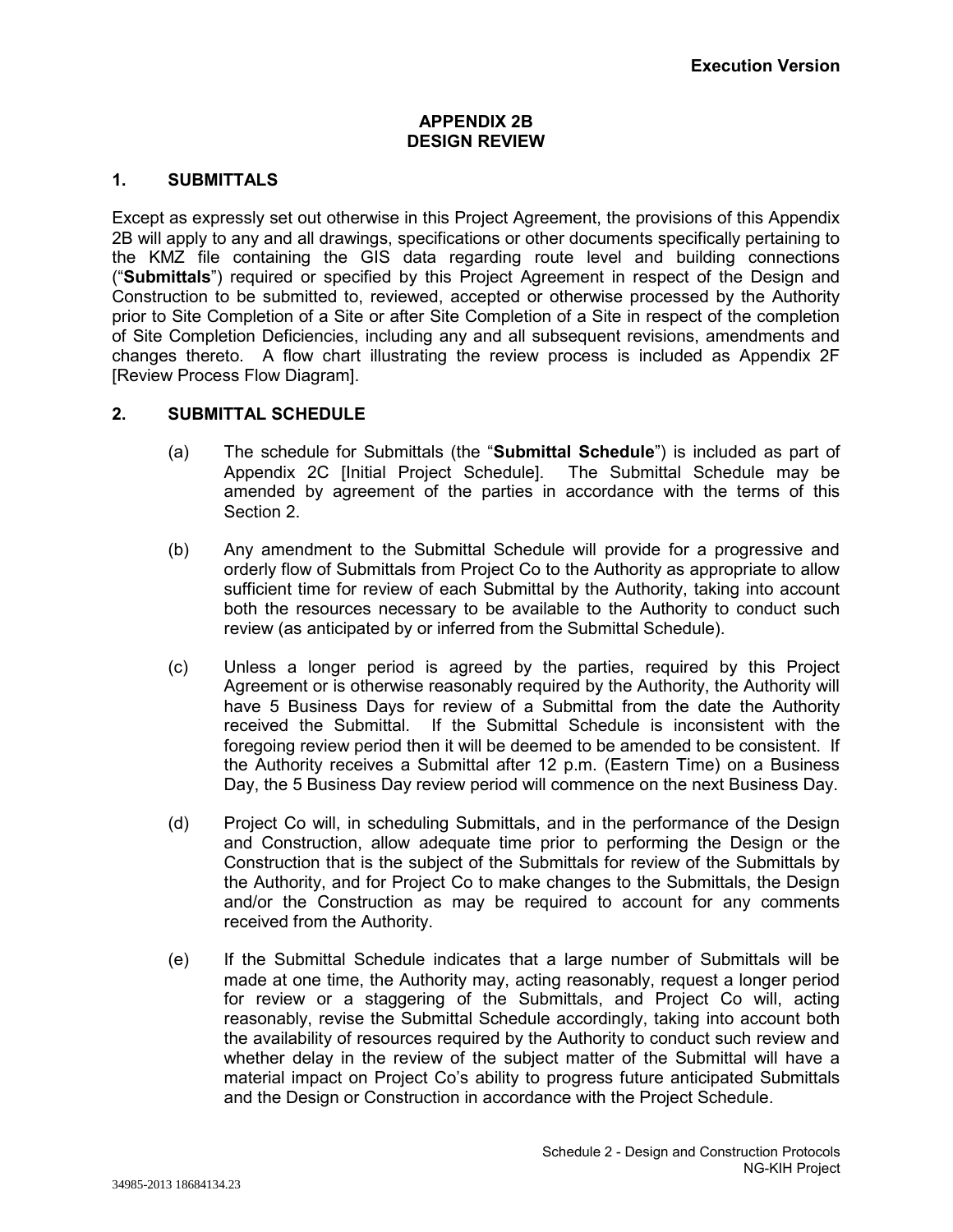# APPENDIX 2B
# DESIGN REVIEW

## 1. SUBMITTALS

Except as expressly set out otherwise in this Project Agreement, the provisions of this Appendix 2B will apply to any and all drawings, specifications or other documents specifically pertaining to the KMZ file containing the GIS data regarding route level and building connections ("**Submittals**") required or specified by this Project Agreement in respect of the Design and Construction to be submitted to, reviewed, accepted or otherwise processed by the Authority prior to Site Completion of a Site or after Site Completion of a Site in respect of the completion of Site Completion Deficiencies, including any and all subsequent revisions, amendments and changes thereto. A flow chart illustrating the review process is included as Appendix 2F [Review Process Flow Diagram].

## 2. SUBMITTAL SCHEDULE

(a) The schedule for Submittals (the "**Submittal Schedule**") is included as part of Appendix 2C [Initial Project Schedule]. The Submittal Schedule may be amended by agreement of the parties in accordance with the terms of this Section 2.

(b) Any amendment to the Submittal Schedule will provide for a progressive and orderly flow of Submittals from Project Co to the Authority as appropriate to allow sufficient time for review of each Submittal by the Authority, taking into account both the resources necessary to be available to the Authority to conduct such review (as anticipated by or inferred from the Submittal Schedule).

(c) Unless a longer period is agreed by the parties, required by this Project Agreement or is otherwise reasonably required by the Authority, the Authority will have 5 Business Days for review of a Submittal from the date the Authority received the Submittal. If the Submittal Schedule is inconsistent with the foregoing review period then it will be deemed to be amended to be consistent. If the Authority receives a Submittal after 12 p.m. (Eastern Time) on a Business Day, the 5 Business Day review period will commence on the next Business Day.

(d) Project Co will, in scheduling Submittals, and in the performance of the Design and Construction, allow adequate time prior to performing the Design or the Construction that is the subject of the Submittals for review of the Submittals by the Authority, and for Project Co to make changes to the Submittals, the Design and/or the Construction as may be required to account for any comments received from the Authority.

(e) If the Submittal Schedule indicates that a large number of Submittals will be made at one time, the Authority may, acting reasonably, request a longer period for review or a staggering of the Submittals, and Project Co will, acting reasonably, revise the Submittal Schedule accordingly, taking into account both the availability of resources required by the Authority to conduct such review and whether delay in the review of the subject matter of the Submittal will have a material impact on Project Co's ability to progress future anticipated Submittals and the Design or Construction in accordance with the Project Schedule.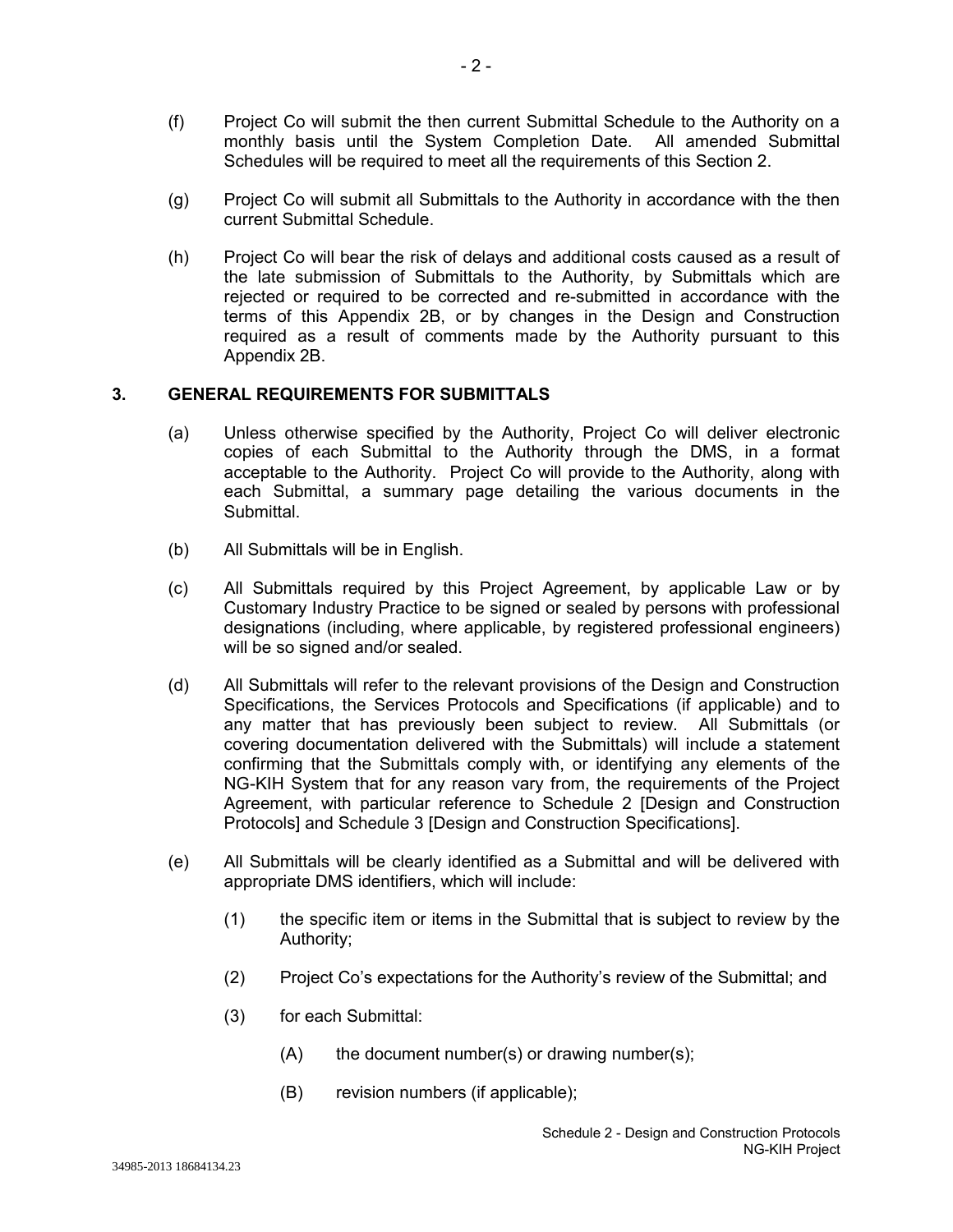(f) Project Co will submit the then current Submittal Schedule to the Authority on a monthly basis until the System Completion Date. All amended Submittal Schedules will be required to meet all the requirements of this Section 2.

(g) Project Co will submit all Submittals to the Authority in accordance with the then current Submittal Schedule.

(h) Project Co will bear the risk of delays and additional costs caused as a result of the late submission of Submittals to the Authority, by Submittals which are rejected or required to be corrected and re-submitted in accordance with the terms of this Appendix 2B, or by changes in the Design and Construction required as a result of comments made by the Authority pursuant to this Appendix 2B.

## 3. GENERAL REQUIREMENTS FOR SUBMITTALS

(a) Unless otherwise specified by the Authority, Project Co will deliver electronic copies of each Submittal to the Authority through the DMS, in a format acceptable to the Authority. Project Co will provide to the Authority, along with each Submittal, a summary page detailing the various documents in the Submittal.

(b) All Submittals will be in English.

(c) All Submittals required by this Project Agreement, by applicable Law or by Customary Industry Practice to be signed or sealed by persons with professional designations (including, where applicable, by registered professional engineers) will be so signed and/or sealed.

(d) All Submittals will refer to the relevant provisions of the Design and Construction Specifications, the Services Protocols and Specifications (if applicable) and to any matter that has previously been subject to review. All Submittals (or covering documentation delivered with the Submittals) will include a statement confirming that the Submittals comply with, or identifying any elements of the NG-KIH System that for any reason vary from, the requirements of the Project Agreement, with particular reference to Schedule 2 [Design and Construction Protocols] and Schedule 3 [Design and Construction Specifications].

(e) All Submittals will be clearly identified as a Submittal and will be delivered with appropriate DMS identifiers, which will include:

(1) the specific item or items in the Submittal that is subject to review by the Authority;

(2) Project Co's expectations for the Authority's review of the Submittal; and

(3) for each Submittal:

(A) the document number(s) or drawing number(s);

(B) revision numbers (if applicable);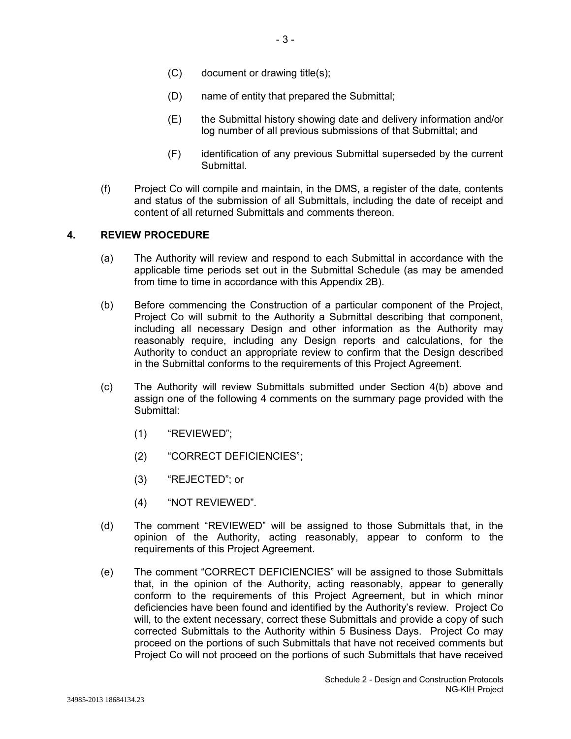(C) document or drawing title(s);

(D) name of entity that prepared the Submittal;

(E) the Submittal history showing date and delivery information and/or log number of all previous submissions of that Submittal; and

(F) identification of any previous Submittal superseded by the current Submittal.

(f) Project Co will compile and maintain, in the DMS, a register of the date, contents and status of the submission of all Submittals, including the date of receipt and content of all returned Submittals and comments thereon.

## 4. REVIEW PROCEDURE

(a) The Authority will review and respond to each Submittal in accordance with the applicable time periods set out in the Submittal Schedule (as may be amended from time to time in accordance with this Appendix 2B).

(b) Before commencing the Construction of a particular component of the Project, Project Co will submit to the Authority a Submittal describing that component, including all necessary Design and other information as the Authority may reasonably require, including any Design reports and calculations, for the Authority to conduct an appropriate review to confirm that the Design described in the Submittal conforms to the requirements of this Project Agreement.

(c) The Authority will review Submittals submitted under Section 4(b) above and assign one of the following 4 comments on the summary page provided with the Submittal:

(1) "REVIEWED";

(2) "CORRECT DEFICIENCIES";

(3) "REJECTED"; or

(4) "NOT REVIEWED".

(d) The comment "REVIEWED" will be assigned to those Submittals that, in the opinion of the Authority, acting reasonably, appear to conform to the requirements of this Project Agreement.

(e) The comment "CORRECT DEFICIENCIES" will be assigned to those Submittals that, in the opinion of the Authority, acting reasonably, appear to generally conform to the requirements of this Project Agreement, but in which minor deficiencies have been found and identified by the Authority's review. Project Co will, to the extent necessary, correct these Submittals and provide a copy of such corrected Submittals to the Authority within 5 Business Days. Project Co may proceed on the portions of such Submittals that have not received comments but Project Co will not proceed on the portions of such Submittals that have received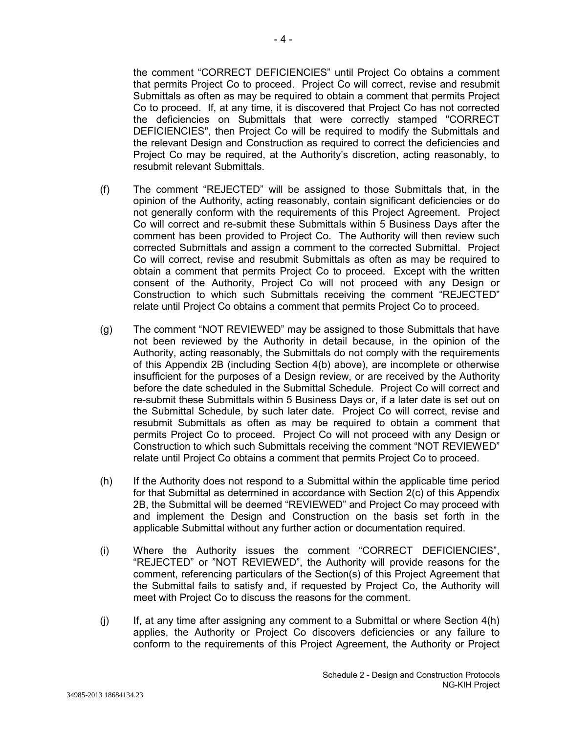the comment "CORRECT DEFICIENCIES" until Project Co obtains a comment that permits Project Co to proceed. Project Co will correct, revise and resubmit Submittals as often as may be required to obtain a comment that permits Project Co to proceed. If, at any time, it is discovered that Project Co has not corrected the deficiencies on Submittals that were correctly stamped "CORRECT DEFICIENCIES", then Project Co will be required to modify the Submittals and the relevant Design and Construction as required to correct the deficiencies and Project Co may be required, at the Authority's discretion, acting reasonably, to resubmit relevant Submittals.

(f) The comment "REJECTED" will be assigned to those Submittals that, in the opinion of the Authority, acting reasonably, contain significant deficiencies or do not generally conform with the requirements of this Project Agreement. Project Co will correct and re-submit these Submittals within 5 Business Days after the comment has been provided to Project Co. The Authority will then review such corrected Submittals and assign a comment to the corrected Submittal. Project Co will correct, revise and resubmit Submittals as often as may be required to obtain a comment that permits Project Co to proceed. Except with the written consent of the Authority, Project Co will not proceed with any Design or Construction to which such Submittals receiving the comment "REJECTED" relate until Project Co obtains a comment that permits Project Co to proceed.

(g) The comment "NOT REVIEWED" may be assigned to those Submittals that have not been reviewed by the Authority in detail because, in the opinion of the Authority, acting reasonably, the Submittals do not comply with the requirements of this Appendix 2B (including Section 4(b) above), are incomplete or otherwise insufficient for the purposes of a Design review, or are received by the Authority before the date scheduled in the Submittal Schedule. Project Co will correct and re-submit these Submittals within 5 Business Days or, if a later date is set out on the Submittal Schedule, by such later date. Project Co will correct, revise and resubmit Submittals as often as may be required to obtain a comment that permits Project Co to proceed. Project Co will not proceed with any Design or Construction to which such Submittals receiving the comment "NOT REVIEWED" relate until Project Co obtains a comment that permits Project Co to proceed.

(h) If the Authority does not respond to a Submittal within the applicable time period for that Submittal as determined in accordance with Section 2(c) of this Appendix 2B, the Submittal will be deemed "REVIEWED" and Project Co may proceed with and implement the Design and Construction on the basis set forth in the applicable Submittal without any further action or documentation required.

(i) Where the Authority issues the comment "CORRECT DEFICIENCIES", "REJECTED" or "NOT REVIEWED", the Authority will provide reasons for the comment, referencing particulars of the Section(s) of this Project Agreement that the Submittal fails to satisfy and, if requested by Project Co, the Authority will meet with Project Co to discuss the reasons for the comment.

(j) If, at any time after assigning any comment to a Submittal or where Section 4(h) applies, the Authority or Project Co discovers deficiencies or any failure to conform to the requirements of this Project Agreement, the Authority or Project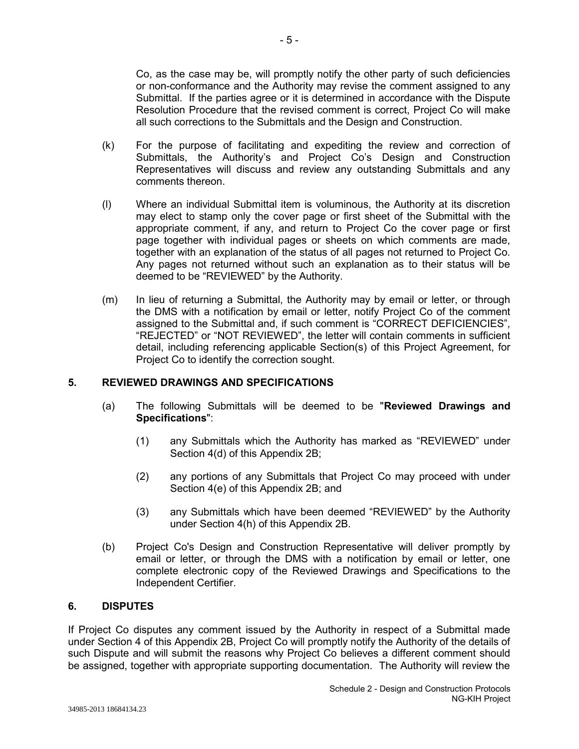Co, as the case may be, will promptly notify the other party of such deficiencies or non-conformance and the Authority may revise the comment assigned to any Submittal. If the parties agree or it is determined in accordance with the Dispute Resolution Procedure that the revised comment is correct, Project Co will make all such corrections to the Submittals and the Design and Construction.

(k) For the purpose of facilitating and expediting the review and correction of Submittals, the Authority's and Project Co's Design and Construction Representatives will discuss and review any outstanding Submittals and any comments thereon.

(l) Where an individual Submittal item is voluminous, the Authority at its discretion may elect to stamp only the cover page or first sheet of the Submittal with the appropriate comment, if any, and return to Project Co the cover page or first page together with individual pages or sheets on which comments are made, together with an explanation of the status of all pages not returned to Project Co. Any pages not returned without such an explanation as to their status will be deemed to be "REVIEWED" by the Authority.

(m) In lieu of returning a Submittal, the Authority may by email or letter, or through the DMS with a notification by email or letter, notify Project Co of the comment assigned to the Submittal and, if such comment is "CORRECT DEFICIENCIES", "REJECTED" or "NOT REVIEWED", the letter will contain comments in sufficient detail, including referencing applicable Section(s) of this Project Agreement, for Project Co to identify the correction sought.

## 5. REVIEWED DRAWINGS AND SPECIFICATIONS

(a) The following Submittals will be deemed to be "**Reviewed Drawings and Specifications**":

(1) any Submittals which the Authority has marked as "REVIEWED" under Section 4(d) of this Appendix 2B;

(2) any portions of any Submittals that Project Co may proceed with under Section 4(e) of this Appendix 2B; and

(3) any Submittals which have been deemed "REVIEWED" by the Authority under Section 4(h) of this Appendix 2B.

(b) Project Co's Design and Construction Representative will deliver promptly by email or letter, or through the DMS with a notification by email or letter, one complete electronic copy of the Reviewed Drawings and Specifications to the Independent Certifier.

## 6. DISPUTES

If Project Co disputes any comment issued by the Authority in respect of a Submittal made under Section 4 of this Appendix 2B, Project Co will promptly notify the Authority of the details of such Dispute and will submit the reasons why Project Co believes a different comment should be assigned, together with appropriate supporting documentation. The Authority will review the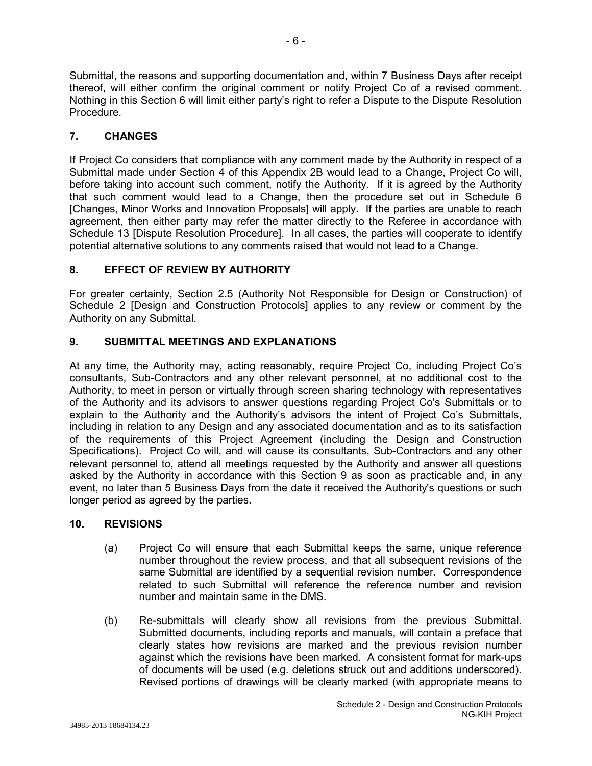Submittal, the reasons and supporting documentation and, within 7 Business Days after receipt thereof, will either confirm the original comment or notify Project Co of a revised comment. Nothing in this Section 6 will limit either party's right to refer a Dispute to the Dispute Resolution Procedure.

## 7. CHANGES

If Project Co considers that compliance with any comment made by the Authority in respect of a Submittal made under Section 4 of this Appendix 2B would lead to a Change, Project Co will, before taking into account such comment, notify the Authority. If it is agreed by the Authority that such comment would lead to a Change, then the procedure set out in Schedule 6 [Changes, Minor Works and Innovation Proposals] will apply. If the parties are unable to reach agreement, then either party may refer the matter directly to the Referee in accordance with Schedule 13 [Dispute Resolution Procedure]. In all cases, the parties will cooperate to identify potential alternative solutions to any comments raised that would not lead to a Change.

## 8. EFFECT OF REVIEW BY AUTHORITY

For greater certainty, Section 2.5 (Authority Not Responsible for Design or Construction) of Schedule 2 [Design and Construction Protocols] applies to any review or comment by the Authority on any Submittal.

## 9. SUBMITTAL MEETINGS AND EXPLANATIONS

At any time, the Authority may, acting reasonably, require Project Co, including Project Co's consultants, Sub-Contractors and any other relevant personnel, at no additional cost to the Authority, to meet in person or virtually through screen sharing technology with representatives of the Authority and its advisors to answer questions regarding Project Co's Submittals or to explain to the Authority and the Authority's advisors the intent of Project Co's Submittals, including in relation to any Design and any associated documentation and as to its satisfaction of the requirements of this Project Agreement (including the Design and Construction Specifications). Project Co will, and will cause its consultants, Sub-Contractors and any other relevant personnel to, attend all meetings requested by the Authority and answer all questions asked by the Authority in accordance with this Section 9 as soon as practicable and, in any event, no later than 5 Business Days from the date it received the Authority's questions or such longer period as agreed by the parties.

## 10. REVISIONS

(a) Project Co will ensure that each Submittal keeps the same, unique reference number throughout the review process, and that all subsequent revisions of the same Submittal are identified by a sequential revision number. Correspondence related to such Submittal will reference the reference number and revision number and maintain same in the DMS.

(b) Re-submittals will clearly show all revisions from the previous Submittal. Submitted documents, including reports and manuals, will contain a preface that clearly states how revisions are marked and the previous revision number against which the revisions have been marked. A consistent format for mark-ups of documents will be used (e.g. deletions struck out and additions underscored). Revised portions of drawings will be clearly marked (with appropriate means to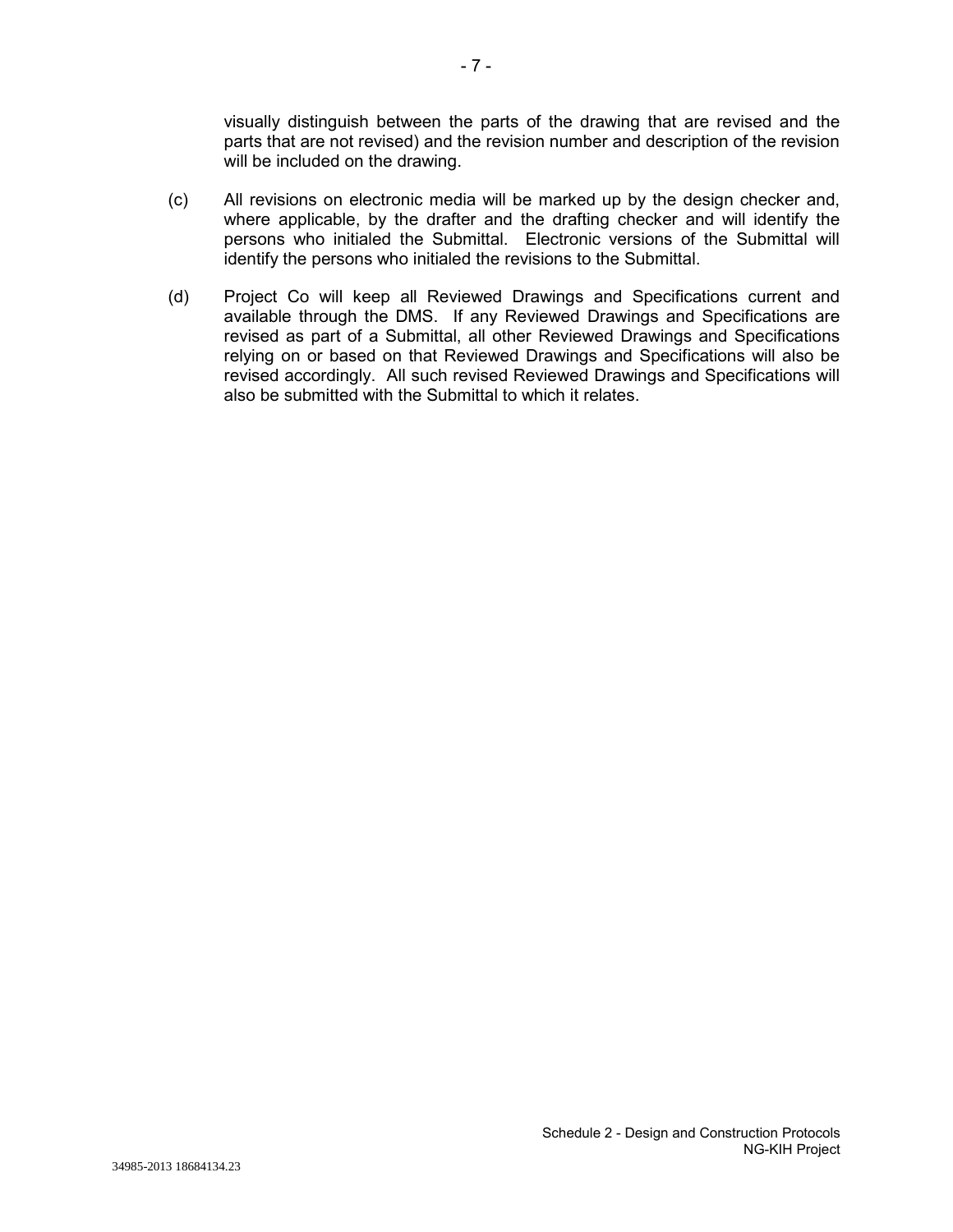visually distinguish between the parts of the drawing that are revised and the parts that are not revised) and the revision number and description of the revision will be included on the drawing.

(c) All revisions on electronic media will be marked up by the design checker and, where applicable, by the drafter and the drafting checker and will identify the persons who initialed the Submittal. Electronic versions of the Submittal will identify the persons who initialed the revisions to the Submittal.

(d) Project Co will keep all Reviewed Drawings and Specifications current and available through the DMS. If any Reviewed Drawings and Specifications are revised as part of a Submittal, all other Reviewed Drawings and Specifications relying on or based on that Reviewed Drawings and Specifications will also be revised accordingly. All such revised Reviewed Drawings and Specifications will also be submitted with the Submittal to which it relates.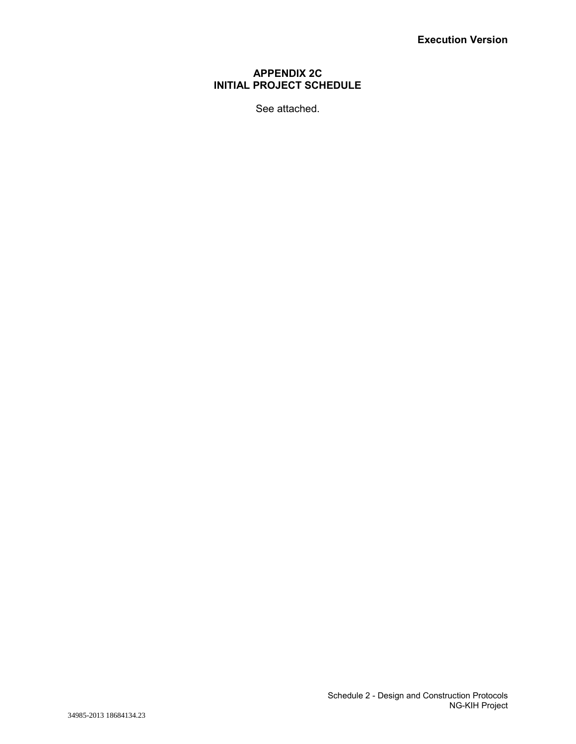**Execution Version**

# APPENDIX 2C
# INITIAL PROJECT SCHEDULE

See attached.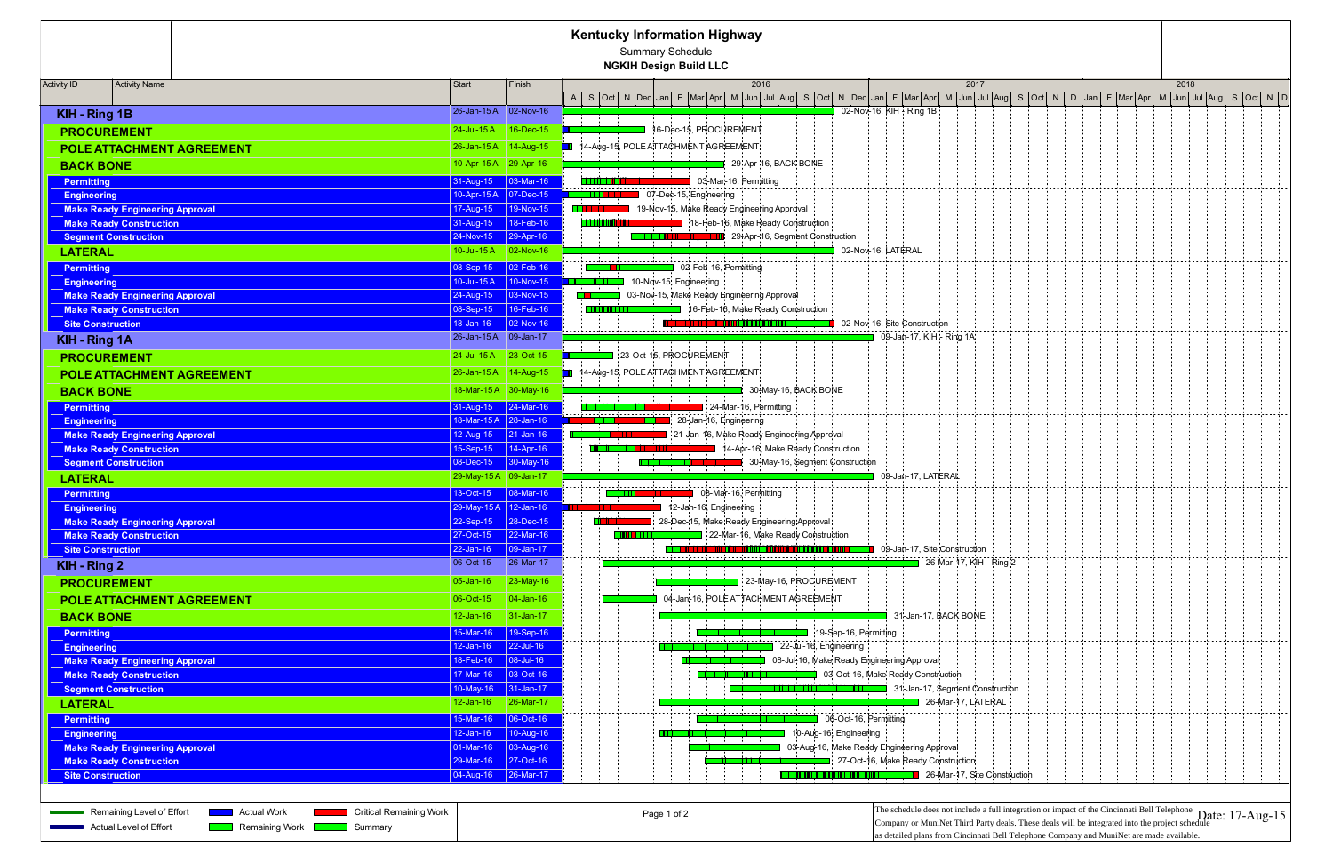# Kentucky Information Highway

Summary Schedule

**NGKIH Design Build LLC**

| Activity ID | Activity Name | Start | Finish |
|---|---|---|---|
| | **KIH - Ring 1B** | 26-Jan-15 A | 02-Nov-16 |
| | **PROCUREMENT** | 24-Jul-15 A | 16-Dec-15 |
| | **POLE ATTACHMENT AGREEMENT** | 26-Jan-15 A | 14-Aug-15 |
| | **BACK BONE** | 10-Apr-15 A | 29-Apr-16 |
| | Permitting | 31-Aug-15 | 03-Mar-16 |
| | Engineering | 10-Apr-15 A | 07-Dec-15 |
| | Make Ready Engineering Approval | 17-Aug-15 | 19-Nov-15 |
| | Make Ready Construction | 31-Aug-15 | 18-Feb-16 |
| | Segment Construction | 24-Nov-15 | 29-Apr-16 |
| | **LATERAL** | 10-Jul-15 A | 02-Nov-16 |
| | Permitting | 08-Sep-15 | 02-Feb-16 |
| | Engineering | 10-Jul-15 A | 10-Nov-15 |
| | Make Ready Engineering Approval | 24-Aug-15 | 03-Nov-15 |
| | Make Ready Construction | 08-Sep-15 | 16-Feb-16 |
| | Site Construction | 18-Jan-16 | 02-Nov-16 |
| | **KIH - Ring 1A** | 26-Jan-15 A | 09-Jan-17 |
| | **PROCUREMENT** | 24-Jul-15 A | 23-Oct-15 |
| | **POLE ATTACHMENT AGREEMENT** | 26-Jan-15 A | 14-Aug-15 |
| | **BACK BONE** | 18-Mar-15 A | 30-May-16 |
| | Permitting | 31-Aug-15 | 24-Mar-16 |
| | Engineering | 18-Mar-15 A | 28-Jan-16 |
| | Make Ready Engineering Approval | 12-Aug-15 | 21-Jan-16 |
| | Make Ready Construction | 15-Sep-15 | 14-Apr-16 |
| | Segment Construction | 08-Dec-15 | 30-May-16 |
| | **LATERAL** | 29-May-15 A | 09-Jan-17 |
| | Permitting | 13-Oct-15 | 08-Mar-16 |
| | Engineering | 29-May-15 A | 12-Jan-16 |
| | Make Ready Engineering Approval | 22-Sep-15 | 28-Dec-15 |
| | Make Ready Construction | 27-Oct-15 | 22-Mar-16 |
| | Site Construction | 22-Jan-16 | 09-Jan-17 |
| | **KIH - Ring 2** | 06-Oct-15 | 26-Mar-17 |
| | **PROCUREMENT** | 05-Jan-16 | 23-May-16 |
| | **POLE ATTACHMENT AGREEMENT** | 06-Oct-15 | 04-Jan-16 |
| | **BACK BONE** | 12-Jan-16 | 31-Jan-17 |
| | Permitting | 15-Mar-16 | 19-Sep-16 |
| | Engineering | 12-Jan-16 | 22-Jul-16 |
| | Make Ready Engineering Approval | 18-Feb-16 | 08-Jul-16 |
| | Make Ready Construction | 17-Mar-16 | 03-Oct-16 |
| | Segment Construction | 10-May-16 | 31-Jan-17 |
| | **LATERAL** | 12-Jan-16 | 26-Mar-17 |
| | Permitting | 15-Mar-16 | 06-Oct-16 |
| | Engineering | 12-Jan-16 | 10-Aug-16 |
| | Make Ready Engineering Approval | 01-Mar-16 | 03-Aug-16 |
| | Make Ready Construction | 29-Mar-16 | 27-Oct-16 |
| | Site Construction | 04-Aug-16 | 26-Mar-17 |

Legend: Remaining Level of Effort; Actual Level of Effort; Actual Work; Remaining Work; Critical Remaining Work; Summary

The schedule does not include a full integration or impact of the Cincinnati Bell Telephone Company or MuniNet Third Party deals. These deals will be integrated into the project schedule as detailed plans from Cincinnati Bell Telephone Company and MuniNet are made available.

Date: 17-Aug-15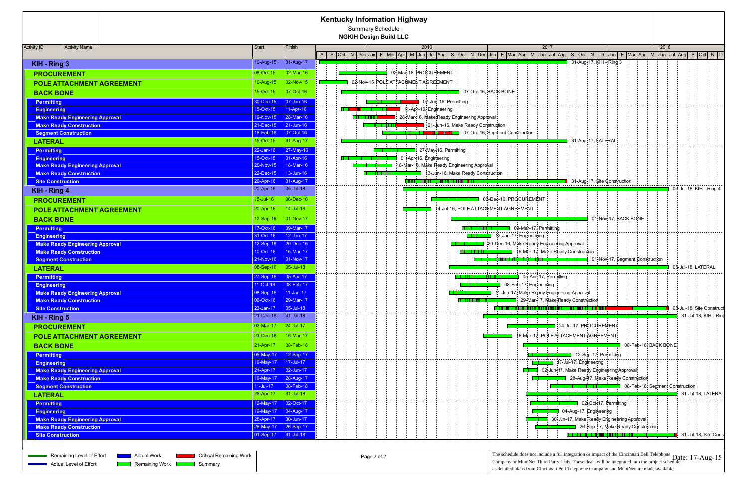# Kentucky Information Highway

## Summary Schedule

### NGKIH Design Build LLC

| Activity ID | Activity Name | Start | Finish |
|---|---|---|---|
| KIH - Ring 3 | | 10-Aug-15 | 31-Aug-17 |
| | PROCUREMENT | 08-Oct-15 | 02-Mar-16 |
| | POLE ATTACHMENT AGREEMENT | 10-Aug-15 | 02-Nov-15 |
| | BACK BONE | 15-Oct-15 | 07-Oct-16 |
| | Permitting | 30-Dec-15 | 07-Jun-16 |
| | Engineering | 15-Oct-15 | 11-Apr-16 |
| | Make Ready Engineering Approval | 19-Nov-15 | 28-Mar-16 |
| | Make Ready Construction | 21-Dec-15 | 21-Jun-16 |
| | Segment Construction | 18-Feb-16 | 07-Oct-16 |
| | LATERAL | 15-Oct-15 | 31-Aug-17 |
| | Permitting | 22-Jan-16 | 27-May-16 |
| | Engineering | 15-Oct-15 | 01-Apr-16 |
| | Make Ready Engineering Approval | 20-Nov-15 | 18-Mar-16 |
| | Make Ready Construction | 22-Dec-15 | 13-Jun-16 |
| | Site Construction | 26-Apr-16 | 31-Aug-17 |
| KIH - Ring 4 | | 20-Apr-16 | 05-Jul-18 |
| | PROCUREMENT | 15-Jul-16 | 06-Dec-16 |
| | POLE ATTACHMENT AGREEMENT | 20-Apr-16 | 14-Jul-16 |
| | BACK BONE | 12-Sep-16 | 01-Nov-17 |
| | Permitting | 17-Oct-16 | 09-Mar-17 |
| | Engineering | 31-Oct-16 | 12-Jan-17 |
| | Make Ready Engineering Approval | 12-Sep-16 | 20-Dec-16 |
| | Make Ready Construction | 10-Oct-16 | 16-Mar-17 |
| | Segment Construction | 21-Nov-16 | 01-Nov-17 |
| | LATERAL | 08-Sep-16 | 05-Jul-18 |
| | Permitting | 27-Sep-16 | 05-Apr-17 |
| | Engineering | 11-Oct-16 | 08-Feb-17 |
| | Make Ready Engineering Approval | 08-Sep-16 | 11-Jan-17 |
| | Make Ready Construction | 06-Oct-16 | 29-Mar-17 |
| | Site Construction | 23-Jan-17 | 05-Jul-18 |
| KIH - Ring 5 | | 21-Dec-16 | 31-Jul-18 |
| | PROCUREMENT | 03-Mar-17 | 24-Jul-17 |
| | POLE ATTACHMENT AGREEMENT | 21-Dec-16 | 16-Mar-17 |
| | BACK BONE | 21-Apr-17 | 08-Feb-18 |
| | Permitting | 05-May-17 | 12-Sep-17 |
| | Engineering | 19-May-17 | 17-Jul-17 |
| | Make Ready Engineering Approval | 21-Apr-17 | 02-Jun-17 |
| | Make Ready Construction | 19-May-17 | 28-Aug-17 |
| | Segment Construction | 11-Jul-17 | 08-Feb-18 |
| | LATERAL | 28-Apr-17 | 31-Jul-18 |
| | Permitting | 12-May-17 | 02-Oct-17 |
| | Engineering | 19-May-17 | 04-Aug-17 |
| | Make Ready Engineering Approval | 28-Apr-17 | 30-Jun-17 |
| | Make Ready Construction | 26-May-17 | 26-Sep-17 |
| | Site Construction | 01-Sep-17 | 31-Jul-18 |

Legend: Remaining Level of Effort; Actual Level of Effort; Actual Work; Remaining Work; Critical Remaining Work; Summary

The schedule does not include a full integration or impact of the Cincinnati Bell Telephone Company or MuniNet Third Party deals. These deals will be integrated into the project schedule as detailed plans from Cincinnati Bell Telephone Company and MuniNet are made available.

Date: 17-Aug-15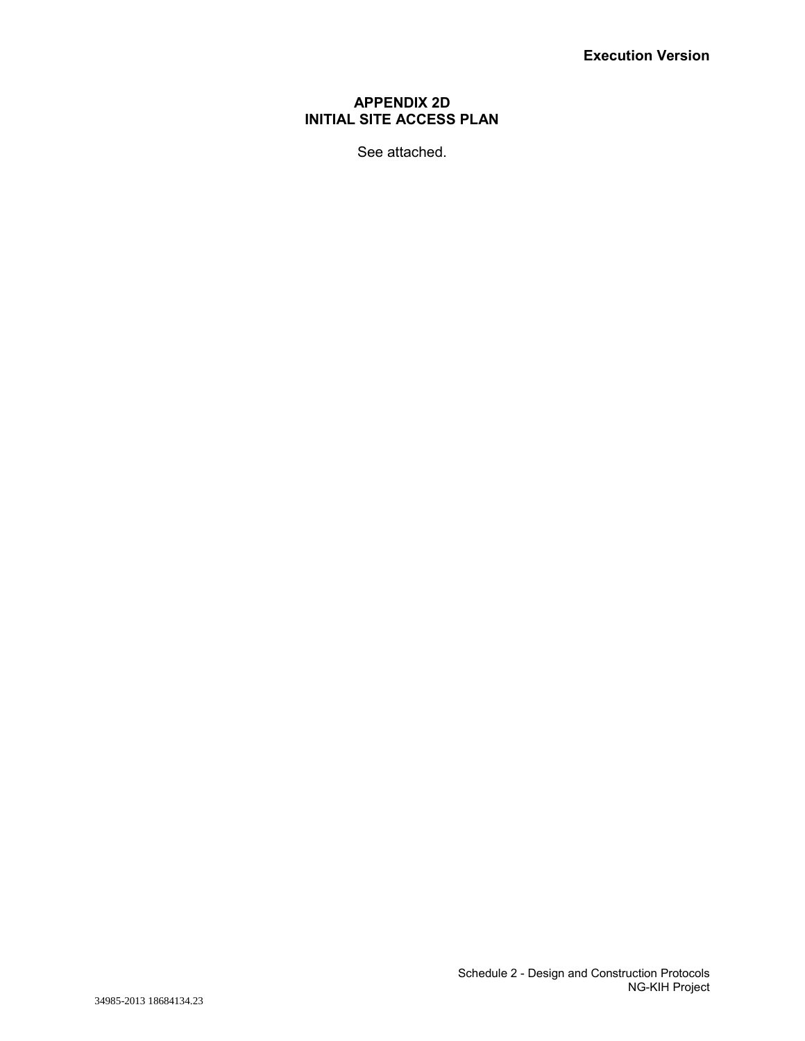# APPENDIX 2D
# INITIAL SITE ACCESS PLAN

See attached.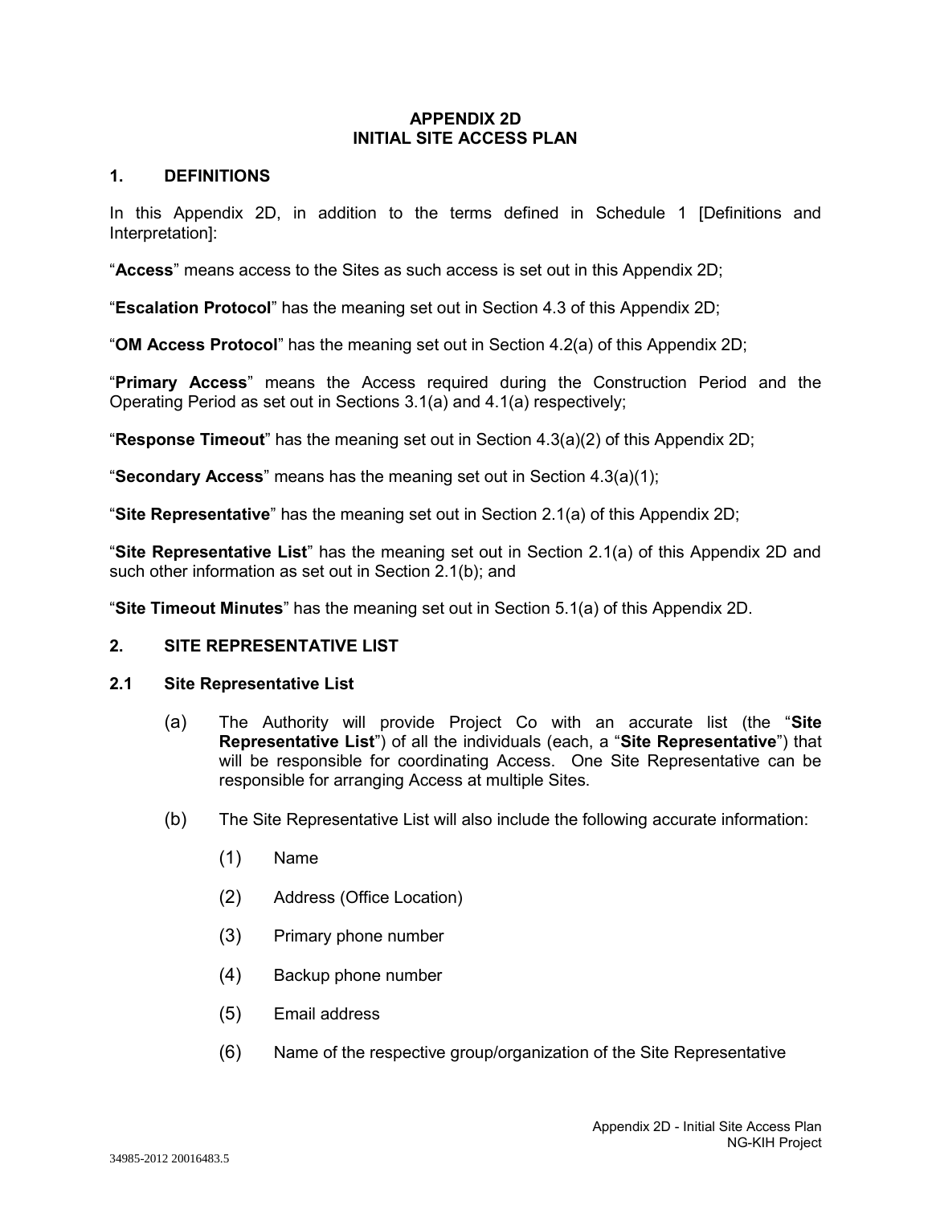# APPENDIX 2D
# INITIAL SITE ACCESS PLAN

## 1. DEFINITIONS

In this Appendix 2D, in addition to the terms defined in Schedule 1 [Definitions and Interpretation]:

"**Access**" means access to the Sites as such access is set out in this Appendix 2D;

"**Escalation Protocol**" has the meaning set out in Section 4.3 of this Appendix 2D;

"**OM Access Protocol**" has the meaning set out in Section 4.2(a) of this Appendix 2D;

"**Primary Access**" means the Access required during the Construction Period and the Operating Period as set out in Sections 3.1(a) and 4.1(a) respectively;

"**Response Timeout**" has the meaning set out in Section 4.3(a)(2) of this Appendix 2D;

"**Secondary Access**" means has the meaning set out in Section 4.3(a)(1);

"**Site Representative**" has the meaning set out in Section 2.1(a) of this Appendix 2D;

"**Site Representative List**" has the meaning set out in Section 2.1(a) of this Appendix 2D and such other information as set out in Section 2.1(b); and

"**Site Timeout Minutes**" has the meaning set out in Section 5.1(a) of this Appendix 2D.

## 2. SITE REPRESENTATIVE LIST

### 2.1 Site Representative List

(a) The Authority will provide Project Co with an accurate list (the "**Site Representative List**") of all the individuals (each, a "**Site Representative**") that will be responsible for coordinating Access. One Site Representative can be responsible for arranging Access at multiple Sites.

(b) The Site Representative List will also include the following accurate information:

(1) Name

(2) Address (Office Location)

(3) Primary phone number

(4) Backup phone number

(5) Email address

(6) Name of the respective group/organization of the Site Representative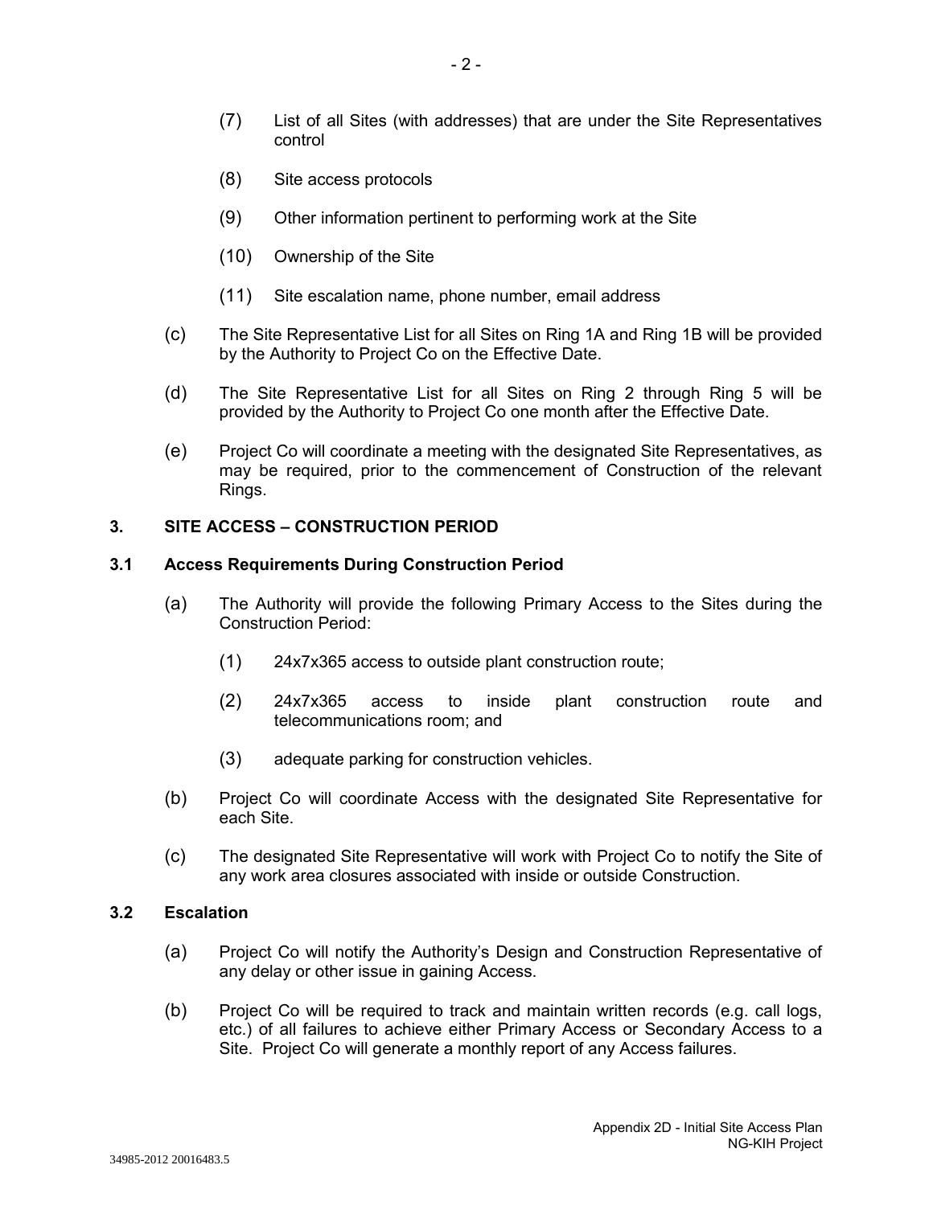(7) List of all Sites (with addresses) that are under the Site Representatives control

(8) Site access protocols

(9) Other information pertinent to performing work at the Site

(10) Ownership of the Site

(11) Site escalation name, phone number, email address

(c) The Site Representative List for all Sites on Ring 1A and Ring 1B will be provided by the Authority to Project Co on the Effective Date.

(d) The Site Representative List for all Sites on Ring 2 through Ring 5 will be provided by the Authority to Project Co one month after the Effective Date.

(e) Project Co will coordinate a meeting with the designated Site Representatives, as may be required, prior to the commencement of Construction of the relevant Rings.

## 3. SITE ACCESS – CONSTRUCTION PERIOD

### 3.1 Access Requirements During Construction Period

(a) The Authority will provide the following Primary Access to the Sites during the Construction Period:

(1) 24x7x365 access to outside plant construction route;

(2) 24x7x365 access to inside plant construction route and telecommunications room; and

(3) adequate parking for construction vehicles.

(b) Project Co will coordinate Access with the designated Site Representative for each Site.

(c) The designated Site Representative will work with Project Co to notify the Site of any work area closures associated with inside or outside Construction.

### 3.2 Escalation

(a) Project Co will notify the Authority's Design and Construction Representative of any delay or other issue in gaining Access.

(b) Project Co will be required to track and maintain written records (e.g. call logs, etc.) of all failures to achieve either Primary Access or Secondary Access to a Site. Project Co will generate a monthly report of any Access failures.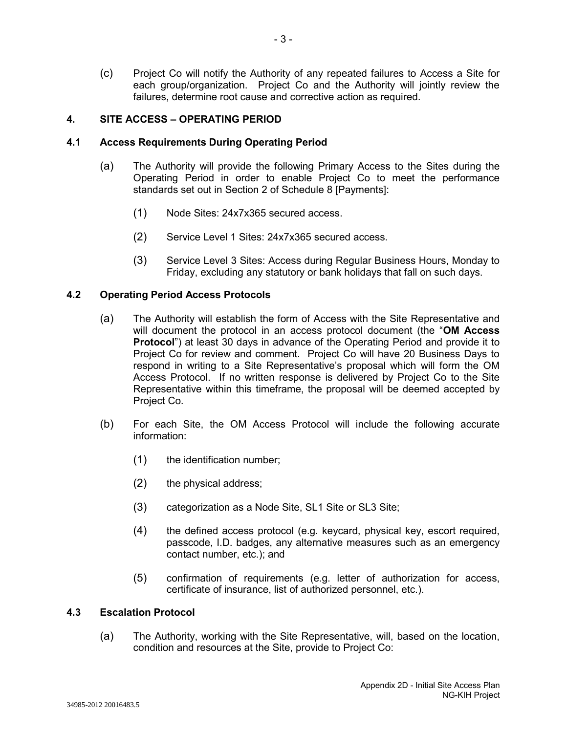(c) Project Co will notify the Authority of any repeated failures to Access a Site for each group/organization. Project Co and the Authority will jointly review the failures, determine root cause and corrective action as required.

## 4. SITE ACCESS – OPERATING PERIOD

### 4.1 Access Requirements During Operating Period

(a) The Authority will provide the following Primary Access to the Sites during the Operating Period in order to enable Project Co to meet the performance standards set out in Section 2 of Schedule 8 [Payments]:

(1) Node Sites: 24x7x365 secured access.

(2) Service Level 1 Sites: 24x7x365 secured access.

(3) Service Level 3 Sites: Access during Regular Business Hours, Monday to Friday, excluding any statutory or bank holidays that fall on such days.

### 4.2 Operating Period Access Protocols

(a) The Authority will establish the form of Access with the Site Representative and will document the protocol in an access protocol document (the "**OM Access Protocol**") at least 30 days in advance of the Operating Period and provide it to Project Co for review and comment. Project Co will have 20 Business Days to respond in writing to a Site Representative's proposal which will form the OM Access Protocol. If no written response is delivered by Project Co to the Site Representative within this timeframe, the proposal will be deemed accepted by Project Co.

(b) For each Site, the OM Access Protocol will include the following accurate information:

(1) the identification number;

(2) the physical address;

(3) categorization as a Node Site, SL1 Site or SL3 Site;

(4) the defined access protocol (e.g. keycard, physical key, escort required, passcode, I.D. badges, any alternative measures such as an emergency contact number, etc.); and

(5) confirmation of requirements (e.g. letter of authorization for access, certificate of insurance, list of authorized personnel, etc.).

### 4.3 Escalation Protocol

(a) The Authority, working with the Site Representative, will, based on the location, condition and resources at the Site, provide to Project Co: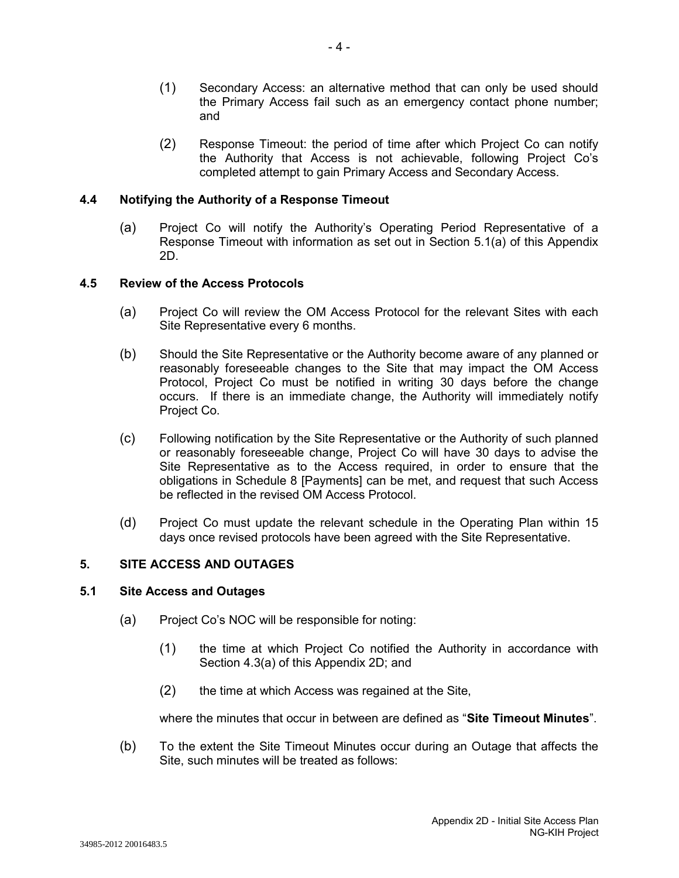(1) Secondary Access: an alternative method that can only be used should the Primary Access fail such as an emergency contact phone number; and

(2) Response Timeout: the period of time after which Project Co can notify the Authority that Access is not achievable, following Project Co's completed attempt to gain Primary Access and Secondary Access.

### 4.4 Notifying the Authority of a Response Timeout

(a) Project Co will notify the Authority's Operating Period Representative of a Response Timeout with information as set out in Section 5.1(a) of this Appendix 2D.

### 4.5 Review of the Access Protocols

(a) Project Co will review the OM Access Protocol for the relevant Sites with each Site Representative every 6 months.

(b) Should the Site Representative or the Authority become aware of any planned or reasonably foreseeable changes to the Site that may impact the OM Access Protocol, Project Co must be notified in writing 30 days before the change occurs. If there is an immediate change, the Authority will immediately notify Project Co.

(c) Following notification by the Site Representative or the Authority of such planned or reasonably foreseeable change, Project Co will have 30 days to advise the Site Representative as to the Access required, in order to ensure that the obligations in Schedule 8 [Payments] can be met, and request that such Access be reflected in the revised OM Access Protocol.

(d) Project Co must update the relevant schedule in the Operating Plan within 15 days once revised protocols have been agreed with the Site Representative.

## 5. SITE ACCESS AND OUTAGES

### 5.1 Site Access and Outages

(a) Project Co's NOC will be responsible for noting:

(1) the time at which Project Co notified the Authority in accordance with Section 4.3(a) of this Appendix 2D; and

(2) the time at which Access was regained at the Site,

where the minutes that occur in between are defined as "**Site Timeout Minutes**".

(b) To the extent the Site Timeout Minutes occur during an Outage that affects the Site, such minutes will be treated as follows: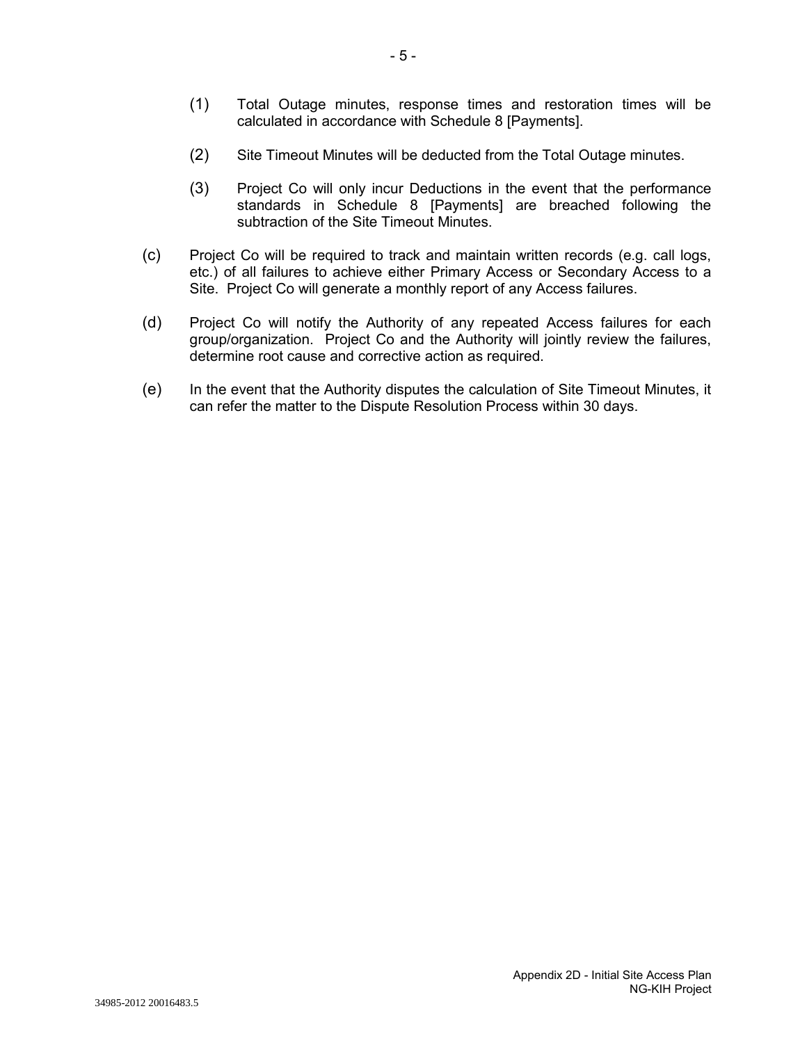(1) Total Outage minutes, response times and restoration times will be calculated in accordance with Schedule 8 [Payments].

(2) Site Timeout Minutes will be deducted from the Total Outage minutes.

(3) Project Co will only incur Deductions in the event that the performance standards in Schedule 8 [Payments] are breached following the subtraction of the Site Timeout Minutes.

(c) Project Co will be required to track and maintain written records (e.g. call logs, etc.) of all failures to achieve either Primary Access or Secondary Access to a Site. Project Co will generate a monthly report of any Access failures.

(d) Project Co will notify the Authority of any repeated Access failures for each group/organization. Project Co and the Authority will jointly review the failures, determine root cause and corrective action as required.

(e) In the event that the Authority disputes the calculation of Site Timeout Minutes, it can refer the matter to the Dispute Resolution Process within 30 days.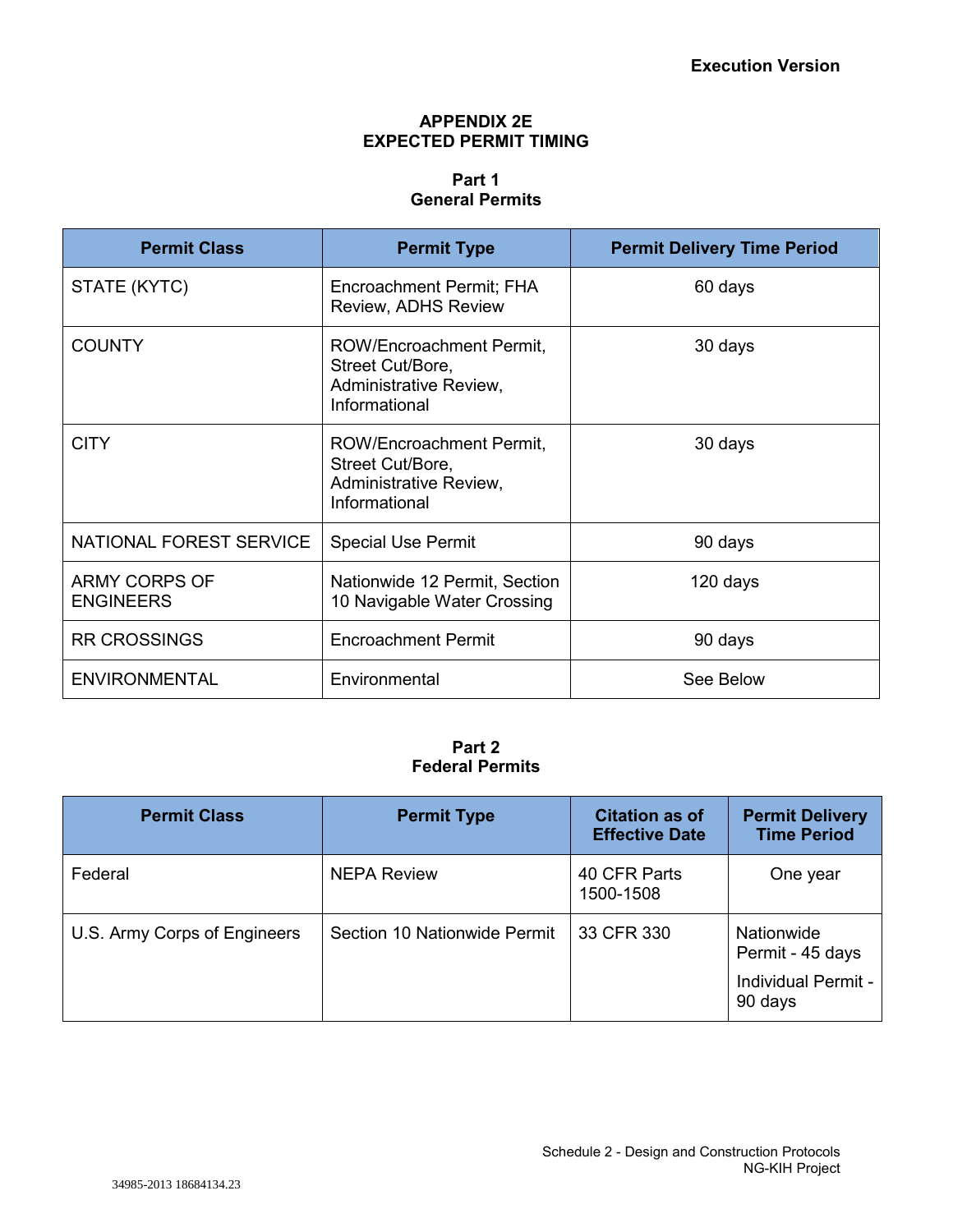# APPENDIX 2E
# EXPECTED PERMIT TIMING

## Part 1
## General Permits

| Permit Class | Permit Type | Permit Delivery Time Period |
|---|---|---|
| STATE (KYTC) | Encroachment Permit; FHA Review, ADHS Review | 60 days |
| COUNTY | ROW/Encroachment Permit, Street Cut/Bore, Administrative Review, Informational | 30 days |
| CITY | ROW/Encroachment Permit, Street Cut/Bore, Administrative Review, Informational | 30 days |
| NATIONAL FOREST SERVICE | Special Use Permit | 90 days |
| ARMY CORPS OF ENGINEERS | Nationwide 12 Permit, Section 10 Navigable Water Crossing | 120 days |
| RR CROSSINGS | Encroachment Permit | 90 days |
| ENVIRONMENTAL | Environmental | See Below |

## Part 2
## Federal Permits

| Permit Class | Permit Type | Citation as of Effective Date | Permit Delivery Time Period |
|---|---|---|---|
| Federal | NEPA Review | 40 CFR Parts 1500-1508 | One year |
| U.S. Army Corps of Engineers | Section 10 Nationwide Permit | 33 CFR 330 | Nationwide Permit - 45 days<br>Individual Permit - 90 days |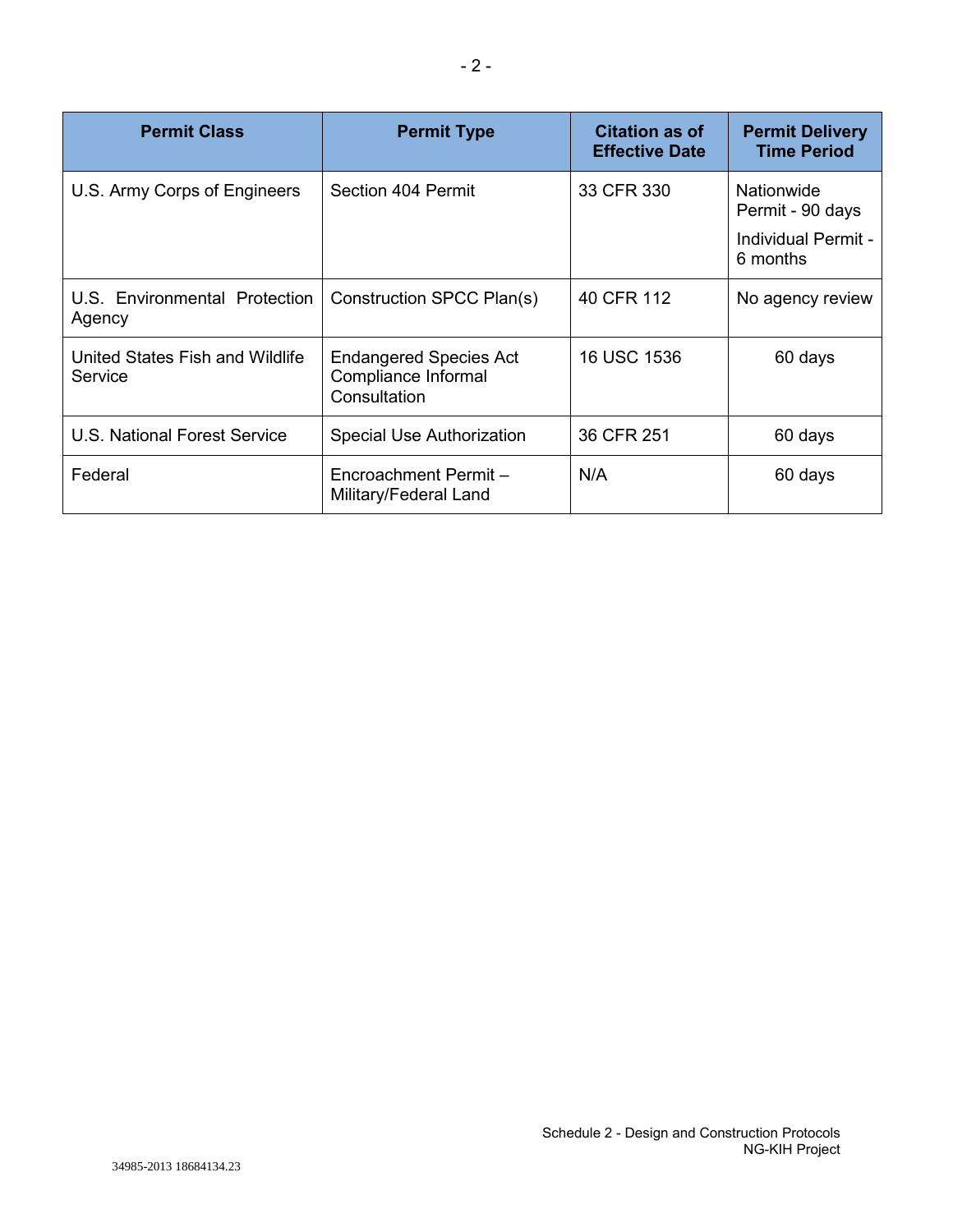| Permit Class | Permit Type | Citation as of Effective Date | Permit Delivery Time Period |
|---|---|---|---|
| U.S. Army Corps of Engineers | Section 404 Permit | 33 CFR 330 | Nationwide Permit - 90 days<br><br>Individual Permit - 6 months |
| U.S. Environmental Protection Agency | Construction SPCC Plan(s) | 40 CFR 112 | No agency review |
| United States Fish and Wildlife Service | Endangered Species Act Compliance Informal Consultation | 16 USC 1536 | 60 days |
| U.S. National Forest Service | Special Use Authorization | 36 CFR 251 | 60 days |
| Federal | Encroachment Permit – Military/Federal Land | N/A | 60 days |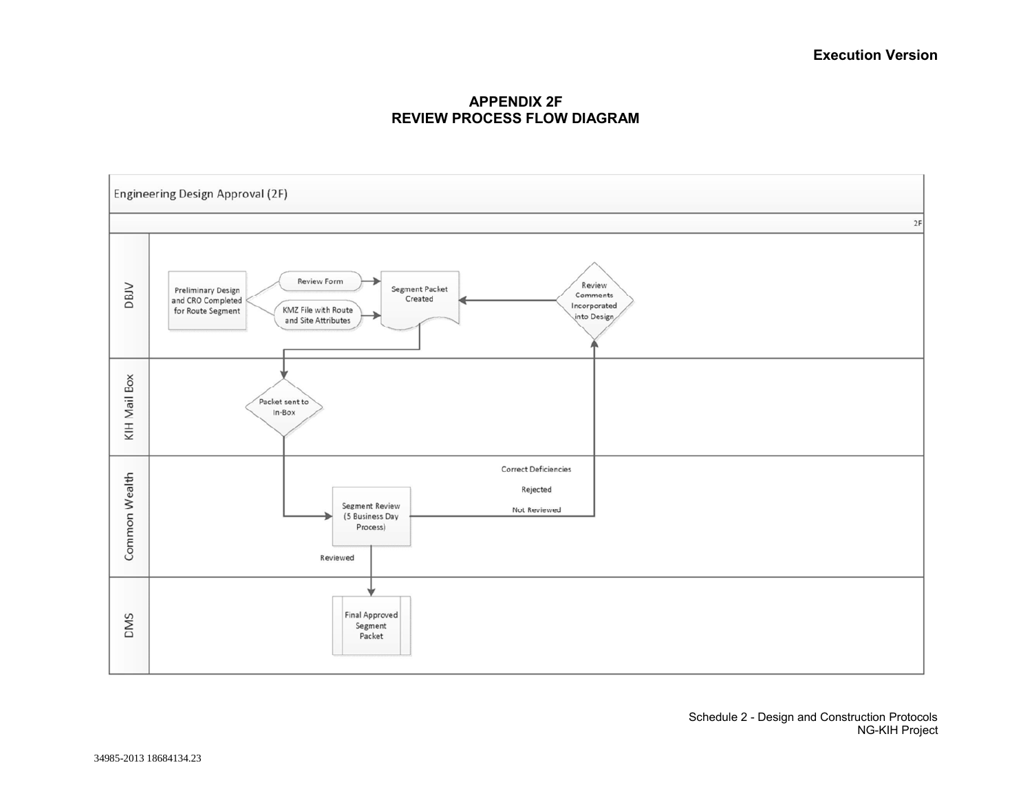**Execution Version**

# APPENDIX 2F
# REVIEW PROCESS FLOW DIAGRAM

Engineering Design Approval (2F)

2F

DBJV

Preliminary Design and CRO Completed for Route Segment

Review Form

KMZ File with Route and Site Attributes

Segment Packet Created

Review Comments Incorporated into Design

KIH Mail Box

Packet sent to In-Box

Common Wealth

Segment Review (5 Business Day Process)

Correct Deficiencies

Rejected

Not Reviewed

Reviewed

DMS

Final Approved Segment Packet

Schedule 2 - Design and Construction Protocols
NG-KIH Project

34985-2013 18684134.23